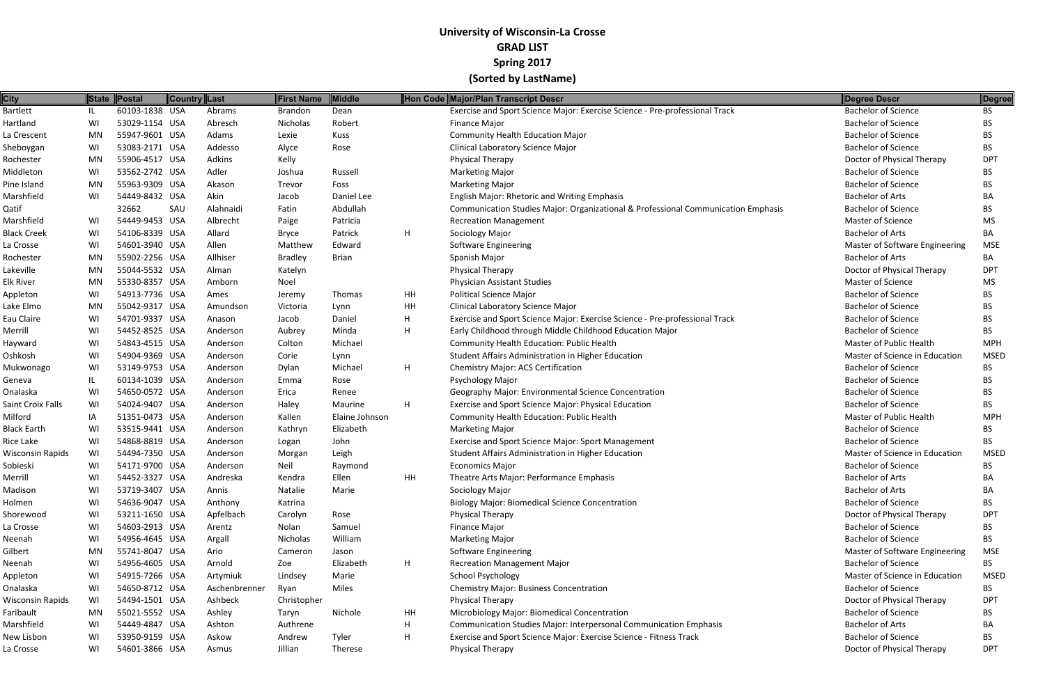# University of Wisconsin-La Crosse
## GRAD LIST
## Spring 2017
## (Sorted by LastName)

| City | State | Postal | Country | Last | First Name | Middle | Hon Code | Major/Plan Transcript Descr | Degree Descr | Degree |
|---|---|---|---|---|---|---|---|---|---|---|
| Bartlett | IL | 60103-1838 | USA | Abrams | Brandon | Dean | | Exercise and Sport Science Major: Exercise Science - Pre-professional Track | Bachelor of Science | BS |
| Hartland | WI | 53029-1154 | USA | Abresch | Nicholas | Robert | | Finance Major | Bachelor of Science | BS |
| La Crescent | MN | 55947-9601 | USA | Adams | Lexie | Kuss | | Community Health Education Major | Bachelor of Science | BS |
| Sheboygan | WI | 53083-2171 | USA | Addesso | Alyce | Rose | | Clinical Laboratory Science Major | Bachelor of Science | BS |
| Rochester | MN | 55906-4517 | USA | Adkins | Kelly | | | Physical Therapy | Doctor of Physical Therapy | DPT |
| Middleton | WI | 53562-2742 | USA | Adler | Joshua | Russell | | Marketing Major | Bachelor of Science | BS |
| Pine Island | MN | 55963-9309 | USA | Akason | Trevor | Foss | | Marketing Major | Bachelor of Science | BS |
| Marshfield | WI | 54449-8432 | USA | Akin | Jacob | Daniel Lee | | English Major: Rhetoric and Writing Emphasis | Bachelor of Arts | BA |
| Qatif | | 32662 | SAU | Alahnaidi | Fatin | Abdullah | | Communication Studies Major: Organizational & Professional Communication Emphasis | Bachelor of Science | BS |
| Marshfield | WI | 54449-9453 | USA | Albrecht | Paige | Patricia | | Recreation Management | Master of Science | MS |
| Black Creek | WI | 54106-8339 | USA | Allard | Bryce | Patrick | H | Sociology Major | Bachelor of Arts | BA |
| La Crosse | WI | 54601-3940 | USA | Allen | Matthew | Edward | | Software Engineering | Master of Software Engineering | MSE |
| Rochester | MN | 55902-2256 | USA | Allhiser | Bradley | Brian | | Spanish Major | Bachelor of Arts | BA |
| Lakeville | MN | 55044-5532 | USA | Alman | Katelyn | | | Physical Therapy | Doctor of Physical Therapy | DPT |
| Elk River | MN | 55330-8357 | USA | Amborn | Noel | | | Physician Assistant Studies | Master of Science | MS |
| Appleton | WI | 54913-7736 | USA | Ames | Jeremy | Thomas | HH | Political Science Major | Bachelor of Science | BS |
| Lake Elmo | MN | 55042-9317 | USA | Amundson | Victoria | Lynn | HH | Clinical Laboratory Science Major | Bachelor of Science | BS |
| Eau Claire | WI | 54701-9337 | USA | Anason | Jacob | Daniel | H | Exercise and Sport Science Major: Exercise Science - Pre-professional Track | Bachelor of Science | BS |
| Merrill | WI | 54452-8525 | USA | Anderson | Aubrey | Minda | H | Early Childhood through Middle Childhood Education Major | Bachelor of Science | BS |
| Hayward | WI | 54843-4515 | USA | Anderson | Colton | Michael | | Community Health Education: Public Health | Master of Public Health | MPH |
| Oshkosh | WI | 54904-9369 | USA | Anderson | Corie | Lynn | | Student Affairs Administration in Higher Education | Master of Science in Education | MSED |
| Mukwonago | WI | 53149-9753 | USA | Anderson | Dylan | Michael | H | Chemistry Major: ACS Certification | Bachelor of Science | BS |
| Geneva | IL | 60134-1039 | USA | Anderson | Emma | Rose | | Psychology Major | Bachelor of Science | BS |
| Onalaska | WI | 54650-0572 | USA | Anderson | Erica | Renee | | Geography Major: Environmental Science Concentration | Bachelor of Science | BS |
| Saint Croix Falls | WI | 54024-9407 | USA | Anderson | Haley | Maurine | H | Exercise and Sport Science Major: Physical Education | Bachelor of Science | BS |
| Milford | IA | 51351-0473 | USA | Anderson | Kallen | Elaine Johnson | | Community Health Education: Public Health | Master of Public Health | MPH |
| Black Earth | WI | 53515-9441 | USA | Anderson | Kathryn | Elizabeth | | Marketing Major | Bachelor of Science | BS |
| Rice Lake | WI | 54868-8819 | USA | Anderson | Logan | John | | Exercise and Sport Science Major: Sport Management | Bachelor of Science | BS |
| Wisconsin Rapids | WI | 54494-7350 | USA | Anderson | Morgan | Leigh | | Student Affairs Administration in Higher Education | Master of Science in Education | MSED |
| Sobieski | WI | 54171-9700 | USA | Anderson | Neil | Raymond | | Economics Major | Bachelor of Science | BS |
| Merrill | WI | 54452-3327 | USA | Andreska | Kendra | Ellen | HH | Theatre Arts Major: Performance Emphasis | Bachelor of Arts | BA |
| Madison | WI | 53719-3407 | USA | Annis | Natalie | Marie | | Sociology Major | Bachelor of Arts | BA |
| Holmen | WI | 54636-9047 | USA | Anthony | Katrina | | | Biology Major: Biomedical Science Concentration | Bachelor of Science | BS |
| Shorewood | WI | 53211-1650 | USA | Apfelbach | Carolyn | Rose | | Physical Therapy | Doctor of Physical Therapy | DPT |
| La Crosse | WI | 54603-2913 | USA | Arentz | Nolan | Samuel | | Finance Major | Bachelor of Science | BS |
| Neenah | WI | 54956-4645 | USA | Argall | Nicholas | William | | Marketing Major | Bachelor of Science | BS |
| Gilbert | MN | 55741-8047 | USA | Ario | Cameron | Jason | | Software Engineering | Master of Software Engineering | MSE |
| Neenah | WI | 54956-4605 | USA | Arnold | Zoe | Elizabeth | H | Recreation Management Major | Bachelor of Science | BS |
| Appleton | WI | 54915-7266 | USA | Artymiuk | Lindsey | Marie | | School Psychology | Master of Science in Education | MSED |
| Onalaska | WI | 54650-8712 | USA | Aschenbrenner | Ryan | Miles | | Chemistry Major: Business Concentration | Bachelor of Science | BS |
| Wisconsin Rapids | WI | 54494-1501 | USA | Ashbeck | Christopher | | | Physical Therapy | Doctor of Physical Therapy | DPT |
| Faribault | MN | 55021-5552 | USA | Ashley | Taryn | Nichole | HH | Microbiology Major: Biomedical Concentration | Bachelor of Science | BS |
| Marshfield | WI | 54449-4847 | USA | Ashton | Authrene | | H | Communication Studies Major: Interpersonal Communication Emphasis | Bachelor of Arts | BA |
| New Lisbon | WI | 53950-9159 | USA | Askow | Andrew | Tyler | H | Exercise and Sport Science Major: Exercise Science - Fitness Track | Bachelor of Science | BS |
| La Crosse | WI | 54601-3866 | USA | Asmus | Jillian | Therese | | Physical Therapy | Doctor of Physical Therapy | DPT |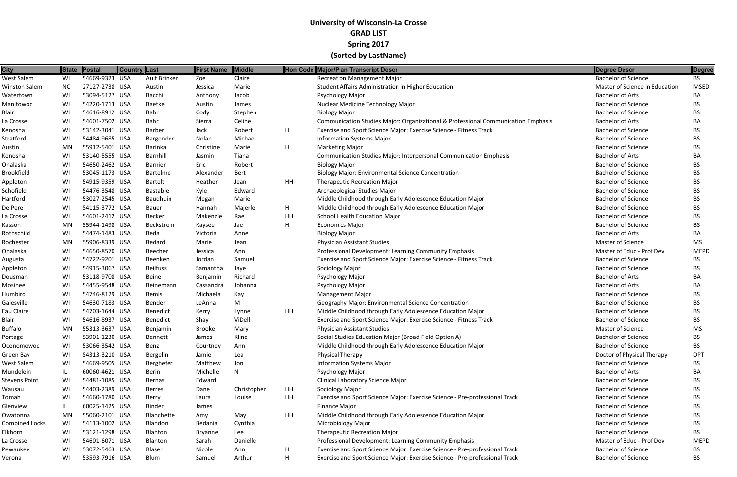# University of Wisconsin-La Crosse
## GRAD LIST
## Spring 2017
## (Sorted by LastName)

| City | State | Postal | Country | Last | First Name | Middle | Hon Code | Major/Plan Transcript Descr | Degree Descr | Degree |
|---|---|---|---|---|---|---|---|---|---|---|
| West Salem | WI | 54669-9323 | USA | Ault Brinker | Zoe | Claire | | Recreation Management Major | Bachelor of Science | BS |
| Winston Salem | NC | 27127-2738 | USA | Austin | Jessica | Marie | | Student Affairs Administration in Higher Education | Master of Science in Education | MSED |
| Watertown | WI | 53094-5127 | USA | Bacchi | Anthony | Jacob | | Psychology Major | Bachelor of Arts | BA |
| Manitowoc | WI | 54220-1713 | USA | Baetke | Austin | James | | Nuclear Medicine Technology Major | Bachelor of Science | BS |
| Blair | WI | 54616-8912 | USA | Bahr | Cody | Stephen | | Biology Major | Bachelor of Science | BS |
| La Crosse | WI | 54601-7502 | USA | Bahr | Sierra | Celine | | Communication Studies Major: Organizational & Professional Communication Emphasis | Bachelor of Arts | BA |
| Kenosha | WI | 53142-3041 | USA | Barber | Jack | Robert | H | Exercise and Sport Science Major: Exercise Science - Fitness Track | Bachelor of Science | BS |
| Stratford | WI | 54484-9685 | USA | Bargender | Nolan | Michael | | Information Systems Major | Bachelor of Science | BS |
| Austin | MN | 55912-5401 | USA | Barinka | Christine | Marie | H | Marketing Major | Bachelor of Science | BS |
| Kenosha | WI | 53140-5555 | USA | Barnhill | Jasmin | Tiana | | Communication Studies Major: Interpersonal Communication Emphasis | Bachelor of Arts | BA |
| Onalaska | WI | 54650-2462 | USA | Barnier | Eric | Robert | | Biology Major | Bachelor of Science | BS |
| Brookfield | WI | 53045-1173 | USA | Bartelme | Alexander | Bert | | Biology Major: Environmental Science Concentration | Bachelor of Science | BS |
| Appleton | WI | 54915-9359 | USA | Bartelt | Heather | Jean | HH | Therapeutic Recreation Major | Bachelor of Science | BS |
| Schofield | WI | 54476-3548 | USA | Bastable | Kyle | Edward | | Archaeological Studies Major | Bachelor of Science | BS |
| Hartford | WI | 53027-2545 | USA | Baudhuin | Megan | Marie | | Middle Childhood through Early Adolescence Education Major | Bachelor of Science | BS |
| De Pere | WI | 54115-3772 | USA | Bauer | Hannah | Majerle | H | Middle Childhood through Early Adolescence Education Major | Bachelor of Science | BS |
| La Crosse | WI | 54601-2412 | USA | Becker | Makenzie | Rae | HH | School Health Education Major | Bachelor of Science | BS |
| Kasson | MN | 55944-1498 | USA | Beckstrom | Kaysee | Jae | H | Economics Major | Bachelor of Science | BS |
| Rothschild | WI | 54474-1483 | USA | Beda | Victoria | Anne | | Biology Major | Bachelor of Arts | BA |
| Rochester | MN | 55906-8339 | USA | Bedard | Marie | Jean | | Physician Assistant Studies | Master of Science | MS |
| Onalaska | WI | 54650-8570 | USA | Beecher | Jessica | Ann | | Professional Development: Learning Community Emphasis | Master of Educ - Prof Dev | MEPD |
| Augusta | WI | 54722-9201 | USA | Beenken | Jordan | Samuel | | Exercise and Sport Science Major: Exercise Science - Fitness Track | Bachelor of Science | BS |
| Appleton | WI | 54915-3067 | USA | Beilfuss | Samantha | Jaye | | Sociology Major | Bachelor of Science | BS |
| Dousman | WI | 53118-9708 | USA | Beine | Benjamin | Richard | | Psychology Major | Bachelor of Arts | BA |
| Mosinee | WI | 54455-9548 | USA | Beinemann | Cassandra | Johanna | | Psychology Major | Bachelor of Arts | BA |
| Humbird | WI | 54746-8129 | USA | Bemis | Michaela | Kay | | Management Major | Bachelor of Science | BS |
| Galesville | WI | 54630-7183 | USA | Bender | LeAnna | M | | Geography Major: Environmental Science Concentration | Bachelor of Science | BS |
| Eau Claire | WI | 54703-1644 | USA | Benedict | Kerry | Lynne | HH | Middle Childhood through Early Adolescence Education Major | Bachelor of Science | BS |
| Blair | WI | 54616-8937 | USA | Benedict | Shay | ViDell | | Exercise and Sport Science Major: Exercise Science - Fitness Track | Bachelor of Science | BS |
| Buffalo | MN | 55313-3637 | USA | Benjamin | Brooke | Mary | | Physician Assistant Studies | Master of Science | MS |
| Portage | WI | 53901-1230 | USA | Bennett | James | Kline | | Social Studies Education Major (Broad Field Option A) | Bachelor of Science | BS |
| Oconomowoc | WI | 53066-3542 | USA | Benz | Courtney | Ann | | Middle Childhood through Early Adolescence Education Major | Bachelor of Science | BS |
| Green Bay | WI | 54313-3210 | USA | Bergelin | Jamie | Lea | | Physical Therapy | Doctor of Physical Therapy | DPT |
| West Salem | WI | 54669-9505 | USA | Berghefer | Matthew | Jon | | Information Systems Major | Bachelor of Science | BS |
| Mundelein | IL | 60060-4621 | USA | Berin | Michelle | N | | Psychology Major | Bachelor of Arts | BA |
| Stevens Point | WI | 54481-1085 | USA | Bernas | Edward | | | Clinical Laboratory Science Major | Bachelor of Science | BS |
| Wausau | WI | 54403-2389 | USA | Berres | Dane | Christopher | HH | Sociology Major | Bachelor of Science | BS |
| Tomah | WI | 54660-1780 | USA | Berry | Laura | Louise | HH | Exercise and Sport Science Major: Exercise Science - Pre-professional Track | Bachelor of Science | BS |
| Glenview | IL | 60025-1425 | USA | Binder | James | | | Finance Major | Bachelor of Science | BS |
| Owatonna | MN | 55060-2101 | USA | Blanchette | Amy | May | HH | Middle Childhood through Early Adolescence Education Major | Bachelor of Science | BS |
| Combined Locks | WI | 54113-1002 | USA | Blandon | Bedania | Cynthia | | Microbiology Major | Bachelor of Science | BS |
| Elkhorn | WI | 53121-2198 | USA | Blanton | Bryanne | Lee | | Therapeutic Recreation Major | Bachelor of Science | BS |
| La Crosse | WI | 54601-6071 | USA | Blanton | Sarah | Danielle | | Professional Development: Learning Community Emphasis | Master of Educ - Prof Dev | MEPD |
| Pewaukee | WI | 53072-5463 | USA | Blaser | Nicole | Ann | H | Exercise and Sport Science Major: Exercise Science - Pre-professional Track | Bachelor of Science | BS |
| Verona | WI | 53593-7916 | USA | Blum | Samuel | Arthur | H | Exercise and Sport Science Major: Exercise Science - Pre-professional Track | Bachelor of Science | BS |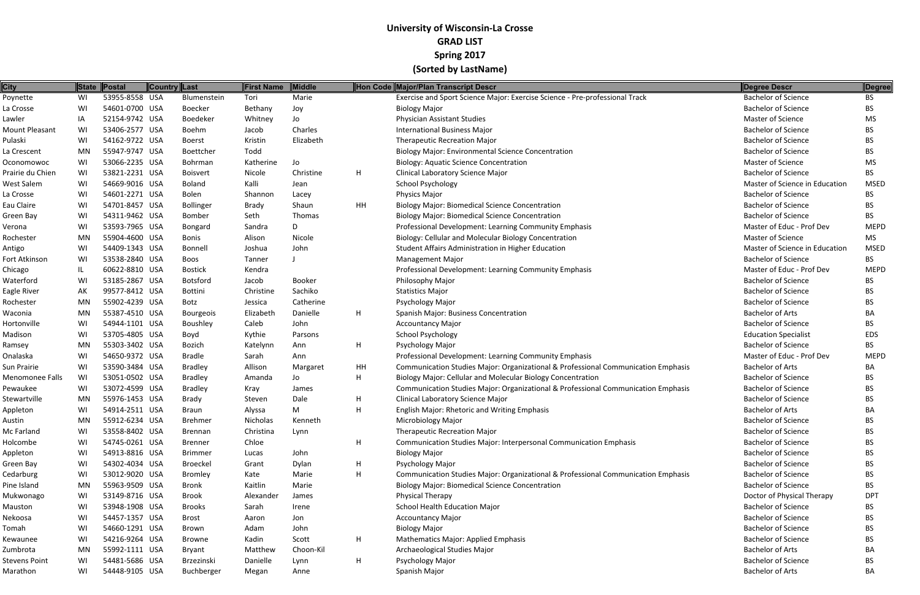# University of Wisconsin-La Crosse
## GRAD LIST
## Spring 2017
## (Sorted by LastName)

| City | State | Postal | Country | Last | First Name | Middle | Hon Code | Major/Plan Transcript Descr | Degree Descr | Degree |
|---|---|---|---|---|---|---|---|---|---|---|
| Poynette | WI | 53955-8558 | USA | Blumenstein | Tori | Marie | | Exercise and Sport Science Major: Exercise Science - Pre-professional Track | Bachelor of Science | BS |
| La Crosse | WI | 54601-0700 | USA | Boecker | Bethany | Joy | | Biology Major | Bachelor of Science | BS |
| Lawler | IA | 52154-9742 | USA | Boedeker | Whitney | Jo | | Physician Assistant Studies | Master of Science | MS |
| Mount Pleasant | WI | 53406-2577 | USA | Boehm | Jacob | Charles | | International Business Major | Bachelor of Science | BS |
| Pulaski | WI | 54162-9722 | USA | Boerst | Kristin | Elizabeth | | Therapeutic Recreation Major | Bachelor of Science | BS |
| La Crescent | MN | 55947-9747 | USA | Boettcher | Todd | | | Biology Major: Environmental Science Concentration | Bachelor of Science | BS |
| Oconomowoc | WI | 53066-2235 | USA | Bohrman | Katherine | Jo | | Biology: Aquatic Science Concentration | Master of Science | MS |
| Prairie du Chien | WI | 53821-2231 | USA | Boisvert | Nicole | Christine | H | Clinical Laboratory Science Major | Bachelor of Science | BS |
| West Salem | WI | 54669-9016 | USA | Boland | Kalli | Jean | | School Psychology | Master of Science in Education | MSED |
| La Crosse | WI | 54601-2271 | USA | Bolen | Shannon | Lacey | | Physics Major | Bachelor of Science | BS |
| Eau Claire | WI | 54701-8457 | USA | Bollinger | Brady | Shaun | HH | Biology Major: Biomedical Science Concentration | Bachelor of Science | BS |
| Green Bay | WI | 54311-9462 | USA | Bomber | Seth | Thomas | | Biology Major: Biomedical Science Concentration | Bachelor of Science | BS |
| Verona | WI | 53593-7965 | USA | Bongard | Sandra | D | | Professional Development: Learning Community Emphasis | Master of Educ - Prof Dev | MEPD |
| Rochester | MN | 55904-4600 | USA | Bonis | Alison | Nicole | | Biology: Cellular and Molecular Biology Concentration | Master of Science | MS |
| Antigo | WI | 54409-1343 | USA | Bonnell | Joshua | John | | Student Affairs Administration in Higher Education | Master of Science in Education | MSED |
| Fort Atkinson | WI | 53538-2840 | USA | Boos | Tanner | J | | Management Major | Bachelor of Science | BS |
| Chicago | IL | 60622-8810 | USA | Bostick | Kendra | | | Professional Development: Learning Community Emphasis | Master of Educ - Prof Dev | MEPD |
| Waterford | WI | 53185-2867 | USA | Botsford | Jacob | Booker | | Philosophy Major | Bachelor of Science | BS |
| Eagle River | AK | 99577-8412 | USA | Bottini | Christine | Sachiko | | Statistics Major | Bachelor of Science | BS |
| Rochester | MN | 55902-4239 | USA | Botz | Jessica | Catherine | | Psychology Major | Bachelor of Science | BS |
| Waconia | MN | 55387-4510 | USA | Bourgeois | Elizabeth | Danielle | H | Spanish Major: Business Concentration | Bachelor of Arts | BA |
| Hortonville | WI | 54944-1101 | USA | Boushley | Caleb | John | | Accountancy Major | Bachelor of Science | BS |
| Madison | WI | 53705-4805 | USA | Boyd | Kythie | Parsons | | School Psychology | Education Specialist | EDS |
| Ramsey | MN | 55303-3402 | USA | Bozich | Katelynn | Ann | H | Psychology Major | Bachelor of Science | BS |
| Onalaska | WI | 54650-9372 | USA | Bradle | Sarah | Ann | | Professional Development: Learning Community Emphasis | Master of Educ - Prof Dev | MEPD |
| Sun Prairie | WI | 53590-3484 | USA | Bradley | Allison | Margaret | HH | Communication Studies Major: Organizational & Professional Communication Emphasis | Bachelor of Arts | BA |
| Menomonee Falls | WI | 53051-0502 | USA | Bradley | Amanda | Jo | H | Biology Major: Cellular and Molecular Biology Concentration | Bachelor of Science | BS |
| Pewaukee | WI | 53072-4599 | USA | Bradley | Kray | James | | Communication Studies Major: Organizational & Professional Communication Emphasis | Bachelor of Science | BS |
| Stewartville | MN | 55976-1453 | USA | Brady | Steven | Dale | H | Clinical Laboratory Science Major | Bachelor of Science | BS |
| Appleton | WI | 54914-2511 | USA | Braun | Alyssa | M | H | English Major: Rhetoric and Writing Emphasis | Bachelor of Arts | BA |
| Austin | MN | 55912-6234 | USA | Brehmer | Nicholas | Kenneth | | Microbiology Major | Bachelor of Science | BS |
| Mc Farland | WI | 53558-8402 | USA | Brennan | Christina | Lynn | | Therapeutic Recreation Major | Bachelor of Science | BS |
| Holcombe | WI | 54745-0261 | USA | Brenner | Chloe | | H | Communication Studies Major: Interpersonal Communication Emphasis | Bachelor of Science | BS |
| Appleton | WI | 54913-8816 | USA | Brimmer | Lucas | John | | Biology Major | Bachelor of Science | BS |
| Green Bay | WI | 54302-4034 | USA | Broeckel | Grant | Dylan | H | Psychology Major | Bachelor of Science | BS |
| Cedarburg | WI | 53012-9020 | USA | Bromley | Kate | Marie | H | Communication Studies Major: Organizational & Professional Communication Emphasis | Bachelor of Science | BS |
| Pine Island | MN | 55963-9509 | USA | Bronk | Kaitlin | Marie | | Biology Major: Biomedical Science Concentration | Bachelor of Science | BS |
| Mukwonago | WI | 53149-8716 | USA | Brook | Alexander | James | | Physical Therapy | Doctor of Physical Therapy | DPT |
| Mauston | WI | 53948-1908 | USA | Brooks | Sarah | Irene | | School Health Education Major | Bachelor of Science | BS |
| Nekoosa | WI | 54457-1357 | USA | Brost | Aaron | Jon | | Accountancy Major | Bachelor of Science | BS |
| Tomah | WI | 54660-1291 | USA | Brown | Adam | John | | Biology Major | Bachelor of Science | BS |
| Kewaunee | WI | 54216-9264 | USA | Browne | Kadin | Scott | H | Mathematics Major: Applied Emphasis | Bachelor of Science | BS |
| Zumbrota | MN | 55992-1111 | USA | Bryant | Matthew | Choon-Kil | | Archaeological Studies Major | Bachelor of Arts | BA |
| Stevens Point | WI | 54481-5686 | USA | Brzezinski | Danielle | Lynn | H | Psychology Major | Bachelor of Science | BS |
| Marathon | WI | 54448-9105 | USA | Buchberger | Megan | Anne | | Spanish Major | Bachelor of Arts | BA |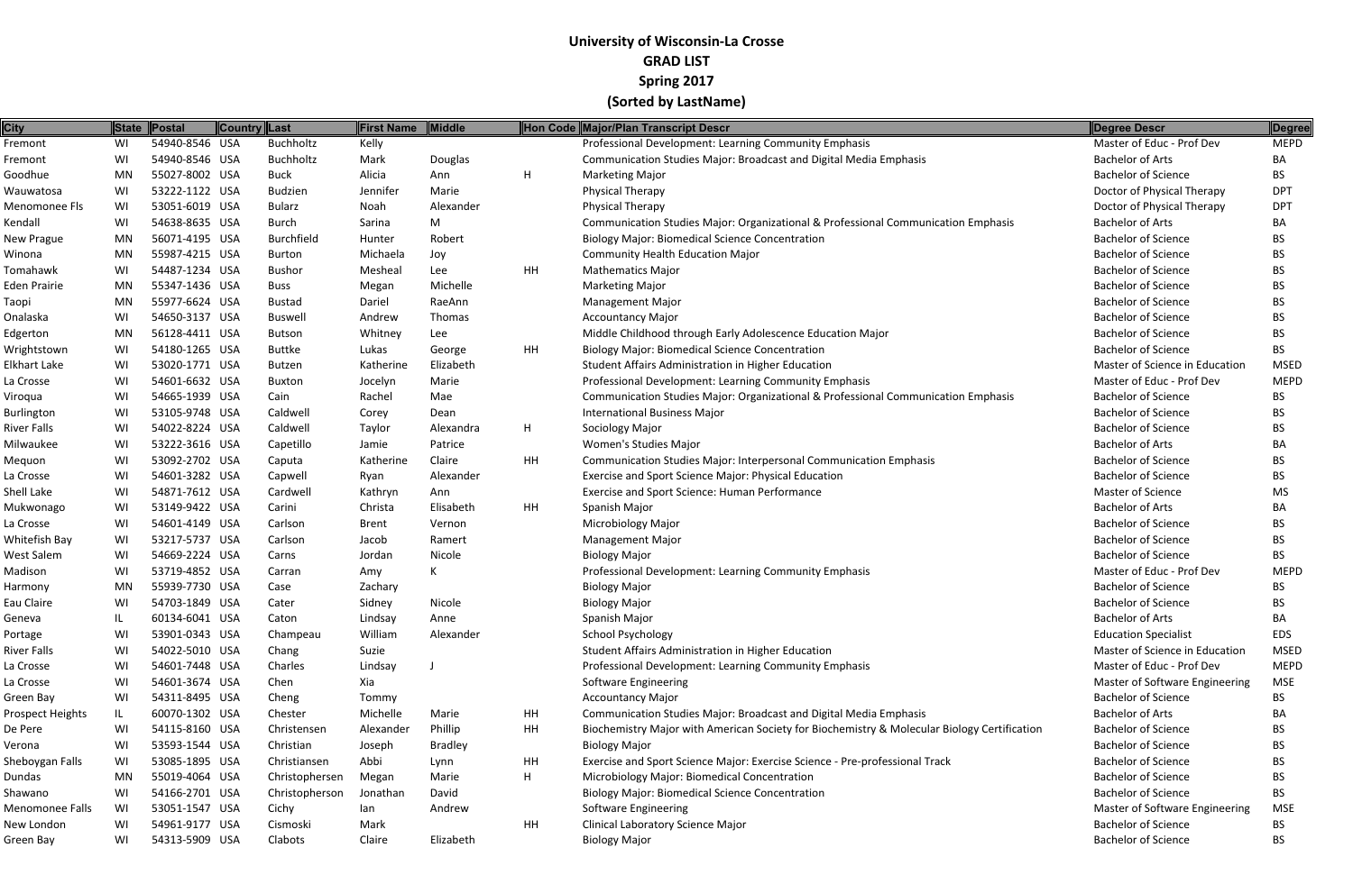# University of Wisconsin-La Crosse
## GRAD LIST
## Spring 2017
## (Sorted by LastName)

| City | State | Postal | Country | Last | First Name | Middle | Hon Code | Major/Plan Transcript Descr | Degree Descr | Degree |
|---|---|---|---|---|---|---|---|---|---|---|
| Fremont | WI | 54940-8546 | USA | Buchholtz | Kelly | | | Professional Development: Learning Community Emphasis | Master of Educ - Prof Dev | MEPD |
| Fremont | WI | 54940-8546 | USA | Buchholtz | Mark | Douglas | | Communication Studies Major: Broadcast and Digital Media Emphasis | Bachelor of Arts | BA |
| Goodhue | MN | 55027-8002 | USA | Buck | Alicia | Ann | H | Marketing Major | Bachelor of Science | BS |
| Wauwatosa | WI | 53222-1122 | USA | Budzien | Jennifer | Marie | | Physical Therapy | Doctor of Physical Therapy | DPT |
| Menomonee Fls | WI | 53051-6019 | USA | Bularz | Noah | Alexander | | Physical Therapy | Doctor of Physical Therapy | DPT |
| Kendall | WI | 54638-8635 | USA | Burch | Sarina | M | | Communication Studies Major: Organizational & Professional Communication Emphasis | Bachelor of Arts | BA |
| New Prague | MN | 56071-4195 | USA | Burchfield | Hunter | Robert | | Biology Major: Biomedical Science Concentration | Bachelor of Science | BS |
| Winona | MN | 55987-4215 | USA | Burton | Michaela | Joy | | Community Health Education Major | Bachelor of Science | BS |
| Tomahawk | WI | 54487-1234 | USA | Bushor | Mesheal | Lee | HH | Mathematics Major | Bachelor of Science | BS |
| Eden Prairie | MN | 55347-1436 | USA | Buss | Megan | Michelle | | Marketing Major | Bachelor of Science | BS |
| Taopi | MN | 55977-6624 | USA | Bustad | Dariel | RaeAnn | | Management Major | Bachelor of Science | BS |
| Onalaska | WI | 54650-3137 | USA | Buswell | Andrew | Thomas | | Accountancy Major | Bachelor of Science | BS |
| Edgerton | MN | 56128-4411 | USA | Butson | Whitney | Lee | | Middle Childhood through Early Adolescence Education Major | Bachelor of Science | BS |
| Wrightstown | WI | 54180-1265 | USA | Buttke | Lukas | George | HH | Biology Major: Biomedical Science Concentration | Bachelor of Science | BS |
| Elkhart Lake | WI | 53020-1771 | USA | Butzen | Katherine | Elizabeth | | Student Affairs Administration in Higher Education | Master of Science in Education | MSED |
| La Crosse | WI | 54601-6632 | USA | Buxton | Jocelyn | Marie | | Professional Development: Learning Community Emphasis | Master of Educ - Prof Dev | MEPD |
| Viroqua | WI | 54665-1939 | USA | Cain | Rachel | Mae | | Communication Studies Major: Organizational & Professional Communication Emphasis | Bachelor of Science | BS |
| Burlington | WI | 53105-9748 | USA | Caldwell | Corey | Dean | | International Business Major | Bachelor of Science | BS |
| River Falls | WI | 54022-8224 | USA | Caldwell | Taylor | Alexandra | H | Sociology Major | Bachelor of Science | BS |
| Milwaukee | WI | 53222-3616 | USA | Capetillo | Jamie | Patrice | | Women's Studies Major | Bachelor of Arts | BA |
| Mequon | WI | 53092-2702 | USA | Caputa | Katherine | Claire | HH | Communication Studies Major: Interpersonal Communication Emphasis | Bachelor of Science | BS |
| La Crosse | WI | 54601-3282 | USA | Capwell | Ryan | Alexander | | Exercise and Sport Science Major: Physical Education | Bachelor of Science | BS |
| Shell Lake | WI | 54871-7612 | USA | Cardwell | Kathryn | Ann | | Exercise and Sport Science: Human Performance | Master of Science | MS |
| Mukwonago | WI | 53149-9422 | USA | Carini | Christa | Elisabeth | HH | Spanish Major | Bachelor of Arts | BA |
| La Crosse | WI | 54601-4149 | USA | Carlson | Brent | Vernon | | Microbiology Major | Bachelor of Science | BS |
| Whitefish Bay | WI | 53217-5737 | USA | Carlson | Jacob | Ramert | | Management Major | Bachelor of Science | BS |
| West Salem | WI | 54669-2224 | USA | Carns | Jordan | Nicole | | Biology Major | Bachelor of Science | BS |
| Madison | WI | 53719-4852 | USA | Carran | Amy | K | | Professional Development: Learning Community Emphasis | Master of Educ - Prof Dev | MEPD |
| Harmony | MN | 55939-7730 | USA | Case | Zachary | | | Biology Major | Bachelor of Science | BS |
| Eau Claire | WI | 54703-1849 | USA | Cater | Sidney | Nicole | | Biology Major | Bachelor of Science | BS |
| Geneva | IL | 60134-6041 | USA | Caton | Lindsay | Anne | | Spanish Major | Bachelor of Arts | BA |
| Portage | WI | 53901-0343 | USA | Champeau | William | Alexander | | School Psychology | Education Specialist | EDS |
| River Falls | WI | 54022-5010 | USA | Chang | Suzie | | | Student Affairs Administration in Higher Education | Master of Science in Education | MSED |
| La Crosse | WI | 54601-7448 | USA | Charles | Lindsay | J | | Professional Development: Learning Community Emphasis | Master of Educ - Prof Dev | MEPD |
| La Crosse | WI | 54601-3674 | USA | Chen | Xia | | | Software Engineering | Master of Software Engineering | MSE |
| Green Bay | WI | 54311-8495 | USA | Cheng | Tommy | | | Accountancy Major | Bachelor of Science | BS |
| Prospect Heights | IL | 60070-1302 | USA | Chester | Michelle | Marie | HH | Communication Studies Major: Broadcast and Digital Media Emphasis | Bachelor of Arts | BA |
| De Pere | WI | 54115-8160 | USA | Christensen | Alexander | Phillip | HH | Biochemistry Major with American Society for Biochemistry & Molecular Biology Certification | Bachelor of Science | BS |
| Verona | WI | 53593-1544 | USA | Christian | Joseph | Bradley | | Biology Major | Bachelor of Science | BS |
| Sheboygan Falls | WI | 53085-1895 | USA | Christiansen | Abbi | Lynn | HH | Exercise and Sport Science Major: Exercise Science - Pre-professional Track | Bachelor of Science | BS |
| Dundas | MN | 55019-4064 | USA | Christophersen | Megan | Marie | H | Microbiology Major: Biomedical Concentration | Bachelor of Science | BS |
| Shawano | WI | 54166-2701 | USA | Christopherson | Jonathan | David | | Biology Major: Biomedical Science Concentration | Bachelor of Science | BS |
| Menomonee Falls | WI | 53051-1547 | USA | Cichy | Ian | Andrew | | Software Engineering | Master of Software Engineering | MSE |
| New London | WI | 54961-9177 | USA | Cismoski | Mark | | HH | Clinical Laboratory Science Major | Bachelor of Science | BS |
| Green Bay | WI | 54313-5909 | USA | Clabots | Claire | Elizabeth | | Biology Major | Bachelor of Science | BS |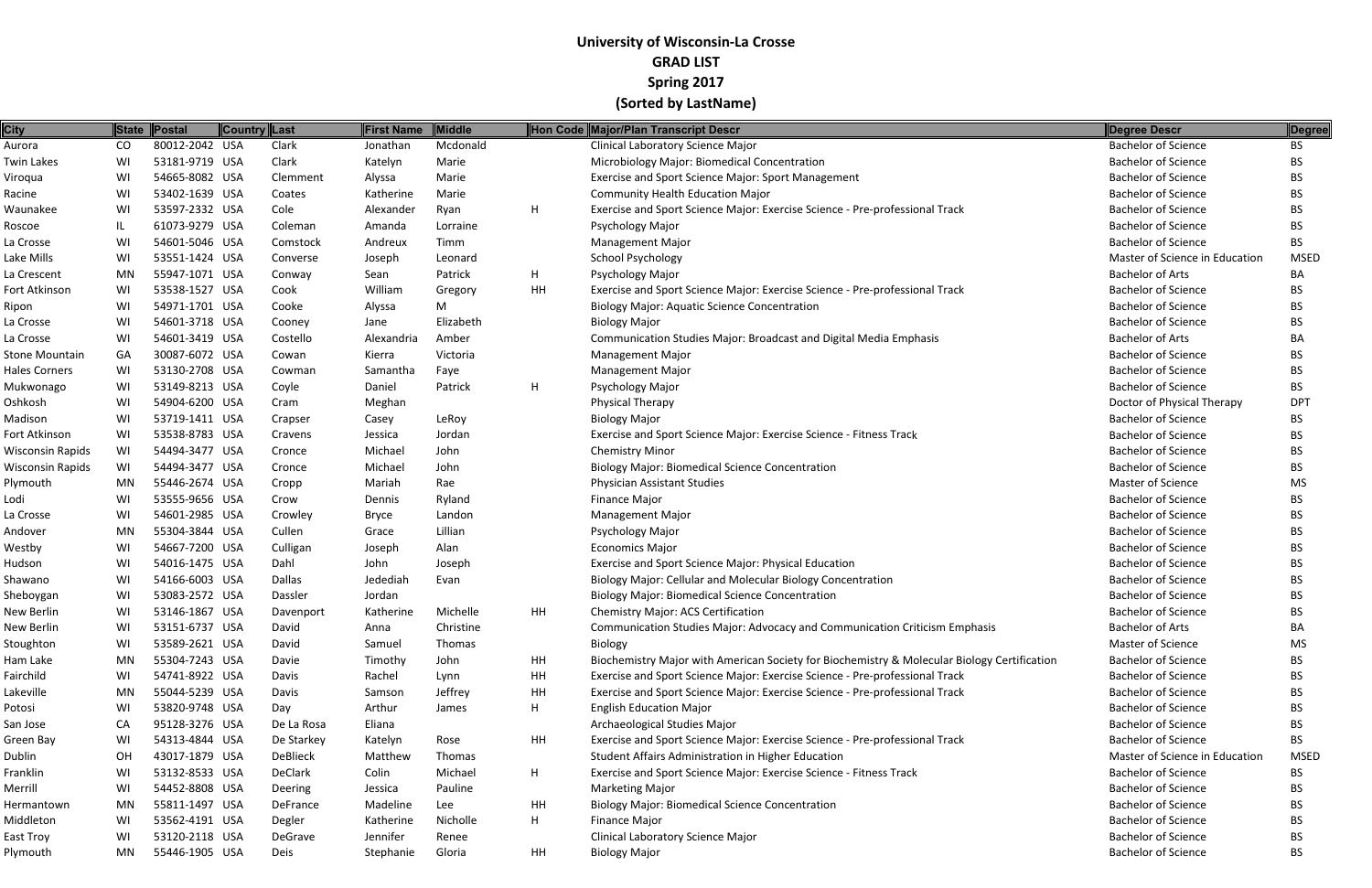# University of Wisconsin-La Crosse
## GRAD LIST
## Spring 2017
## (Sorted by LastName)

| City | State | Postal | Country | Last | First Name | Middle | Hon Code | Major/Plan Transcript Descr | Degree Descr | Degree |
|---|---|---|---|---|---|---|---|---|---|---|
| Aurora | CO | 80012-2042 | USA | Clark | Jonathan | Mcdonald | | Clinical Laboratory Science Major | Bachelor of Science | BS |
| Twin Lakes | WI | 53181-9719 | USA | Clark | Katelyn | Marie | | Microbiology Major: Biomedical Concentration | Bachelor of Science | BS |
| Viroqua | WI | 54665-8082 | USA | Clemment | Alyssa | Marie | | Exercise and Sport Science Major: Sport Management | Bachelor of Science | BS |
| Racine | WI | 53402-1639 | USA | Coates | Katherine | Marie | | Community Health Education Major | Bachelor of Science | BS |
| Waunakee | WI | 53597-2332 | USA | Cole | Alexander | Ryan | H | Exercise and Sport Science Major: Exercise Science - Pre-professional Track | Bachelor of Science | BS |
| Roscoe | IL | 61073-9279 | USA | Coleman | Amanda | Lorraine | | Psychology Major | Bachelor of Science | BS |
| La Crosse | WI | 54601-5046 | USA | Comstock | Andreux | Timm | | Management Major | Bachelor of Science | BS |
| Lake Mills | WI | 53551-1424 | USA | Converse | Joseph | Leonard | | School Psychology | Master of Science in Education | MSED |
| La Crescent | MN | 55947-1071 | USA | Conway | Sean | Patrick | H | Psychology Major | Bachelor of Arts | BA |
| Fort Atkinson | WI | 53538-1527 | USA | Cook | William | Gregory | HH | Exercise and Sport Science Major: Exercise Science - Pre-professional Track | Bachelor of Science | BS |
| Ripon | WI | 54971-1701 | USA | Cooke | Alyssa | M | | Biology Major: Aquatic Science Concentration | Bachelor of Science | BS |
| La Crosse | WI | 54601-3718 | USA | Cooney | Jane | Elizabeth | | Biology Major | Bachelor of Science | BS |
| La Crosse | WI | 54601-3419 | USA | Costello | Alexandria | Amber | | Communication Studies Major: Broadcast and Digital Media Emphasis | Bachelor of Arts | BA |
| Stone Mountain | GA | 30087-6072 | USA | Cowan | Kierra | Victoria | | Management Major | Bachelor of Science | BS |
| Hales Corners | WI | 53130-2708 | USA | Cowman | Samantha | Faye | | Management Major | Bachelor of Science | BS |
| Mukwonago | WI | 53149-8213 | USA | Coyle | Daniel | Patrick | H | Psychology Major | Bachelor of Science | BS |
| Oshkosh | WI | 54904-6200 | USA | Cram | Meghan | | | Physical Therapy | Doctor of Physical Therapy | DPT |
| Madison | WI | 53719-1411 | USA | Crapser | Casey | LeRoy | | Biology Major | Bachelor of Science | BS |
| Fort Atkinson | WI | 53538-8783 | USA | Cravens | Jessica | Jordan | | Exercise and Sport Science Major: Exercise Science - Fitness Track | Bachelor of Science | BS |
| Wisconsin Rapids | WI | 54494-3477 | USA | Cronce | Michael | John | | Chemistry Minor | Bachelor of Science | BS |
| Wisconsin Rapids | WI | 54494-3477 | USA | Cronce | Michael | John | | Biology Major: Biomedical Science Concentration | Bachelor of Science | BS |
| Plymouth | MN | 55446-2674 | USA | Cropp | Mariah | Rae | | Physician Assistant Studies | Master of Science | MS |
| Lodi | WI | 53555-9656 | USA | Crow | Dennis | Ryland | | Finance Major | Bachelor of Science | BS |
| La Crosse | WI | 54601-2985 | USA | Crowley | Bryce | Landon | | Management Major | Bachelor of Science | BS |
| Andover | MN | 55304-3844 | USA | Cullen | Grace | Lillian | | Psychology Major | Bachelor of Science | BS |
| Westby | WI | 54667-7200 | USA | Culligan | Joseph | Alan | | Economics Major | Bachelor of Science | BS |
| Hudson | WI | 54016-1475 | USA | Dahl | John | Joseph | | Exercise and Sport Science Major: Physical Education | Bachelor of Science | BS |
| Shawano | WI | 54166-6003 | USA | Dallas | Jedediah | Evan | | Biology Major: Cellular and Molecular Biology Concentration | Bachelor of Science | BS |
| Sheboygan | WI | 53083-2572 | USA | Dassler | Jordan | | | Biology Major: Biomedical Science Concentration | Bachelor of Science | BS |
| New Berlin | WI | 53146-1867 | USA | Davenport | Katherine | Michelle | HH | Chemistry Major: ACS Certification | Bachelor of Science | BS |
| New Berlin | WI | 53151-6737 | USA | David | Anna | Christine | | Communication Studies Major: Advocacy and Communication Criticism Emphasis | Bachelor of Arts | BA |
| Stoughton | WI | 53589-2621 | USA | David | Samuel | Thomas | | Biology | Master of Science | MS |
| Ham Lake | MN | 55304-7243 | USA | Davie | Timothy | John | HH | Biochemistry Major with American Society for Biochemistry & Molecular Biology Certification | Bachelor of Science | BS |
| Fairchild | WI | 54741-8922 | USA | Davis | Rachel | Lynn | HH | Exercise and Sport Science Major: Exercise Science - Pre-professional Track | Bachelor of Science | BS |
| Lakeville | MN | 55044-5239 | USA | Davis | Samson | Jeffrey | HH | Exercise and Sport Science Major: Exercise Science - Pre-professional Track | Bachelor of Science | BS |
| Potosi | WI | 53820-9748 | USA | Day | Arthur | James | H | English Education Major | Bachelor of Science | BS |
| San Jose | CA | 95128-3276 | USA | De La Rosa | Eliana | | | Archaeological Studies Major | Bachelor of Science | BS |
| Green Bay | WI | 54313-4844 | USA | De Starkey | Katelyn | Rose | HH | Exercise and Sport Science Major: Exercise Science - Pre-professional Track | Bachelor of Science | BS |
| Dublin | OH | 43017-1879 | USA | DeBlieck | Matthew | Thomas | | Student Affairs Administration in Higher Education | Master of Science in Education | MSED |
| Franklin | WI | 53132-8533 | USA | DeClark | Colin | Michael | H | Exercise and Sport Science Major: Exercise Science - Fitness Track | Bachelor of Science | BS |
| Merrill | WI | 54452-8808 | USA | Deering | Jessica | Pauline | | Marketing Major | Bachelor of Science | BS |
| Hermantown | MN | 55811-1497 | USA | DeFrance | Madeline | Lee | HH | Biology Major: Biomedical Science Concentration | Bachelor of Science | BS |
| Middleton | WI | 53562-4191 | USA | Degler | Katherine | Nicholle | H | Finance Major | Bachelor of Science | BS |
| East Troy | WI | 53120-2118 | USA | DeGrave | Jennifer | Renee | | Clinical Laboratory Science Major | Bachelor of Science | BS |
| Plymouth | MN | 55446-1905 | USA | Deis | Stephanie | Gloria | HH | Biology Major | Bachelor of Science | BS |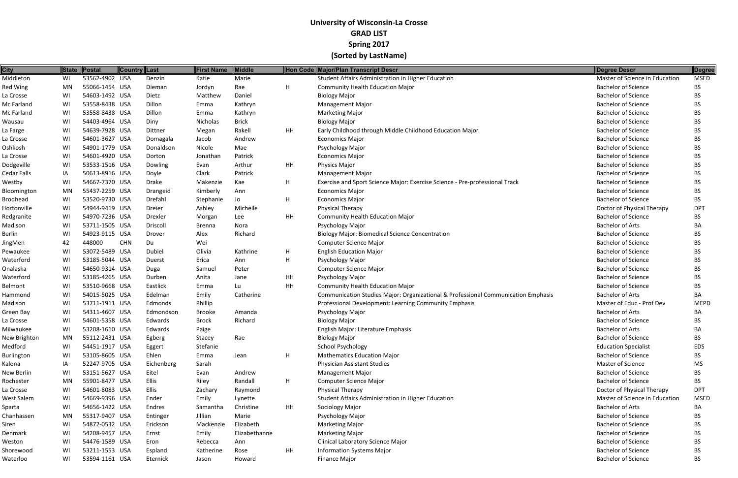# University of Wisconsin-La Crosse

## GRAD LIST

## Spring 2017

## (Sorted by LastName)

| City | State | Postal | Country | Last | First Name | Middle | Hon Code | Major/Plan Transcript Descr | Degree Descr | Degree |
|---|---|---|---|---|---|---|---|---|---|---|
| Middleton | WI | 53562-4902 | USA | Denzin | Katie | Marie | | Student Affairs Administration in Higher Education | Master of Science in Education | MSED |
| Red Wing | MN | 55066-1454 | USA | Dieman | Jordyn | Rae | H | Community Health Education Major | Bachelor of Science | BS |
| La Crosse | WI | 54603-1492 | USA | Dietz | Matthew | Daniel | | Biology Major | Bachelor of Science | BS |
| Mc Farland | WI | 53558-8438 | USA | Dillon | Emma | Kathryn | | Management Major | Bachelor of Science | BS |
| Mc Farland | WI | 53558-8438 | USA | Dillon | Emma | Kathryn | | Marketing Major | Bachelor of Science | BS |
| Wausau | WI | 54403-4964 | USA | Diny | Nicholas | Brick | | Biology Major | Bachelor of Science | BS |
| La Farge | WI | 54639-7928 | USA | Dittner | Megan | Rakell | HH | Early Childhood through Middle Childhood Education Major | Bachelor of Science | BS |
| La Crosse | WI | 54601-3627 | USA | Domagala | Jacob | Andrew | | Economics Major | Bachelor of Science | BS |
| Oshkosh | WI | 54901-1779 | USA | Donaldson | Nicole | Mae | | Psychology Major | Bachelor of Science | BS |
| La Crosse | WI | 54601-4920 | USA | Dorton | Jonathan | Patrick | | Economics Major | Bachelor of Science | BS |
| Dodgeville | WI | 53533-1516 | USA | Dowling | Evan | Arthur | HH | Physics Major | Bachelor of Science | BS |
| Cedar Falls | IA | 50613-8916 | USA | Doyle | Clark | Patrick | | Management Major | Bachelor of Science | BS |
| Westby | WI | 54667-7370 | USA | Drake | Makenzie | Kae | H | Exercise and Sport Science Major: Exercise Science - Pre-professional Track | Bachelor of Science | BS |
| Bloomington | MN | 55437-2259 | USA | Drangeid | Kimberly | Ann | | Economics Major | Bachelor of Science | BS |
| Brodhead | WI | 53520-9730 | USA | Drefahl | Stephanie | Jo | H | Economics Major | Bachelor of Science | BS |
| Hortonville | WI | 54944-9419 | USA | Dreier | Ashley | Michelle | | Physical Therapy | Doctor of Physical Therapy | DPT |
| Redgranite | WI | 54970-7236 | USA | Drexler | Morgan | Lee | HH | Community Health Education Major | Bachelor of Science | BS |
| Madison | WI | 53711-1505 | USA | Driscoll | Brenna | Nora | | Psychology Major | Bachelor of Arts | BA |
| Berlin | WI | 54923-9115 | USA | Drover | Alex | Richard | | Biology Major: Biomedical Science Concentration | Bachelor of Science | BS |
| JingMen | 42 | 448000 | CHN | Du | Wei | | | Computer Science Major | Bachelor of Science | BS |
| Pewaukee | WI | 53072-5489 | USA | Dubiel | Olivia | Kathrine | H | English Education Major | Bachelor of Science | BS |
| Waterford | WI | 53185-5044 | USA | Duerst | Erica | Ann | H | Psychology Major | Bachelor of Science | BS |
| Onalaska | WI | 54650-9314 | USA | Duga | Samuel | Peter | | Computer Science Major | Bachelor of Science | BS |
| Waterford | WI | 53185-4265 | USA | Durben | Anita | Jane | HH | Psychology Major | Bachelor of Science | BS |
| Belmont | WI | 53510-9668 | USA | Eastlick | Emma | Lu | HH | Community Health Education Major | Bachelor of Science | BS |
| Hammond | WI | 54015-5025 | USA | Edelman | Emily | Catherine | | Communication Studies Major: Organizational & Professional Communication Emphasis | Bachelor of Arts | BA |
| Madison | WI | 53711-1911 | USA | Edmonds | Phillip | | | Professional Development: Learning Community Emphasis | Master of Educ - Prof Dev | MEPD |
| Green Bay | WI | 54311-4607 | USA | Edmondson | Brooke | Amanda | | Psychology Major | Bachelor of Arts | BA |
| La Crosse | WI | 54601-5358 | USA | Edwards | Brock | Richard | | Biology Major | Bachelor of Science | BS |
| Milwaukee | WI | 53208-1610 | USA | Edwards | Paige | | | English Major: Literature Emphasis | Bachelor of Arts | BA |
| New Brighton | MN | 55112-2431 | USA | Egberg | Stacey | Rae | | Biology Major | Bachelor of Science | BS |
| Medford | WI | 54451-1917 | USA | Eggert | Stefanie | | | School Psychology | Education Specialist | EDS |
| Burlington | WI | 53105-8605 | USA | Ehlen | Emma | Jean | H | Mathematics Education Major | Bachelor of Science | BS |
| Kalona | IA | 52247-9705 | USA | Eichenberg | Sarah | | | Physician Assistant Studies | Master of Science | MS |
| New Berlin | WI | 53151-5627 | USA | Eitel | Evan | Andrew | | Management Major | Bachelor of Science | BS |
| Rochester | MN | 55901-8477 | USA | Ellis | Riley | Randall | H | Computer Science Major | Bachelor of Science | BS |
| La Crosse | WI | 54601-8083 | USA | Ellis | Zachary | Raymond | | Physical Therapy | Doctor of Physical Therapy | DPT |
| West Salem | WI | 54669-9396 | USA | Ender | Emily | Lynette | | Student Affairs Administration in Higher Education | Master of Science in Education | MSED |
| Sparta | WI | 54656-1422 | USA | Endres | Samantha | Christine | HH | Sociology Major | Bachelor of Arts | BA |
| Chanhassen | MN | 55317-9407 | USA | Entinger | Jillian | Marie | | Psychology Major | Bachelor of Science | BS |
| Siren | WI | 54872-0532 | USA | Erickson | Mackenzie | Elizabeth | | Marketing Major | Bachelor of Science | BS |
| Denmark | WI | 54208-9457 | USA | Ernst | Emily | Elizabethanne | | Marketing Major | Bachelor of Science | BS |
| Weston | WI | 54476-1589 | USA | Eron | Rebecca | Ann | | Clinical Laboratory Science Major | Bachelor of Science | BS |
| Shorewood | WI | 53211-1553 | USA | Espland | Katherine | Rose | HH | Information Systems Major | Bachelor of Science | BS |
| Waterloo | WI | 53594-1161 | USA | Eternick | Jason | Howard | | Finance Major | Bachelor of Science | BS |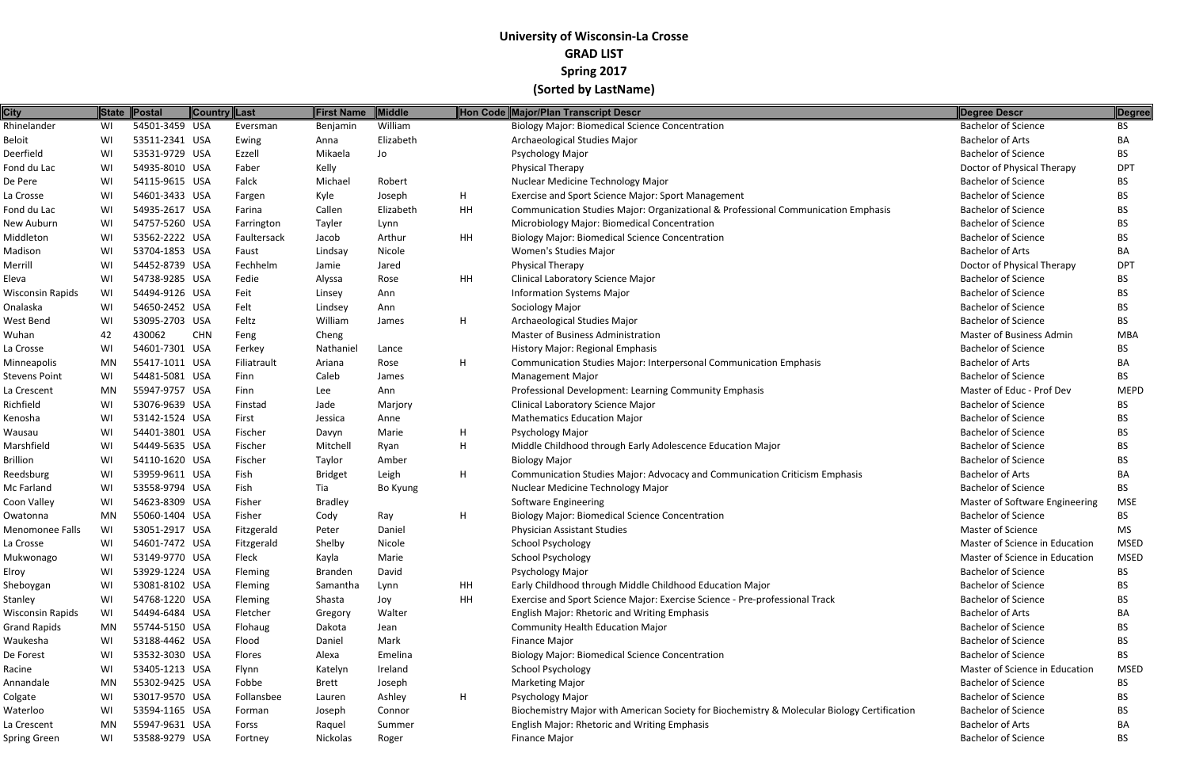# University of Wisconsin-La Crosse

## GRAD LIST

## Spring 2017

## (Sorted by LastName)

| City | State | Postal | Country | Last | First Name | Middle | Hon Code | Major/Plan Transcript Descr | Degree Descr | Degree |
|---|---|---|---|---|---|---|---|---|---|---|
| Rhinelander | WI | 54501-3459 | USA | Eversman | Benjamin | William | | Biology Major: Biomedical Science Concentration | Bachelor of Science | BS |
| Beloit | WI | 53511-2341 | USA | Ewing | Anna | Elizabeth | | Archaeological Studies Major | Bachelor of Arts | BA |
| Deerfield | WI | 53531-9729 | USA | Ezzell | Mikaela | Jo | | Psychology Major | Bachelor of Science | BS |
| Fond du Lac | WI | 54935-8010 | USA | Faber | Kelly | | | Physical Therapy | Doctor of Physical Therapy | DPT |
| De Pere | WI | 54115-9615 | USA | Falck | Michael | Robert | | Nuclear Medicine Technology Major | Bachelor of Science | BS |
| La Crosse | WI | 54601-3433 | USA | Fargen | Kyle | Joseph | H | Exercise and Sport Science Major: Sport Management | Bachelor of Science | BS |
| Fond du Lac | WI | 54935-2617 | USA | Farina | Callen | Elizabeth | HH | Communication Studies Major: Organizational & Professional Communication Emphasis | Bachelor of Science | BS |
| New Auburn | WI | 54757-5260 | USA | Farrington | Tayler | Lynn | | Microbiology Major: Biomedical Concentration | Bachelor of Science | BS |
| Middleton | WI | 53562-2222 | USA | Faultersack | Jacob | Arthur | HH | Biology Major: Biomedical Science Concentration | Bachelor of Science | BS |
| Madison | WI | 53704-1853 | USA | Faust | Lindsay | Nicole | | Women's Studies Major | Bachelor of Arts | BA |
| Merrill | WI | 54452-8739 | USA | Fechhelm | Jamie | Jared | | Physical Therapy | Doctor of Physical Therapy | DPT |
| Eleva | WI | 54738-9285 | USA | Fedie | Alyssa | Rose | HH | Clinical Laboratory Science Major | Bachelor of Science | BS |
| Wisconsin Rapids | WI | 54494-9126 | USA | Feit | Linsey | Ann | | Information Systems Major | Bachelor of Science | BS |
| Onalaska | WI | 54650-2452 | USA | Felt | Lindsey | Ann | | Sociology Major | Bachelor of Science | BS |
| West Bend | WI | 53095-2703 | USA | Feltz | William | James | H | Archaeological Studies Major | Bachelor of Science | BS |
| Wuhan | 42 | 430062 | CHN | Feng | Cheng | | | Master of Business Administration | Master of Business Admin | MBA |
| La Crosse | WI | 54601-7301 | USA | Ferkey | Nathaniel | Lance | | History Major: Regional Emphasis | Bachelor of Science | BS |
| Minneapolis | MN | 55417-1011 | USA | Filiatrault | Ariana | Rose | H | Communication Studies Major: Interpersonal Communication Emphasis | Bachelor of Arts | BA |
| Stevens Point | WI | 54481-5081 | USA | Finn | Caleb | James | | Management Major | Bachelor of Science | BS |
| La Crescent | MN | 55947-9757 | USA | Finn | Lee | Ann | | Professional Development: Learning Community Emphasis | Master of Educ - Prof Dev | MEPD |
| Richfield | WI | 53076-9639 | USA | Finstad | Jade | Marjory | | Clinical Laboratory Science Major | Bachelor of Science | BS |
| Kenosha | WI | 53142-1524 | USA | First | Jessica | Anne | | Mathematics Education Major | Bachelor of Science | BS |
| Wausau | WI | 54401-3801 | USA | Fischer | Davyn | Marie | H | Psychology Major | Bachelor of Science | BS |
| Marshfield | WI | 54449-5635 | USA | Fischer | Mitchell | Ryan | H | Middle Childhood through Early Adolescence Education Major | Bachelor of Science | BS |
| Brillion | WI | 54110-1620 | USA | Fischer | Taylor | Amber | | Biology Major | Bachelor of Science | BS |
| Reedsburg | WI | 53959-9611 | USA | Fish | Bridget | Leigh | H | Communication Studies Major: Advocacy and Communication Criticism Emphasis | Bachelor of Arts | BA |
| Mc Farland | WI | 53558-9794 | USA | Fish | Tia | Bo Kyung | | Nuclear Medicine Technology Major | Bachelor of Science | BS |
| Coon Valley | WI | 54623-8309 | USA | Fisher | Bradley | | | Software Engineering | Master of Software Engineering | MSE |
| Owatonna | MN | 55060-1404 | USA | Fisher | Cody | Ray | H | Biology Major: Biomedical Science Concentration | Bachelor of Science | BS |
| Menomonee Falls | WI | 53051-2917 | USA | Fitzgerald | Peter | Daniel | | Physician Assistant Studies | Master of Science | MS |
| La Crosse | WI | 54601-7472 | USA | Fitzgerald | Shelby | Nicole | | School Psychology | Master of Science in Education | MSED |
| Mukwonago | WI | 53149-9770 | USA | Fleck | Kayla | Marie | | School Psychology | Master of Science in Education | MSED |
| Elroy | WI | 53929-1224 | USA | Fleming | Branden | David | | Psychology Major | Bachelor of Science | BS |
| Sheboygan | WI | 53081-8102 | USA | Fleming | Samantha | Lynn | HH | Early Childhood through Middle Childhood Education Major | Bachelor of Science | BS |
| Stanley | WI | 54768-1220 | USA | Fleming | Shasta | Joy | HH | Exercise and Sport Science Major: Exercise Science - Pre-professional Track | Bachelor of Science | BS |
| Wisconsin Rapids | WI | 54494-6484 | USA | Fletcher | Gregory | Walter | | English Major: Rhetoric and Writing Emphasis | Bachelor of Arts | BA |
| Grand Rapids | MN | 55744-5150 | USA | Flohaug | Dakota | Jean | | Community Health Education Major | Bachelor of Science | BS |
| Waukesha | WI | 53188-4462 | USA | Flood | Daniel | Mark | | Finance Major | Bachelor of Science | BS |
| De Forest | WI | 53532-3030 | USA | Flores | Alexa | Emelina | | Biology Major: Biomedical Science Concentration | Bachelor of Science | BS |
| Racine | WI | 53405-1213 | USA | Flynn | Katelyn | Ireland | | School Psychology | Master of Science in Education | MSED |
| Annandale | MN | 55302-9425 | USA | Fobbe | Brett | Joseph | | Marketing Major | Bachelor of Science | BS |
| Colgate | WI | 53017-9570 | USA | Follansbee | Lauren | Ashley | H | Psychology Major | Bachelor of Science | BS |
| Waterloo | WI | 53594-1165 | USA | Forman | Joseph | Connor | | Biochemistry Major with American Society for Biochemistry & Molecular Biology Certification | Bachelor of Science | BS |
| La Crescent | MN | 55947-9631 | USA | Forss | Raquel | Summer | | English Major: Rhetoric and Writing Emphasis | Bachelor of Arts | BA |
| Spring Green | WI | 53588-9279 | USA | Fortney | Nickolas | Roger | | Finance Major | Bachelor of Science | BS |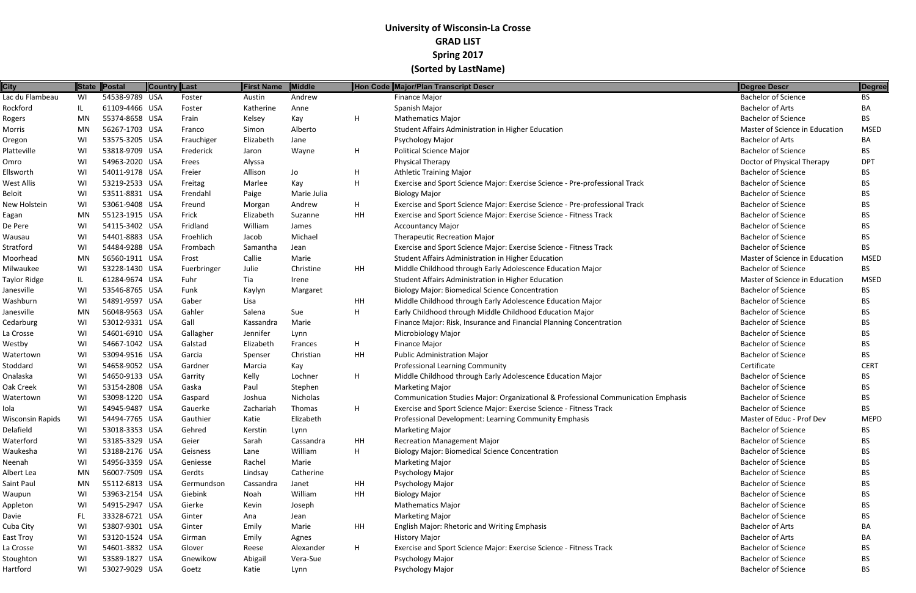**University of Wisconsin-La Crosse**

**GRAD LIST**

**Spring 2017**

**(Sorted by LastName)**

| City | State | Postal | Country | Last | First Name | Middle | Hon Code | Major/Plan Transcript Descr | Degree Descr | Degree |
|---|---|---|---|---|---|---|---|---|---|---|
| Lac du Flambeau | WI | 54538-9789 | USA | Foster | Austin | Andrew | | Finance Major | Bachelor of Science | BS |
| Rockford | IL | 61109-4466 | USA | Foster | Katherine | Anne | | Spanish Major | Bachelor of Arts | BA |
| Rogers | MN | 55374-8658 | USA | Frain | Kelsey | Kay | H | Mathematics Major | Bachelor of Science | BS |
| Morris | MN | 56267-1703 | USA | Franco | Simon | Alberto | | Student Affairs Administration in Higher Education | Master of Science in Education | MSED |
| Oregon | WI | 53575-3205 | USA | Frauchiger | Elizabeth | Jane | | Psychology Major | Bachelor of Arts | BA |
| Platteville | WI | 53818-9709 | USA | Frederick | Jaron | Wayne | H | Political Science Major | Bachelor of Science | BS |
| Omro | WI | 54963-2020 | USA | Frees | Alyssa | | | Physical Therapy | Doctor of Physical Therapy | DPT |
| Ellsworth | WI | 54011-9178 | USA | Freier | Allison | Jo | H | Athletic Training Major | Bachelor of Science | BS |
| West Allis | WI | 53219-2533 | USA | Freitag | Marlee | Kay | H | Exercise and Sport Science Major: Exercise Science - Pre-professional Track | Bachelor of Science | BS |
| Beloit | WI | 53511-8831 | USA | Frendahl | Paige | Marie Julia | | Biology Major | Bachelor of Science | BS |
| New Holstein | WI | 53061-9408 | USA | Freund | Morgan | Andrew | H | Exercise and Sport Science Major: Exercise Science - Pre-professional Track | Bachelor of Science | BS |
| Eagan | MN | 55123-1915 | USA | Frick | Elizabeth | Suzanne | HH | Exercise and Sport Science Major: Exercise Science - Fitness Track | Bachelor of Science | BS |
| De Pere | WI | 54115-3402 | USA | Fridland | William | James | | Accountancy Major | Bachelor of Science | BS |
| Wausau | WI | 54401-8883 | USA | Froehlich | Jacob | Michael | | Therapeutic Recreation Major | Bachelor of Science | BS |
| Stratford | WI | 54484-9288 | USA | Frombach | Samantha | Jean | | Exercise and Sport Science Major: Exercise Science - Fitness Track | Bachelor of Science | BS |
| Moorhead | MN | 56560-1911 | USA | Frost | Callie | Marie | | Student Affairs Administration in Higher Education | Master of Science in Education | MSED |
| Milwaukee | WI | 53228-1430 | USA | Fuerbringer | Julie | Christine | HH | Middle Childhood through Early Adolescence Education Major | Bachelor of Science | BS |
| Taylor Ridge | IL | 61284-9674 | USA | Fuhr | Tia | Irene | | Student Affairs Administration in Higher Education | Master of Science in Education | MSED |
| Janesville | WI | 53546-8765 | USA | Funk | Kaylyn | Margaret | | Biology Major: Biomedical Science Concentration | Bachelor of Science | BS |
| Washburn | WI | 54891-9597 | USA | Gaber | Lisa | | HH | Middle Childhood through Early Adolescence Education Major | Bachelor of Science | BS |
| Janesville | MN | 56048-9563 | USA | Gahler | Salena | Sue | H | Early Childhood through Middle Childhood Education Major | Bachelor of Science | BS |
| Cedarburg | WI | 53012-9331 | USA | Gall | Kassandra | Marie | | Finance Major: Risk, Insurance and Financial Planning Concentration | Bachelor of Science | BS |
| La Crosse | WI | 54601-6910 | USA | Gallagher | Jennifer | Lynn | | Microbiology Major | Bachelor of Science | BS |
| Westby | WI | 54667-1042 | USA | Galstad | Elizabeth | Frances | H | Finance Major | Bachelor of Science | BS |
| Watertown | WI | 53094-9516 | USA | Garcia | Spenser | Christian | HH | Public Administration Major | Bachelor of Science | BS |
| Stoddard | WI | 54658-9052 | USA | Gardner | Marcia | Kay | | Professional Learning Community | Certificate | CERT |
| Onalaska | WI | 54650-9133 | USA | Garrity | Kelly | Lochner | H | Middle Childhood through Early Adolescence Education Major | Bachelor of Science | BS |
| Oak Creek | WI | 53154-2808 | USA | Gaska | Paul | Stephen | | Marketing Major | Bachelor of Science | BS |
| Watertown | WI | 53098-1220 | USA | Gaspard | Joshua | Nicholas | | Communication Studies Major: Organizational & Professional Communication Emphasis | Bachelor of Science | BS |
| Iola | WI | 54945-9487 | USA | Gauerke | Zachariah | Thomas | H | Exercise and Sport Science Major: Exercise Science - Fitness Track | Bachelor of Science | BS |
| Wisconsin Rapids | WI | 54494-7765 | USA | Gauthier | Katie | Elizabeth | | Professional Development: Learning Community Emphasis | Master of Educ - Prof Dev | MEPD |
| Delafield | WI | 53018-3353 | USA | Gehred | Kerstin | Lynn | | Marketing Major | Bachelor of Science | BS |
| Waterford | WI | 53185-3329 | USA | Geier | Sarah | Cassandra | HH | Recreation Management Major | Bachelor of Science | BS |
| Waukesha | WI | 53188-2176 | USA | Geisness | Lane | William | H | Biology Major: Biomedical Science Concentration | Bachelor of Science | BS |
| Neenah | WI | 54956-3359 | USA | Geniesse | Rachel | Marie | | Marketing Major | Bachelor of Science | BS |
| Albert Lea | MN | 56007-7509 | USA | Gerdts | Lindsay | Catherine | | Psychology Major | Bachelor of Science | BS |
| Saint Paul | MN | 55112-6813 | USA | Germundson | Cassandra | Janet | HH | Psychology Major | Bachelor of Science | BS |
| Waupun | WI | 53963-2154 | USA | Giebink | Noah | William | HH | Biology Major | Bachelor of Science | BS |
| Appleton | WI | 54915-2947 | USA | Gierke | Kevin | Joseph | | Mathematics Major | Bachelor of Science | BS |
| Davie | FL | 33328-6721 | USA | Ginter | Ana | Jean | | Marketing Major | Bachelor of Science | BS |
| Cuba City | WI | 53807-9301 | USA | Ginter | Emily | Marie | HH | English Major: Rhetoric and Writing Emphasis | Bachelor of Arts | BA |
| East Troy | WI | 53120-1524 | USA | Girman | Emily | Agnes | | History Major | Bachelor of Arts | BA |
| La Crosse | WI | 54601-3832 | USA | Glover | Reese | Alexander | H | Exercise and Sport Science Major: Exercise Science - Fitness Track | Bachelor of Science | BS |
| Stoughton | WI | 53589-1827 | USA | Gnewikow | Abigail | Vera-Sue | | Psychology Major | Bachelor of Science | BS |
| Hartford | WI | 53027-9029 | USA | Goetz | Katie | Lynn | | Psychology Major | Bachelor of Science | BS |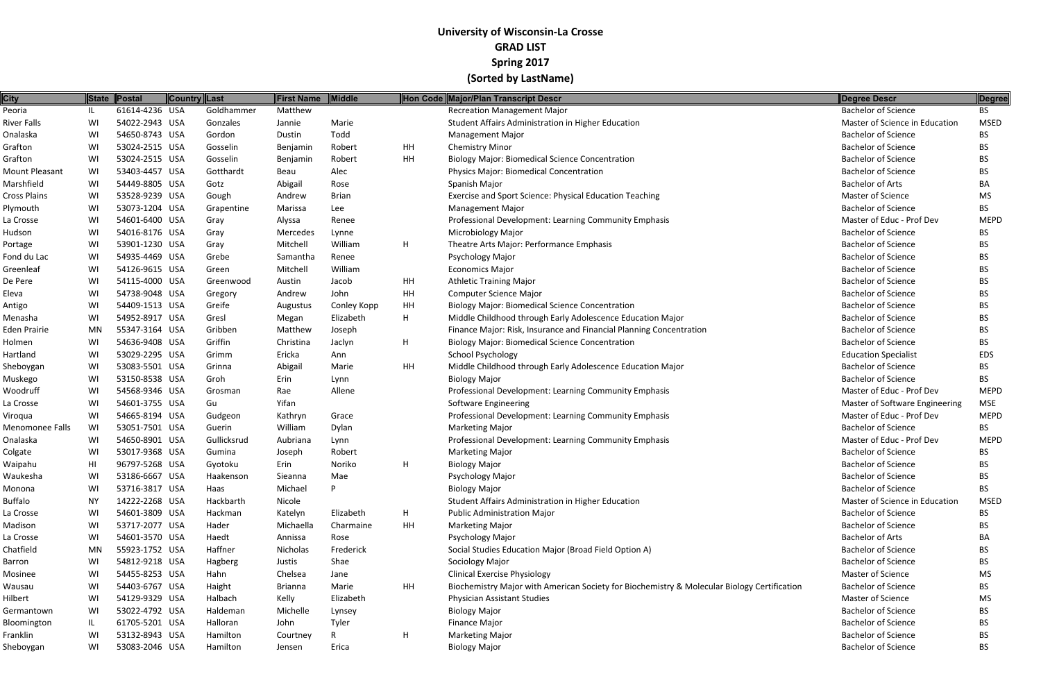# University of Wisconsin-La Crosse
## GRAD LIST
## Spring 2017
## (Sorted by LastName)

| City | State | Postal | Country | Last | First Name | Middle | Hon Code | Major/Plan Transcript Descr | Degree Descr | Degree |
|---|---|---|---|---|---|---|---|---|---|---|
| Peoria | IL | 61614-4236 | USA | Goldhammer | Matthew | | | Recreation Management Major | Bachelor of Science | BS |
| River Falls | WI | 54022-2943 | USA | Gonzales | Jannie | Marie | | Student Affairs Administration in Higher Education | Master of Science in Education | MSED |
| Onalaska | WI | 54650-8743 | USA | Gordon | Dustin | Todd | | Management Major | Bachelor of Science | BS |
| Grafton | WI | 53024-2515 | USA | Gosselin | Benjamin | Robert | HH | Chemistry Minor | Bachelor of Science | BS |
| Grafton | WI | 53024-2515 | USA | Gosselin | Benjamin | Robert | HH | Biology Major: Biomedical Science Concentration | Bachelor of Science | BS |
| Mount Pleasant | WI | 53403-4457 | USA | Gotthardt | Beau | Alec | | Physics Major: Biomedical Concentration | Bachelor of Science | BS |
| Marshfield | WI | 54449-8805 | USA | Gotz | Abigail | Rose | | Spanish Major | Bachelor of Arts | BA |
| Cross Plains | WI | 53528-9239 | USA | Gough | Andrew | Brian | | Exercise and Sport Science: Physical Education Teaching | Master of Science | MS |
| Plymouth | WI | 53073-1204 | USA | Grapentine | Marissa | Lee | | Management Major | Bachelor of Science | BS |
| La Crosse | WI | 54601-6400 | USA | Gray | Alyssa | Renee | | Professional Development: Learning Community Emphasis | Master of Educ - Prof Dev | MEPD |
| Hudson | WI | 54016-8176 | USA | Gray | Mercedes | Lynne | | Microbiology Major | Bachelor of Science | BS |
| Portage | WI | 53901-1230 | USA | Gray | Mitchell | William | H | Theatre Arts Major: Performance Emphasis | Bachelor of Science | BS |
| Fond du Lac | WI | 54935-4469 | USA | Grebe | Samantha | Renee | | Psychology Major | Bachelor of Science | BS |
| Greenleaf | WI | 54126-9615 | USA | Green | Mitchell | William | | Economics Major | Bachelor of Science | BS |
| De Pere | WI | 54115-4000 | USA | Greenwood | Austin | Jacob | HH | Athletic Training Major | Bachelor of Science | BS |
| Eleva | WI | 54738-9048 | USA | Gregory | Andrew | John | HH | Computer Science Major | Bachelor of Science | BS |
| Antigo | WI | 54409-1513 | USA | Greife | Augustus | Conley Kopp | HH | Biology Major: Biomedical Science Concentration | Bachelor of Science | BS |
| Menasha | WI | 54952-8917 | USA | Gresl | Megan | Elizabeth | H | Middle Childhood through Early Adolescence Education Major | Bachelor of Science | BS |
| Eden Prairie | MN | 55347-3164 | USA | Gribben | Matthew | Joseph | | Finance Major: Risk, Insurance and Financial Planning Concentration | Bachelor of Science | BS |
| Holmen | WI | 54636-9408 | USA | Griffin | Christina | Jaclyn | H | Biology Major: Biomedical Science Concentration | Bachelor of Science | BS |
| Hartland | WI | 53029-2295 | USA | Grimm | Ericka | Ann | | School Psychology | Education Specialist | EDS |
| Sheboygan | WI | 53083-5501 | USA | Grinna | Abigail | Marie | HH | Middle Childhood through Early Adolescence Education Major | Bachelor of Science | BS |
| Muskego | WI | 53150-8538 | USA | Groh | Erin | Lynn | | Biology Major | Bachelor of Science | BS |
| Woodruff | WI | 54568-9346 | USA | Grosman | Rae | Allene | | Professional Development: Learning Community Emphasis | Master of Educ - Prof Dev | MEPD |
| La Crosse | WI | 54601-3755 | USA | Gu | Yifan | | | Software Engineering | Master of Software Engineering | MSE |
| Viroqua | WI | 54665-8194 | USA | Gudgeon | Kathryn | Grace | | Professional Development: Learning Community Emphasis | Master of Educ - Prof Dev | MEPD |
| Menomonee Falls | WI | 53051-7501 | USA | Guerin | William | Dylan | | Marketing Major | Bachelor of Science | BS |
| Onalaska | WI | 54650-8901 | USA | Gullicksrud | Aubriana | Lynn | | Professional Development: Learning Community Emphasis | Master of Educ - Prof Dev | MEPD |
| Colgate | WI | 53017-9368 | USA | Gumina | Joseph | Robert | | Marketing Major | Bachelor of Science | BS |
| Waipahu | HI | 96797-5268 | USA | Gyotoku | Erin | Noriko | H | Biology Major | Bachelor of Science | BS |
| Waukesha | WI | 53186-6667 | USA | Haakenson | Sieanna | Mae | | Psychology Major | Bachelor of Science | BS |
| Monona | WI | 53716-3817 | USA | Haas | Michael | P | | Biology Major | Bachelor of Science | BS |
| Buffalo | NY | 14222-2268 | USA | Hackbarth | Nicole | | | Student Affairs Administration in Higher Education | Master of Science in Education | MSED |
| La Crosse | WI | 54601-3809 | USA | Hackman | Katelyn | Elizabeth | H | Public Administration Major | Bachelor of Science | BS |
| Madison | WI | 53717-2077 | USA | Hader | Michaella | Charmaine | HH | Marketing Major | Bachelor of Science | BS |
| La Crosse | WI | 54601-3570 | USA | Haedt | Annissa | Rose | | Psychology Major | Bachelor of Arts | BA |
| Chatfield | MN | 55923-1752 | USA | Haffner | Nicholas | Frederick | | Social Studies Education Major (Broad Field Option A) | Bachelor of Science | BS |
| Barron | WI | 54812-9218 | USA | Hagberg | Justis | Shae | | Sociology Major | Bachelor of Science | BS |
| Mosinee | WI | 54455-8253 | USA | Hahn | Chelsea | Jane | | Clinical Exercise Physiology | Master of Science | MS |
| Wausau | WI | 54403-6767 | USA | Haight | Brianna | Marie | HH | Biochemistry Major with American Society for Biochemistry & Molecular Biology Certification | Bachelor of Science | BS |
| Hilbert | WI | 54129-9329 | USA | Halbach | Kelly | Elizabeth | | Physician Assistant Studies | Master of Science | MS |
| Germantown | WI | 53022-4792 | USA | Haldeman | Michelle | Lynsey | | Biology Major | Bachelor of Science | BS |
| Bloomington | IL | 61705-5201 | USA | Halloran | John | Tyler | | Finance Major | Bachelor of Science | BS |
| Franklin | WI | 53132-8943 | USA | Hamilton | Courtney | R | H | Marketing Major | Bachelor of Science | BS |
| Sheboygan | WI | 53083-2046 | USA | Hamilton | Jensen | Erica | | Biology Major | Bachelor of Science | BS |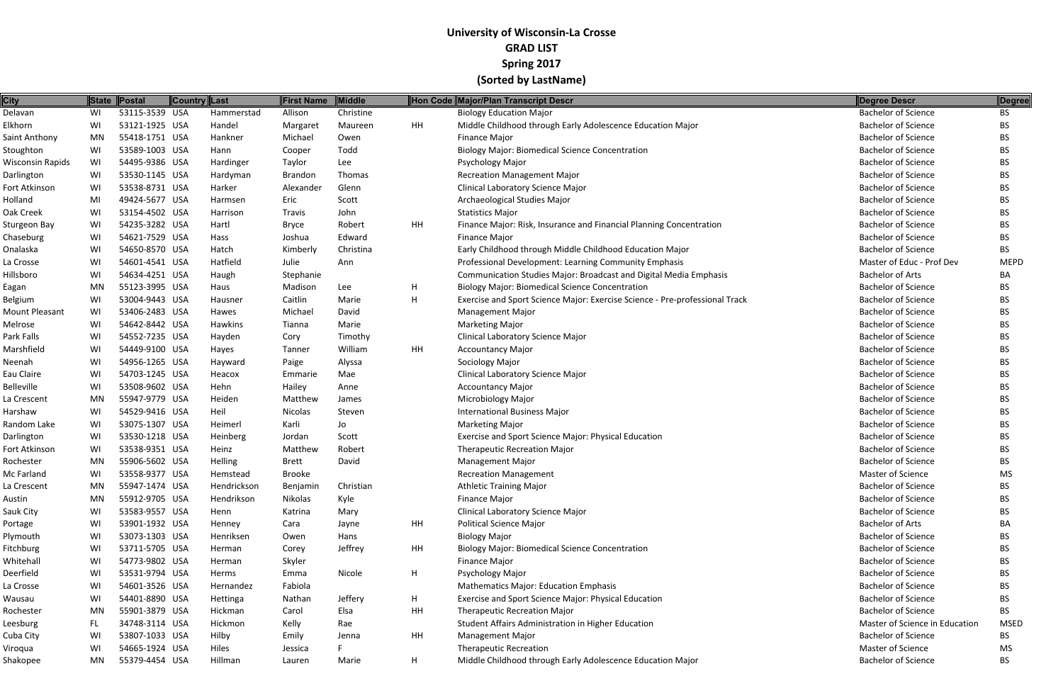**University of Wisconsin-La Crosse**

**GRAD LIST**

**Spring 2017**

**(Sorted by LastName)**

| City | State | Postal | Country | Last | First Name | Middle | Hon Code | Major/Plan Transcript Descr | Degree Descr | Degree |
|---|---|---|---|---|---|---|---|---|---|---|
| Delavan | WI | 53115-3539 | USA | Hammerstad | Allison | Christine | | Biology Education Major | Bachelor of Science | BS |
| Elkhorn | WI | 53121-1925 | USA | Handel | Margaret | Maureen | HH | Middle Childhood through Early Adolescence Education Major | Bachelor of Science | BS |
| Saint Anthony | MN | 55418-1751 | USA | Hankner | Michael | Owen | | Finance Major | Bachelor of Science | BS |
| Stoughton | WI | 53589-1003 | USA | Hann | Cooper | Todd | | Biology Major: Biomedical Science Concentration | Bachelor of Science | BS |
| Wisconsin Rapids | WI | 54495-9386 | USA | Hardinger | Taylor | Lee | | Psychology Major | Bachelor of Science | BS |
| Darlington | WI | 53530-1145 | USA | Hardyman | Brandon | Thomas | | Recreation Management Major | Bachelor of Science | BS |
| Fort Atkinson | WI | 53538-8731 | USA | Harker | Alexander | Glenn | | Clinical Laboratory Science Major | Bachelor of Science | BS |
| Holland | MI | 49424-5677 | USA | Harmsen | Eric | Scott | | Archaeological Studies Major | Bachelor of Science | BS |
| Oak Creek | WI | 53154-4502 | USA | Harrison | Travis | John | | Statistics Major | Bachelor of Science | BS |
| Sturgeon Bay | WI | 54235-3282 | USA | Hartl | Bryce | Robert | HH | Finance Major: Risk, Insurance and Financial Planning Concentration | Bachelor of Science | BS |
| Chaseburg | WI | 54621-7529 | USA | Hass | Joshua | Edward | | Finance Major | Bachelor of Science | BS |
| Onalaska | WI | 54650-8570 | USA | Hatch | Kimberly | Christina | | Early Childhood through Middle Childhood Education Major | Bachelor of Science | BS |
| La Crosse | WI | 54601-4541 | USA | Hatfield | Julie | Ann | | Professional Development: Learning Community Emphasis | Master of Educ - Prof Dev | MEPD |
| Hillsboro | WI | 54634-4251 | USA | Haugh | Stephanie | | | Communication Studies Major: Broadcast and Digital Media Emphasis | Bachelor of Arts | BA |
| Eagan | MN | 55123-3995 | USA | Haus | Madison | Lee | H | Biology Major: Biomedical Science Concentration | Bachelor of Science | BS |
| Belgium | WI | 53004-9443 | USA | Hausner | Caitlin | Marie | H | Exercise and Sport Science Major: Exercise Science - Pre-professional Track | Bachelor of Science | BS |
| Mount Pleasant | WI | 53406-2483 | USA | Hawes | Michael | David | | Management Major | Bachelor of Science | BS |
| Melrose | WI | 54642-8442 | USA | Hawkins | Tianna | Marie | | Marketing Major | Bachelor of Science | BS |
| Park Falls | WI | 54552-7235 | USA | Hayden | Cory | Timothy | | Clinical Laboratory Science Major | Bachelor of Science | BS |
| Marshfield | WI | 54449-9100 | USA | Hayes | Tanner | William | HH | Accountancy Major | Bachelor of Science | BS |
| Neenah | WI | 54956-1265 | USA | Hayward | Paige | Alyssa | | Sociology Major | Bachelor of Science | BS |
| Eau Claire | WI | 54703-1245 | USA | Heacox | Emmarie | Mae | | Clinical Laboratory Science Major | Bachelor of Science | BS |
| Belleville | WI | 53508-9602 | USA | Hehn | Hailey | Anne | | Accountancy Major | Bachelor of Science | BS |
| La Crescent | MN | 55947-9779 | USA | Heiden | Matthew | James | | Microbiology Major | Bachelor of Science | BS |
| Harshaw | WI | 54529-9416 | USA | Heil | Nicolas | Steven | | International Business Major | Bachelor of Science | BS |
| Random Lake | WI | 53075-1307 | USA | Heimerl | Karli | Jo | | Marketing Major | Bachelor of Science | BS |
| Darlington | WI | 53530-1218 | USA | Heinberg | Jordan | Scott | | Exercise and Sport Science Major: Physical Education | Bachelor of Science | BS |
| Fort Atkinson | WI | 53538-9351 | USA | Heinz | Matthew | Robert | | Therapeutic Recreation Major | Bachelor of Science | BS |
| Rochester | MN | 55906-5602 | USA | Helling | Brett | David | | Management Major | Bachelor of Science | BS |
| Mc Farland | WI | 53558-9377 | USA | Hemstead | Brooke | | | Recreation Management | Master of Science | MS |
| La Crescent | MN | 55947-1474 | USA | Hendrickson | Benjamin | Christian | | Athletic Training Major | Bachelor of Science | BS |
| Austin | MN | 55912-9705 | USA | Hendrikson | Nikolas | Kyle | | Finance Major | Bachelor of Science | BS |
| Sauk City | WI | 53583-9557 | USA | Henn | Katrina | Mary | | Clinical Laboratory Science Major | Bachelor of Science | BS |
| Portage | WI | 53901-1932 | USA | Henney | Cara | Jayne | HH | Political Science Major | Bachelor of Arts | BA |
| Plymouth | WI | 53073-1303 | USA | Henriksen | Owen | Hans | | Biology Major | Bachelor of Science | BS |
| Fitchburg | WI | 53711-5705 | USA | Herman | Corey | Jeffrey | HH | Biology Major: Biomedical Science Concentration | Bachelor of Science | BS |
| Whitehall | WI | 54773-9802 | USA | Herman | Skyler | | | Finance Major | Bachelor of Science | BS |
| Deerfield | WI | 53531-9794 | USA | Herms | Emma | Nicole | H | Psychology Major | Bachelor of Science | BS |
| La Crosse | WI | 54601-3526 | USA | Hernandez | Fabiola | | | Mathematics Major: Education Emphasis | Bachelor of Science | BS |
| Wausau | WI | 54401-8890 | USA | Hettinga | Nathan | Jeffery | H | Exercise and Sport Science Major: Physical Education | Bachelor of Science | BS |
| Rochester | MN | 55901-3879 | USA | Hickman | Carol | Elsa | HH | Therapeutic Recreation Major | Bachelor of Science | BS |
| Leesburg | FL | 34748-3114 | USA | Hickmon | Kelly | Rae | | Student Affairs Administration in Higher Education | Master of Science in Education | MSED |
| Cuba City | WI | 53807-1033 | USA | Hilby | Emily | Jenna | HH | Management Major | Bachelor of Science | BS |
| Viroqua | WI | 54665-1924 | USA | Hiles | Jessica | F | | Therapeutic Recreation | Master of Science | MS |
| Shakopee | MN | 55379-4454 | USA | Hillman | Lauren | Marie | H | Middle Childhood through Early Adolescence Education Major | Bachelor of Science | BS |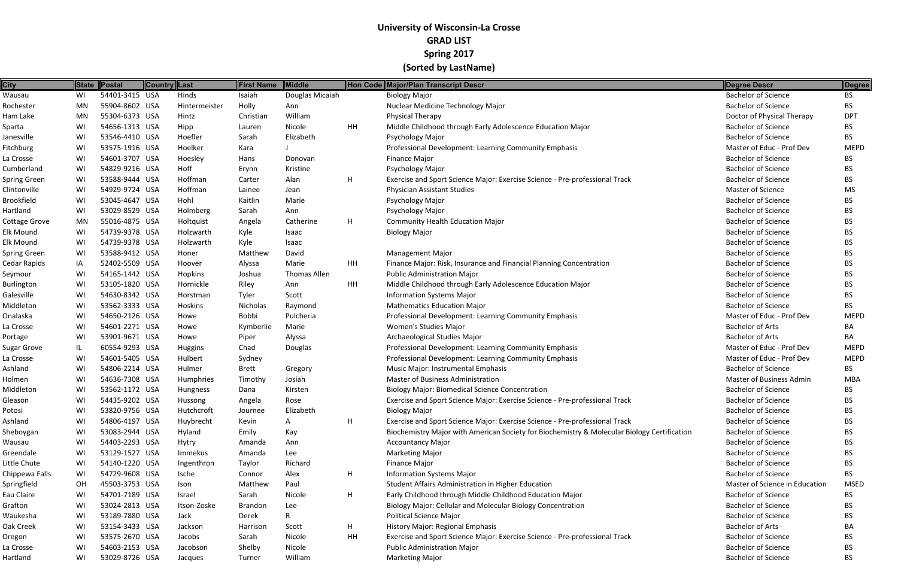**University of Wisconsin-La Crosse**
**GRAD LIST**
**Spring 2017**
**(Sorted by LastName)**

| City | State | Postal | Country | Last | First Name | Middle | Hon Code | Major/Plan Transcript Descr | Degree Descr | Degree |
|---|---|---|---|---|---|---|---|---|---|---|
| Wausau | WI | 54401-3415 | USA | Hinds | Isaiah | Douglas Micaiah | | Biology Major | Bachelor of Science | BS |
| Rochester | MN | 55904-8602 | USA | Hintermeister | Holly | Ann | | Nuclear Medicine Technology Major | Bachelor of Science | BS |
| Ham Lake | MN | 55304-6373 | USA | Hintz | Christian | William | | Physical Therapy | Doctor of Physical Therapy | DPT |
| Sparta | WI | 54656-1313 | USA | Hipp | Lauren | Nicole | HH | Middle Childhood through Early Adolescence Education Major | Bachelor of Science | BS |
| Janesville | WI | 53546-4410 | USA | Hoefler | Sarah | Elizabeth | | Psychology Major | Bachelor of Science | BS |
| Fitchburg | WI | 53575-1916 | USA | Hoelker | Kara | J | | Professional Development: Learning Community Emphasis | Master of Educ - Prof Dev | MEPD |
| La Crosse | WI | 54601-3707 | USA | Hoesley | Hans | Donovan | | Finance Major | Bachelor of Science | BS |
| Cumberland | WI | 54829-9216 | USA | Hoff | Erynn | Kristine | | Psychology Major | Bachelor of Science | BS |
| Spring Green | WI | 53588-9444 | USA | Hoffman | Carter | Alan | H | Exercise and Sport Science Major: Exercise Science - Pre-professional Track | Bachelor of Science | BS |
| Clintonville | WI | 54929-9724 | USA | Hoffman | Lainee | Jean | | Physician Assistant Studies | Master of Science | MS |
| Brookfield | WI | 53045-4647 | USA | Hohl | Kaitlin | Marie | | Psychology Major | Bachelor of Science | BS |
| Hartland | WI | 53029-8529 | USA | Holmberg | Sarah | Ann | | Psychology Major | Bachelor of Science | BS |
| Cottage Grove | MN | 55016-4875 | USA | Holtquist | Angela | Catherine | H | Community Health Education Major | Bachelor of Science | BS |
| Elk Mound | WI | 54739-9378 | USA | Holzwarth | Kyle | Isaac | | Biology Major | Bachelor of Science | BS |
| Elk Mound | WI | 54739-9378 | USA | Holzwarth | Kyle | Isaac | | | Bachelor of Science | BS |
| Spring Green | WI | 53588-9412 | USA | Honer | Matthew | David | | Management Major | Bachelor of Science | BS |
| Cedar Rapids | IA | 52402-5509 | USA | Hoover | Alyssa | Marie | HH | Finance Major: Risk, Insurance and Financial Planning Concentration | Bachelor of Science | BS |
| Seymour | WI | 54165-1442 | USA | Hopkins | Joshua | Thomas Allen | | Public Administration Major | Bachelor of Science | BS |
| Burlington | WI | 53105-1820 | USA | Hornickle | Riley | Ann | HH | Middle Childhood through Early Adolescence Education Major | Bachelor of Science | BS |
| Galesville | WI | 54630-8342 | USA | Horstman | Tyler | Scott | | Information Systems Major | Bachelor of Science | BS |
| Middleton | WI | 53562-3333 | USA | Hoskins | Nicholas | Raymond | | Mathematics Education Major | Bachelor of Science | BS |
| Onalaska | WI | 54650-2126 | USA | Howe | Bobbi | Pulcheria | | Professional Development: Learning Community Emphasis | Master of Educ - Prof Dev | MEPD |
| La Crosse | WI | 54601-2271 | USA | Howe | Kymberlie | Marie | | Women's Studies Major | Bachelor of Arts | BA |
| Portage | WI | 53901-9671 | USA | Howe | Piper | Alyssa | | Archaeological Studies Major | Bachelor of Arts | BA |
| Sugar Grove | IL | 60554-9293 | USA | Huggins | Chad | Douglas | | Professional Development: Learning Community Emphasis | Master of Educ - Prof Dev | MEPD |
| La Crosse | WI | 54601-5405 | USA | Hulbert | Sydney | | | Professional Development: Learning Community Emphasis | Master of Educ - Prof Dev | MEPD |
| Ashland | WI | 54806-2214 | USA | Hulmer | Brett | Gregory | | Music Major: Instrumental Emphasis | Bachelor of Science | BS |
| Holmen | WI | 54636-7308 | USA | Humphries | Timothy | Josiah | | Master of Business Administration | Master of Business Admin | MBA |
| Middleton | WI | 53562-1172 | USA | Hungness | Dana | Kirsten | | Biology Major: Biomedical Science Concentration | Bachelor of Science | BS |
| Gleason | WI | 54435-9202 | USA | Hussong | Angela | Rose | | Exercise and Sport Science Major: Exercise Science - Pre-professional Track | Bachelor of Science | BS |
| Potosi | WI | 53820-9756 | USA | Hutchcroft | Journee | Elizabeth | | Biology Major | Bachelor of Science | BS |
| Ashland | WI | 54806-4197 | USA | Huybrecht | Kevin | A | H | Exercise and Sport Science Major: Exercise Science - Pre-professional Track | Bachelor of Science | BS |
| Sheboygan | WI | 53083-2944 | USA | Hyland | Emily | Kay | | Biochemistry Major with American Society for Biochemistry & Molecular Biology Certification | Bachelor of Science | BS |
| Wausau | WI | 54403-2293 | USA | Hytry | Amanda | Ann | | Accountancy Major | Bachelor of Science | BS |
| Greendale | WI | 53129-1527 | USA | Immekus | Amanda | Lee | | Marketing Major | Bachelor of Science | BS |
| Little Chute | WI | 54140-1220 | USA | Ingenthron | Taylor | Richard | | Finance Major | Bachelor of Science | BS |
| Chippewa Falls | WI | 54729-9608 | USA | Ische | Connor | Alex | H | Information Systems Major | Bachelor of Science | BS |
| Springfield | OH | 45503-3753 | USA | Ison | Matthew | Paul | | Student Affairs Administration in Higher Education | Master of Science in Education | MSED |
| Eau Claire | WI | 54701-7189 | USA | Israel | Sarah | Nicole | H | Early Childhood through Middle Childhood Education Major | Bachelor of Science | BS |
| Grafton | WI | 53024-2813 | USA | Itson-Zoske | Brandon | Lee | | Biology Major: Cellular and Molecular Biology Concentration | Bachelor of Science | BS |
| Waukesha | WI | 53189-7880 | USA | Jack | Derek | R | | Political Science Major | Bachelor of Science | BS |
| Oak Creek | WI | 53154-3433 | USA | Jackson | Harrison | Scott | H | History Major: Regional Emphasis | Bachelor of Arts | BA |
| Oregon | WI | 53575-2670 | USA | Jacobs | Sarah | Nicole | HH | Exercise and Sport Science Major: Exercise Science - Pre-professional Track | Bachelor of Science | BS |
| La Crosse | WI | 54603-2153 | USA | Jacobson | Shelby | Nicole | | Public Administration Major | Bachelor of Science | BS |
| Hartland | WI | 53029-8726 | USA | Jacques | Turner | William | | Marketing Major | Bachelor of Science | BS |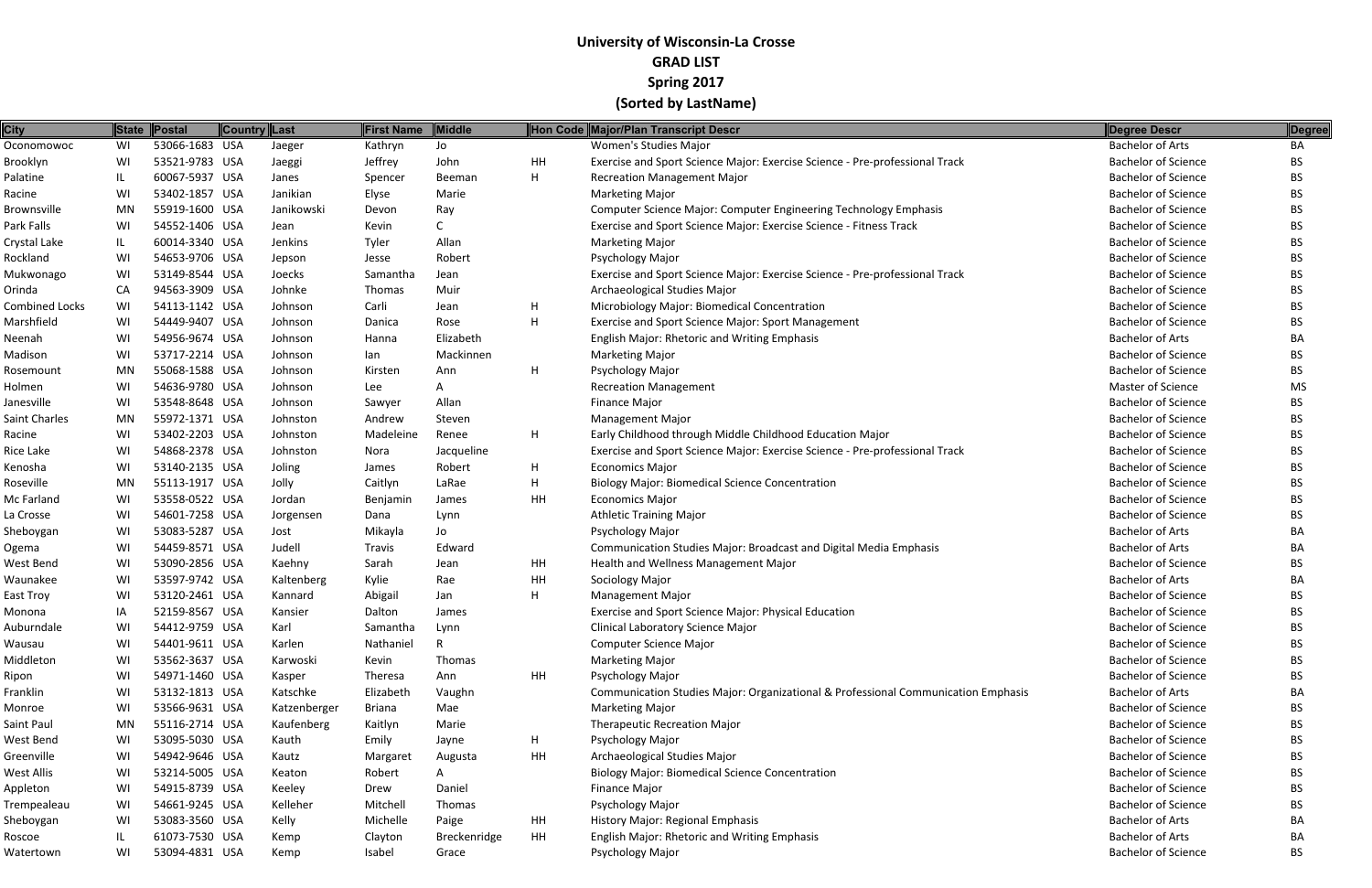# University of Wisconsin-La Crosse

## GRAD LIST

## Spring 2017

## (Sorted by LastName)

| City | State | Postal | Country | Last | First Name | Middle | Hon Code | Major/Plan Transcript Descr | Degree Descr | Degree |
|---|---|---|---|---|---|---|---|---|---|---|
| Oconomowoc | WI | 53066-1683 | USA | Jaeger | Kathryn | Jo | | Women's Studies Major | Bachelor of Arts | BA |
| Brooklyn | WI | 53521-9783 | USA | Jaeggi | Jeffrey | John | HH | Exercise and Sport Science Major: Exercise Science - Pre-professional Track | Bachelor of Science | BS |
| Palatine | IL | 60067-5937 | USA | Janes | Spencer | Beeman | H | Recreation Management Major | Bachelor of Science | BS |
| Racine | WI | 53402-1857 | USA | Janikian | Elyse | Marie | | Marketing Major | Bachelor of Science | BS |
| Brownsville | MN | 55919-1600 | USA | Janikowski | Devon | Ray | | Computer Science Major: Computer Engineering Technology Emphasis | Bachelor of Science | BS |
| Park Falls | WI | 54552-1406 | USA | Jean | Kevin | C | | Exercise and Sport Science Major: Exercise Science - Fitness Track | Bachelor of Science | BS |
| Crystal Lake | IL | 60014-3340 | USA | Jenkins | Tyler | Allan | | Marketing Major | Bachelor of Science | BS |
| Rockland | WI | 54653-9706 | USA | Jepson | Jesse | Robert | | Psychology Major | Bachelor of Science | BS |
| Mukwonago | WI | 53149-8544 | USA | Joecks | Samantha | Jean | | Exercise and Sport Science Major: Exercise Science - Pre-professional Track | Bachelor of Science | BS |
| Orinda | CA | 94563-3909 | USA | Johnke | Thomas | Muir | | Archaeological Studies Major | Bachelor of Science | BS |
| Combined Locks | WI | 54113-1142 | USA | Johnson | Carli | Jean | H | Microbiology Major: Biomedical Concentration | Bachelor of Science | BS |
| Marshfield | WI | 54449-9407 | USA | Johnson | Danica | Rose | H | Exercise and Sport Science Major: Sport Management | Bachelor of Science | BS |
| Neenah | WI | 54956-9674 | USA | Johnson | Hanna | Elizabeth | | English Major: Rhetoric and Writing Emphasis | Bachelor of Arts | BA |
| Madison | WI | 53717-2214 | USA | Johnson | Ian | Mackinnen | | Marketing Major | Bachelor of Science | BS |
| Rosemount | MN | 55068-1588 | USA | Johnson | Kirsten | Ann | H | Psychology Major | Bachelor of Science | BS |
| Holmen | WI | 54636-9780 | USA | Johnson | Lee | A | | Recreation Management | Master of Science | MS |
| Janesville | WI | 53548-8648 | USA | Johnson | Sawyer | Allan | | Finance Major | Bachelor of Science | BS |
| Saint Charles | MN | 55972-1371 | USA | Johnston | Andrew | Steven | | Management Major | Bachelor of Science | BS |
| Racine | WI | 53402-2203 | USA | Johnston | Madeleine | Renee | H | Early Childhood through Middle Childhood Education Major | Bachelor of Science | BS |
| Rice Lake | WI | 54868-2378 | USA | Johnston | Nora | Jacqueline | | Exercise and Sport Science Major: Exercise Science - Pre-professional Track | Bachelor of Science | BS |
| Kenosha | WI | 53140-2135 | USA | Joling | James | Robert | H | Economics Major | Bachelor of Science | BS |
| Roseville | MN | 55113-1917 | USA | Jolly | Caitlyn | LaRae | H | Biology Major: Biomedical Science Concentration | Bachelor of Science | BS |
| Mc Farland | WI | 53558-0522 | USA | Jordan | Benjamin | James | HH | Economics Major | Bachelor of Science | BS |
| La Crosse | WI | 54601-7258 | USA | Jorgensen | Dana | Lynn | | Athletic Training Major | Bachelor of Science | BS |
| Sheboygan | WI | 53083-5287 | USA | Jost | Mikayla | Jo | | Psychology Major | Bachelor of Arts | BA |
| Ogema | WI | 54459-8571 | USA | Judell | Travis | Edward | | Communication Studies Major: Broadcast and Digital Media Emphasis | Bachelor of Arts | BA |
| West Bend | WI | 53090-2856 | USA | Kaehny | Sarah | Jean | HH | Health and Wellness Management Major | Bachelor of Science | BS |
| Waunakee | WI | 53597-9742 | USA | Kaltenberg | Kylie | Rae | HH | Sociology Major | Bachelor of Arts | BA |
| East Troy | WI | 53120-2461 | USA | Kannard | Abigail | Jan | H | Management Major | Bachelor of Science | BS |
| Monona | IA | 52159-8567 | USA | Kansier | Dalton | James | | Exercise and Sport Science Major: Physical Education | Bachelor of Science | BS |
| Auburndale | WI | 54412-9759 | USA | Karl | Samantha | Lynn | | Clinical Laboratory Science Major | Bachelor of Science | BS |
| Wausau | WI | 54401-9611 | USA | Karlen | Nathaniel | R | | Computer Science Major | Bachelor of Science | BS |
| Middleton | WI | 53562-3637 | USA | Karwoski | Kevin | Thomas | | Marketing Major | Bachelor of Science | BS |
| Ripon | WI | 54971-1460 | USA | Kasper | Theresa | Ann | HH | Psychology Major | Bachelor of Science | BS |
| Franklin | WI | 53132-1813 | USA | Katschke | Elizabeth | Vaughn | | Communication Studies Major: Organizational & Professional Communication Emphasis | Bachelor of Arts | BA |
| Monroe | WI | 53566-9631 | USA | Katzenberger | Briana | Mae | | Marketing Major | Bachelor of Science | BS |
| Saint Paul | MN | 55116-2714 | USA | Kaufenberg | Kaitlyn | Marie | | Therapeutic Recreation Major | Bachelor of Science | BS |
| West Bend | WI | 53095-5030 | USA | Kauth | Emily | Jayne | H | Psychology Major | Bachelor of Science | BS |
| Greenville | WI | 54942-9646 | USA | Kautz | Margaret | Augusta | HH | Archaeological Studies Major | Bachelor of Science | BS |
| West Allis | WI | 53214-5005 | USA | Keaton | Robert | A | | Biology Major: Biomedical Science Concentration | Bachelor of Science | BS |
| Appleton | WI | 54915-8739 | USA | Keeley | Drew | Daniel | | Finance Major | Bachelor of Science | BS |
| Trempealeau | WI | 54661-9245 | USA | Kelleher | Mitchell | Thomas | | Psychology Major | Bachelor of Science | BS |
| Sheboygan | WI | 53083-3560 | USA | Kelly | Michelle | Paige | HH | History Major: Regional Emphasis | Bachelor of Arts | BA |
| Roscoe | IL | 61073-7530 | USA | Kemp | Clayton | Breckenridge | HH | English Major: Rhetoric and Writing Emphasis | Bachelor of Arts | BA |
| Watertown | WI | 53094-4831 | USA | Kemp | Isabel | Grace | | Psychology Major | Bachelor of Science | BS |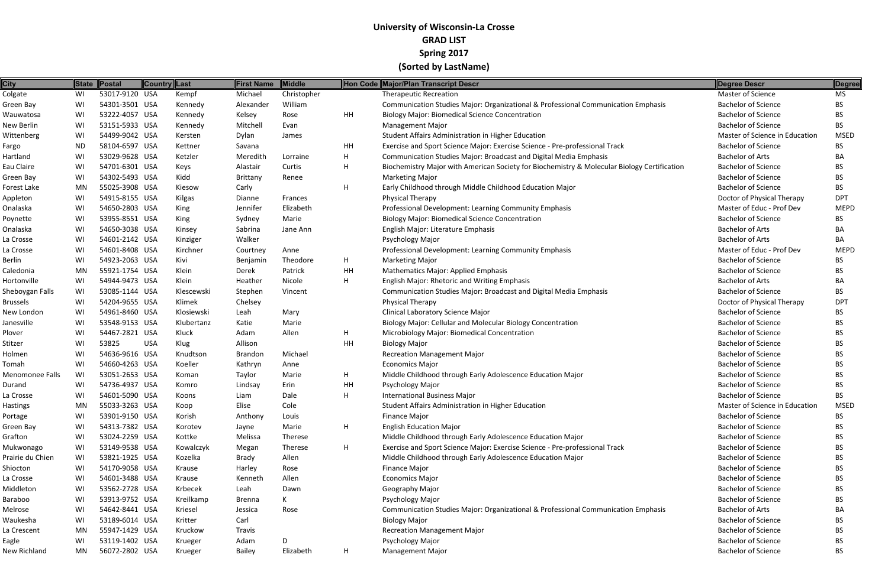**University of Wisconsin-La Crosse**

**GRAD LIST**

**Spring 2017**

**(Sorted by LastName)**

| City | State | Postal | Country | Last | First Name | Middle | Hon Code | Major/Plan Transcript Descr | Degree Descr | Degree |
|---|---|---|---|---|---|---|---|---|---|---|
| Colgate | WI | 53017-9120 | USA | Kempf | Michael | Christopher | | Therapeutic Recreation | Master of Science | MS |
| Green Bay | WI | 54301-3501 | USA | Kennedy | Alexander | William | | Communication Studies Major: Organizational & Professional Communication Emphasis | Bachelor of Science | BS |
| Wauwatosa | WI | 53222-4057 | USA | Kennedy | Kelsey | Rose | HH | Biology Major: Biomedical Science Concentration | Bachelor of Science | BS |
| New Berlin | WI | 53151-5933 | USA | Kennedy | Mitchell | Evan | | Management Major | Bachelor of Science | BS |
| Wittenberg | WI | 54499-9042 | USA | Kersten | Dylan | James | | Student Affairs Administration in Higher Education | Master of Science in Education | MSED |
| Fargo | ND | 58104-6597 | USA | Kettner | Savana | | HH | Exercise and Sport Science Major: Exercise Science - Pre-professional Track | Bachelor of Science | BS |
| Hartland | WI | 53029-9628 | USA | Ketzler | Meredith | Lorraine | H | Communication Studies Major: Broadcast and Digital Media Emphasis | Bachelor of Arts | BA |
| Eau Claire | WI | 54701-6301 | USA | Keys | Alastair | Curtis | H | Biochemistry Major with American Society for Biochemistry & Molecular Biology Certification | Bachelor of Science | BS |
| Green Bay | WI | 54302-5493 | USA | Kidd | Brittany | Renee | | Marketing Major | Bachelor of Science | BS |
| Forest Lake | MN | 55025-3908 | USA | Kiesow | Carly | | H | Early Childhood through Middle Childhood Education Major | Bachelor of Science | BS |
| Appleton | WI | 54915-8155 | USA | Kilgas | Dianne | Frances | | Physical Therapy | Doctor of Physical Therapy | DPT |
| Onalaska | WI | 54650-2803 | USA | King | Jennifer | Elizabeth | | Professional Development: Learning Community Emphasis | Master of Educ - Prof Dev | MEPD |
| Poynette | WI | 53955-8551 | USA | King | Sydney | Marie | | Biology Major: Biomedical Science Concentration | Bachelor of Science | BS |
| Onalaska | WI | 54650-3038 | USA | Kinsey | Sabrina | Jane Ann | | English Major: Literature Emphasis | Bachelor of Arts | BA |
| La Crosse | WI | 54601-2142 | USA | Kinziger | Walker | | | Psychology Major | Bachelor of Arts | BA |
| La Crosse | WI | 54601-8408 | USA | Kirchner | Courtney | Anne | | Professional Development: Learning Community Emphasis | Master of Educ - Prof Dev | MEPD |
| Berlin | WI | 54923-2063 | USA | Kivi | Benjamin | Theodore | H | Marketing Major | Bachelor of Science | BS |
| Caledonia | MN | 55921-1754 | USA | Klein | Derek | Patrick | HH | Mathematics Major: Applied Emphasis | Bachelor of Science | BS |
| Hortonville | WI | 54944-9473 | USA | Klein | Heather | Nicole | H | English Major: Rhetoric and Writing Emphasis | Bachelor of Arts | BA |
| Sheboygan Falls | WI | 53085-1144 | USA | Klescewski | Stephen | Vincent | | Communication Studies Major: Broadcast and Digital Media Emphasis | Bachelor of Science | BS |
| Brussels | WI | 54204-9655 | USA | Klimek | Chelsey | | | Physical Therapy | Doctor of Physical Therapy | DPT |
| New London | WI | 54961-8460 | USA | Klosiewski | Leah | Mary | | Clinical Laboratory Science Major | Bachelor of Science | BS |
| Janesville | WI | 53548-9153 | USA | Klubertanz | Katie | Marie | | Biology Major: Cellular and Molecular Biology Concentration | Bachelor of Science | BS |
| Plover | WI | 54467-2821 | USA | Kluck | Adam | Allen | H | Microbiology Major: Biomedical Concentration | Bachelor of Science | BS |
| Stitzer | WI | 53825 | USA | Klug | Allison | | HH | Biology Major | Bachelor of Science | BS |
| Holmen | WI | 54636-9616 | USA | Knudtson | Brandon | Michael | | Recreation Management Major | Bachelor of Science | BS |
| Tomah | WI | 54660-4263 | USA | Koeller | Kathryn | Anne | | Economics Major | Bachelor of Science | BS |
| Menomonee Falls | WI | 53051-2653 | USA | Koman | Taylor | Marie | H | Middle Childhood through Early Adolescence Education Major | Bachelor of Science | BS |
| Durand | WI | 54736-4937 | USA | Komro | Lindsay | Erin | HH | Psychology Major | Bachelor of Science | BS |
| La Crosse | WI | 54601-5090 | USA | Koons | Liam | Dale | H | International Business Major | Bachelor of Science | BS |
| Hastings | MN | 55033-3263 | USA | Koop | Elise | Cole | | Student Affairs Administration in Higher Education | Master of Science in Education | MSED |
| Portage | WI | 53901-9150 | USA | Korish | Anthony | Louis | | Finance Major | Bachelor of Science | BS |
| Green Bay | WI | 54313-7382 | USA | Korotev | Jayne | Marie | H | English Education Major | Bachelor of Science | BS |
| Grafton | WI | 53024-2259 | USA | Kottke | Melissa | Therese | | Middle Childhood through Early Adolescence Education Major | Bachelor of Science | BS |
| Mukwonago | WI | 53149-9538 | USA | Kowalczyk | Megan | Therese | H | Exercise and Sport Science Major: Exercise Science - Pre-professional Track | Bachelor of Science | BS |
| Prairie du Chien | WI | 53821-1925 | USA | Kozelka | Brady | Allen | | Middle Childhood through Early Adolescence Education Major | Bachelor of Science | BS |
| Shiocton | WI | 54170-9058 | USA | Krause | Harley | Rose | | Finance Major | Bachelor of Science | BS |
| La Crosse | WI | 54601-3488 | USA | Krause | Kenneth | Allen | | Economics Major | Bachelor of Science | BS |
| Middleton | WI | 53562-2728 | USA | Krbecek | Leah | Dawn | | Geography Major | Bachelor of Science | BS |
| Baraboo | WI | 53913-9752 | USA | Kreilkamp | Brenna | K | | Psychology Major | Bachelor of Science | BS |
| Melrose | WI | 54642-8441 | USA | Kriesel | Jessica | Rose | | Communication Studies Major: Organizational & Professional Communication Emphasis | Bachelor of Arts | BA |
| Waukesha | WI | 53189-6014 | USA | Kritter | Carl | | | Biology Major | Bachelor of Science | BS |
| La Crescent | MN | 55947-1429 | USA | Kruckow | Travis | | | Recreation Management Major | Bachelor of Science | BS |
| Eagle | WI | 53119-1402 | USA | Krueger | Adam | D | | Psychology Major | Bachelor of Science | BS |
| New Richland | MN | 56072-2802 | USA | Krueger | Bailey | Elizabeth | H | Management Major | Bachelor of Science | BS |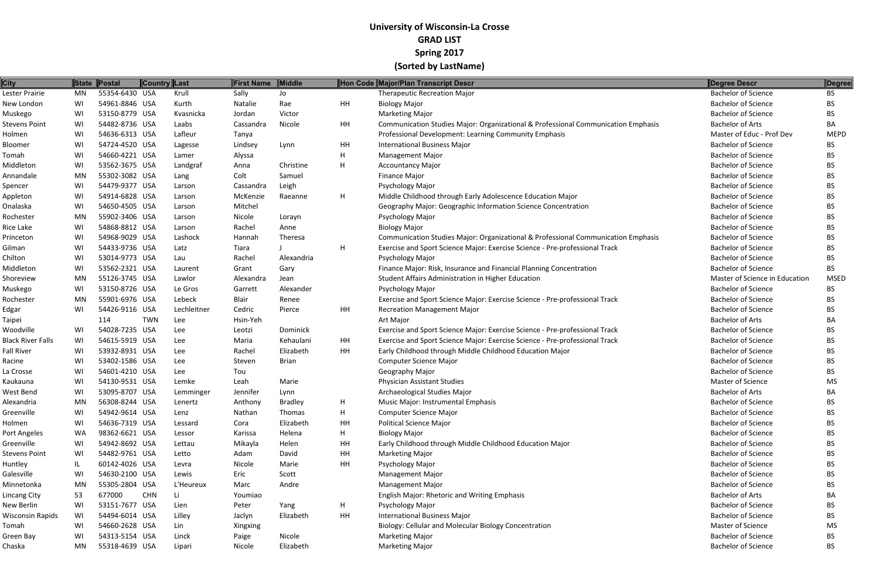# University of Wisconsin-La Crosse
## GRAD LIST
## Spring 2017
## (Sorted by LastName)

| City | State | Postal | Country | Last | First Name | Middle | Hon Code | Major/Plan Transcript Descr | Degree Descr | Degree |
|---|---|---|---|---|---|---|---|---|---|---|
| Lester Prairie | MN | 55354-6430 | USA | Krull | Sally | Jo | | Therapeutic Recreation Major | Bachelor of Science | BS |
| New London | WI | 54961-8846 | USA | Kurth | Natalie | Rae | HH | Biology Major | Bachelor of Science | BS |
| Muskego | WI | 53150-8779 | USA | Kvasnicka | Jordan | Victor | | Marketing Major | Bachelor of Science | BS |
| Stevens Point | WI | 54482-8736 | USA | Laabs | Cassandra | Nicole | HH | Communication Studies Major: Organizational & Professional Communication Emphasis | Bachelor of Arts | BA |
| Holmen | WI | 54636-6313 | USA | Lafleur | Tanya | | | Professional Development: Learning Community Emphasis | Master of Educ - Prof Dev | MEPD |
| Bloomer | WI | 54724-4520 | USA | Lagesse | Lindsey | Lynn | HH | International Business Major | Bachelor of Science | BS |
| Tomah | WI | 54660-4221 | USA | Lamer | Alyssa | | H | Management Major | Bachelor of Science | BS |
| Middleton | WI | 53562-3675 | USA | Landgraf | Anna | Christine | H | Accountancy Major | Bachelor of Science | BS |
| Annandale | MN | 55302-3082 | USA | Lang | Colt | Samuel | | Finance Major | Bachelor of Science | BS |
| Spencer | WI | 54479-9377 | USA | Larson | Cassandra | Leigh | | Psychology Major | Bachelor of Science | BS |
| Appleton | WI | 54914-6828 | USA | Larson | McKenzie | Raeanne | H | Middle Childhood through Early Adolescence Education Major | Bachelor of Science | BS |
| Onalaska | WI | 54650-4505 | USA | Larson | Mitchel | | | Geography Major: Geographic Information Science Concentration | Bachelor of Science | BS |
| Rochester | MN | 55902-3406 | USA | Larson | Nicole | Lorayn | | Psychology Major | Bachelor of Science | BS |
| Rice Lake | WI | 54868-8812 | USA | Larson | Rachel | Anne | | Biology Major | Bachelor of Science | BS |
| Princeton | WI | 54968-9029 | USA | Lashock | Hannah | Theresa | | Communication Studies Major: Organizational & Professional Communication Emphasis | Bachelor of Science | BS |
| Gilman | WI | 54433-9736 | USA | Latz | Tiara | J | H | Exercise and Sport Science Major: Exercise Science - Pre-professional Track | Bachelor of Science | BS |
| Chilton | WI | 53014-9773 | USA | Lau | Rachel | Alexandria | | Psychology Major | Bachelor of Science | BS |
| Middleton | WI | 53562-2321 | USA | Laurent | Grant | Gary | | Finance Major: Risk, Insurance and Financial Planning Concentration | Bachelor of Science | BS |
| Shoreview | MN | 55126-3745 | USA | Lawlor | Alexandra | Jean | | Student Affairs Administration in Higher Education | Master of Science in Education | MSED |
| Muskego | WI | 53150-8726 | USA | Le Gros | Garrett | Alexander | | Psychology Major | Bachelor of Science | BS |
| Rochester | MN | 55901-6976 | USA | Lebeck | Blair | Renee | | Exercise and Sport Science Major: Exercise Science - Pre-professional Track | Bachelor of Science | BS |
| Edgar | WI | 54426-9116 | USA | Lechleitner | Cedric | Pierce | HH | Recreation Management Major | Bachelor of Science | BS |
| Taipei | | 114 | TWN | Lee | Hsin-Yeh | | | Art Major | Bachelor of Arts | BA |
| Woodville | WI | 54028-7235 | USA | Lee | Leotzi | Dominick | | Exercise and Sport Science Major: Exercise Science - Pre-professional Track | Bachelor of Science | BS |
| Black River Falls | WI | 54615-5919 | USA | Lee | Maria | Kehaulani | HH | Exercise and Sport Science Major: Exercise Science - Pre-professional Track | Bachelor of Science | BS |
| Fall River | WI | 53932-8931 | USA | Lee | Rachel | Elizabeth | HH | Early Childhood through Middle Childhood Education Major | Bachelor of Science | BS |
| Racine | WI | 53402-1586 | USA | Lee | Steven | Brian | | Computer Science Major | Bachelor of Science | BS |
| La Crosse | WI | 54601-4210 | USA | Lee | Tou | | | Geography Major | Bachelor of Science | BS |
| Kaukauna | WI | 54130-9531 | USA | Lemke | Leah | Marie | | Physician Assistant Studies | Master of Science | MS |
| West Bend | WI | 53095-8707 | USA | Lemminger | Jennifer | Lynn | | Archaeological Studies Major | Bachelor of Arts | BA |
| Alexandria | MN | 56308-8244 | USA | Lenertz | Anthony | Bradley | H | Music Major: Instrumental Emphasis | Bachelor of Science | BS |
| Greenville | WI | 54942-9614 | USA | Lenz | Nathan | Thomas | H | Computer Science Major | Bachelor of Science | BS |
| Holmen | WI | 54636-7319 | USA | Lessard | Cora | Elizabeth | HH | Political Science Major | Bachelor of Science | BS |
| Port Angeles | WA | 98362-6621 | USA | Lessor | Karissa | Helena | H | Biology Major | Bachelor of Science | BS |
| Greenville | WI | 54942-8692 | USA | Lettau | Mikayla | Helen | HH | Early Childhood through Middle Childhood Education Major | Bachelor of Science | BS |
| Stevens Point | WI | 54482-9761 | USA | Letto | Adam | David | HH | Marketing Major | Bachelor of Science | BS |
| Huntley | IL | 60142-4026 | USA | Levra | Nicole | Marie | HH | Psychology Major | Bachelor of Science | BS |
| Galesville | WI | 54630-2100 | USA | Lewis | Eric | Scott | | Management Major | Bachelor of Science | BS |
| Minnetonka | MN | 55305-2804 | USA | L'Heureux | Marc | Andre | | Management Major | Bachelor of Science | BS |
| Lincang City | 53 | 677000 | CHN | Li | Youmiao | | | English Major: Rhetoric and Writing Emphasis | Bachelor of Arts | BA |
| New Berlin | WI | 53151-7677 | USA | Lien | Peter | Yang | H | Psychology Major | Bachelor of Science | BS |
| Wisconsin Rapids | WI | 54494-6014 | USA | Lilley | Jaclyn | Elizabeth | HH | International Business Major | Bachelor of Science | BS |
| Tomah | WI | 54660-2628 | USA | Lin | Xingxing | | | Biology: Cellular and Molecular Biology Concentration | Master of Science | MS |
| Green Bay | WI | 54313-5154 | USA | Linck | Paige | Nicole | | Marketing Major | Bachelor of Science | BS |
| Chaska | MN | 55318-4639 | USA | Lipari | Nicole | Elizabeth | | Marketing Major | Bachelor of Science | BS |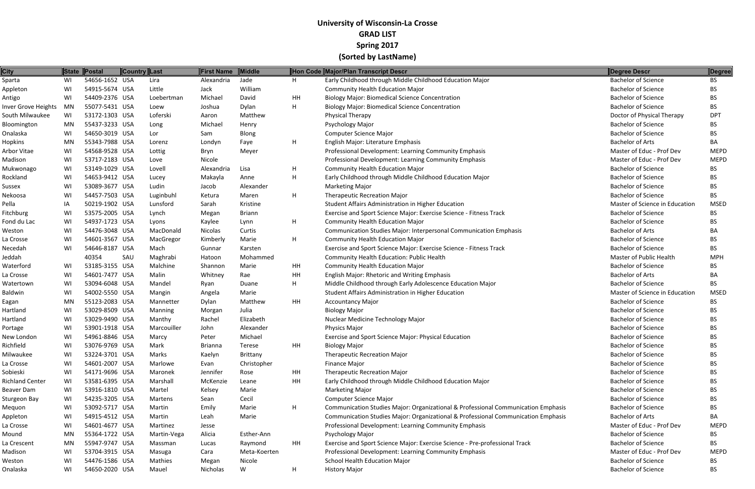# University of Wisconsin-La Crosse
## GRAD LIST
## Spring 2017
## (Sorted by LastName)

| City | State | Postal | Country | Last | First Name | Middle | Hon Code | Major/Plan Transcript Descr | Degree Descr | Degree |
|---|---|---|---|---|---|---|---|---|---|---|
| Sparta | WI | 54656-1652 | USA | Lira | Alexandria | Jade | H | Early Childhood through Middle Childhood Education Major | Bachelor of Science | BS |
| Appleton | WI | 54915-5674 | USA | Little | Jack | William | | Community Health Education Major | Bachelor of Science | BS |
| Antigo | WI | 54409-2376 | USA | Loebertman | Michael | David | HH | Biology Major: Biomedical Science Concentration | Bachelor of Science | BS |
| Inver Grove Heights | MN | 55077-5431 | USA | Loew | Joshua | Dylan | H | Biology Major: Biomedical Science Concentration | Bachelor of Science | BS |
| South Milwaukee | WI | 53172-1303 | USA | Loferski | Aaron | Matthew | | Physical Therapy | Doctor of Physical Therapy | DPT |
| Bloomington | MN | 55437-3233 | USA | Long | Michael | Henry | | Psychology Major | Bachelor of Science | BS |
| Onalaska | WI | 54650-3019 | USA | Lor | Sam | Blong | | Computer Science Major | Bachelor of Science | BS |
| Hopkins | MN | 55343-7988 | USA | Lorenz | Londyn | Faye | H | English Major: Literature Emphasis | Bachelor of Arts | BA |
| Arbor Vitae | WI | 54568-9528 | USA | Lottig | Bryn | Meyer | | Professional Development: Learning Community Emphasis | Master of Educ - Prof Dev | MEPD |
| Madison | WI | 53717-2183 | USA | Love | Nicole | | | Professional Development: Learning Community Emphasis | Master of Educ - Prof Dev | MEPD |
| Mukwonago | WI | 53149-1029 | USA | Lovell | Alexandria | Lisa | H | Community Health Education Major | Bachelor of Science | BS |
| Rockland | WI | 54653-9412 | USA | Lucey | Makayla | Anne | H | Early Childhood through Middle Childhood Education Major | Bachelor of Science | BS |
| Sussex | WI | 53089-3677 | USA | Ludin | Jacob | Alexander | | Marketing Major | Bachelor of Science | BS |
| Nekoosa | WI | 54457-7503 | USA | Luginbuhl | Ketura | Maren | H | Therapeutic Recreation Major | Bachelor of Science | BS |
| Pella | IA | 50219-1902 | USA | Lunsford | Sarah | Kristine | | Student Affairs Administration in Higher Education | Master of Science in Education | MSED |
| Fitchburg | WI | 53575-2005 | USA | Lynch | Megan | Briann | | Exercise and Sport Science Major: Exercise Science - Fitness Track | Bachelor of Science | BS |
| Fond du Lac | WI | 54937-1723 | USA | Lyons | Kaylee | Lynn | H | Community Health Education Major | Bachelor of Science | BS |
| Weston | WI | 54476-3048 | USA | MacDonald | Nicolas | Curtis | | Communication Studies Major: Interpersonal Communication Emphasis | Bachelor of Arts | BA |
| La Crosse | WI | 54601-3567 | USA | MacGregor | Kimberly | Marie | H | Community Health Education Major | Bachelor of Science | BS |
| Necedah | WI | 54646-8187 | USA | Mach | Gunnar | Karsten | | Exercise and Sport Science Major: Exercise Science - Fitness Track | Bachelor of Science | BS |
| Jeddah | | 40354 | SAU | Maghrabi | Hatoon | Mohammed | | Community Health Education: Public Health | Master of Public Health | MPH |
| Waterford | WI | 53185-3155 | USA | Malchine | Shannon | Marie | HH | Community Health Education Major | Bachelor of Science | BS |
| La Crosse | WI | 54601-7477 | USA | Malin | Whitney | Rae | HH | English Major: Rhetoric and Writing Emphasis | Bachelor of Arts | BA |
| Watertown | WI | 53094-6048 | USA | Mandel | Ryan | Duane | H | Middle Childhood through Early Adolescence Education Major | Bachelor of Science | BS |
| Baldwin | WI | 54002-5550 | USA | Mangin | Angela | Marie | | Student Affairs Administration in Higher Education | Master of Science in Education | MSED |
| Eagan | MN | 55123-2083 | USA | Mannetter | Dylan | Matthew | HH | Accountancy Major | Bachelor of Science | BS |
| Hartland | WI | 53029-8509 | USA | Manning | Morgan | Julia | | Biology Major | Bachelor of Science | BS |
| Hartland | WI | 53029-9490 | USA | Manthy | Rachel | Elizabeth | | Nuclear Medicine Technology Major | Bachelor of Science | BS |
| Portage | WI | 53901-1918 | USA | Marcouiller | John | Alexander | | Physics Major | Bachelor of Science | BS |
| New London | WI | 54961-8846 | USA | Marcy | Peter | Michael | | Exercise and Sport Science Major: Physical Education | Bachelor of Science | BS |
| Richfield | WI | 53076-9769 | USA | Mark | Brianna | Terese | HH | Biology Major | Bachelor of Science | BS |
| Milwaukee | WI | 53224-3701 | USA | Marks | Kaelyn | Brittany | | Therapeutic Recreation Major | Bachelor of Science | BS |
| La Crosse | WI | 54601-2007 | USA | Marlowe | Evan | Christopher | | Finance Major | Bachelor of Science | BS |
| Sobieski | WI | 54171-9696 | USA | Maronek | Jennifer | Rose | HH | Therapeutic Recreation Major | Bachelor of Science | BS |
| Richland Center | WI | 53581-6395 | USA | Marshall | McKenzie | Leane | HH | Early Childhood through Middle Childhood Education Major | Bachelor of Science | BS |
| Beaver Dam | WI | 53916-1810 | USA | Martel | Kelsey | Marie | | Marketing Major | Bachelor of Science | BS |
| Sturgeon Bay | WI | 54235-3205 | USA | Martens | Sean | Cecil | | Computer Science Major | Bachelor of Science | BS |
| Mequon | WI | 53092-5717 | USA | Martin | Emily | Marie | H | Communication Studies Major: Organizational & Professional Communication Emphasis | Bachelor of Science | BS |
| Appleton | WI | 54915-4512 | USA | Martin | Leah | Marie | | Communication Studies Major: Organizational & Professional Communication Emphasis | Bachelor of Arts | BA |
| La Crosse | WI | 54601-4677 | USA | Martinez | Jesse | | | Professional Development: Learning Community Emphasis | Master of Educ - Prof Dev | MEPD |
| Mound | MN | 55364-1722 | USA | Martin-Vega | Alicia | Esther-Ann | | Psychology Major | Bachelor of Science | BS |
| La Crescent | MN | 55947-9747 | USA | Massman | Lucas | Raymond | HH | Exercise and Sport Science Major: Exercise Science - Pre-professional Track | Bachelor of Science | BS |
| Madison | WI | 53704-3915 | USA | Masuga | Cara | Meta-Koerten | | Professional Development: Learning Community Emphasis | Master of Educ - Prof Dev | MEPD |
| Weston | WI | 54476-1586 | USA | Mathies | Megan | Nicole | | School Health Education Major | Bachelor of Science | BS |
| Onalaska | WI | 54650-2020 | USA | Mauel | Nicholas | W | H | History Major | Bachelor of Science | BS |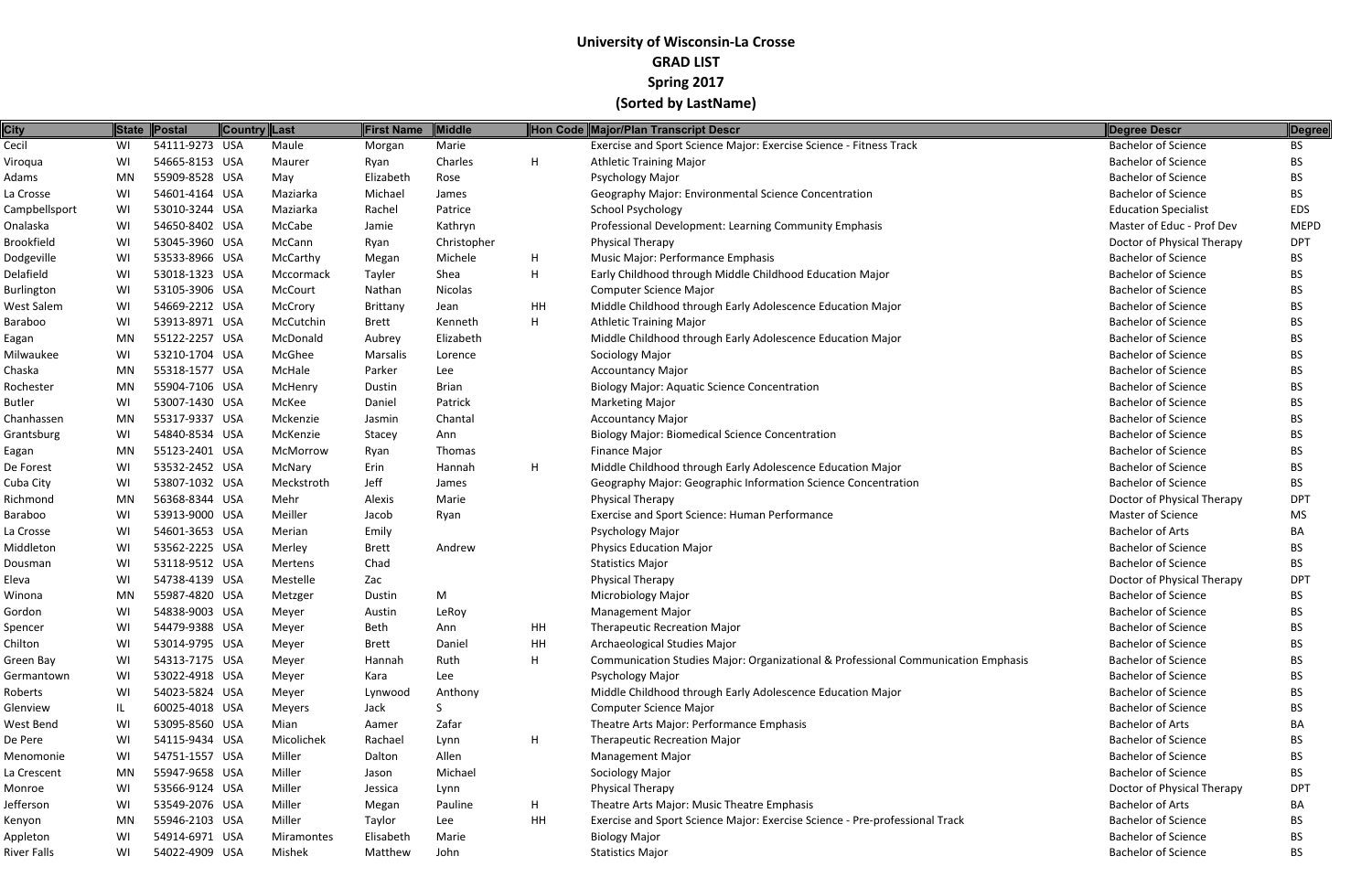# University of Wisconsin-La Crosse
## GRAD LIST
## Spring 2017
## (Sorted by LastName)

| City | State | Postal | Country | Last | First Name | Middle | Hon Code | Major/Plan Transcript Descr | Degree Descr | Degree |
|---|---|---|---|---|---|---|---|---|---|---|
| Cecil | WI | 54111-9273 | USA | Maule | Morgan | Marie | | Exercise and Sport Science Major: Exercise Science - Fitness Track | Bachelor of Science | BS |
| Viroqua | WI | 54665-8153 | USA | Maurer | Ryan | Charles | H | Athletic Training Major | Bachelor of Science | BS |
| Adams | MN | 55909-8528 | USA | May | Elizabeth | Rose | | Psychology Major | Bachelor of Science | BS |
| La Crosse | WI | 54601-4164 | USA | Maziarka | Michael | James | | Geography Major: Environmental Science Concentration | Bachelor of Science | BS |
| Campbellsport | WI | 53010-3244 | USA | Maziarka | Rachel | Patrice | | School Psychology | Education Specialist | EDS |
| Onalaska | WI | 54650-8402 | USA | McCabe | Jamie | Kathryn | | Professional Development: Learning Community Emphasis | Master of Educ - Prof Dev | MEPD |
| Brookfield | WI | 53045-3960 | USA | McCann | Ryan | Christopher | | Physical Therapy | Doctor of Physical Therapy | DPT |
| Dodgeville | WI | 53533-8966 | USA | McCarthy | Megan | Michele | H | Music Major: Performance Emphasis | Bachelor of Science | BS |
| Delafield | WI | 53018-1323 | USA | Mccormack | Tayler | Shea | H | Early Childhood through Middle Childhood Education Major | Bachelor of Science | BS |
| Burlington | WI | 53105-3906 | USA | McCourt | Nathan | Nicolas | | Computer Science Major | Bachelor of Science | BS |
| West Salem | WI | 54669-2212 | USA | McCrory | Brittany | Jean | HH | Middle Childhood through Early Adolescence Education Major | Bachelor of Science | BS |
| Baraboo | WI | 53913-8971 | USA | McCutchin | Brett | Kenneth | H | Athletic Training Major | Bachelor of Science | BS |
| Eagan | MN | 55122-2257 | USA | McDonald | Aubrey | Elizabeth | | Middle Childhood through Early Adolescence Education Major | Bachelor of Science | BS |
| Milwaukee | WI | 53210-1704 | USA | McGhee | Marsalis | Lorence | | Sociology Major | Bachelor of Science | BS |
| Chaska | MN | 55318-1577 | USA | McHale | Parker | Lee | | Accountancy Major | Bachelor of Science | BS |
| Rochester | MN | 55904-7106 | USA | McHenry | Dustin | Brian | | Biology Major: Aquatic Science Concentration | Bachelor of Science | BS |
| Butler | WI | 53007-1430 | USA | McKee | Daniel | Patrick | | Marketing Major | Bachelor of Science | BS |
| Chanhassen | MN | 55317-9337 | USA | Mckenzie | Jasmin | Chantal | | Accountancy Major | Bachelor of Science | BS |
| Grantsburg | WI | 54840-8534 | USA | McKenzie | Stacey | Ann | | Biology Major: Biomedical Science Concentration | Bachelor of Science | BS |
| Eagan | MN | 55123-2401 | USA | McMorrow | Ryan | Thomas | | Finance Major | Bachelor of Science | BS |
| De Forest | WI | 53532-2452 | USA | McNary | Erin | Hannah | H | Middle Childhood through Early Adolescence Education Major | Bachelor of Science | BS |
| Cuba City | WI | 53807-1032 | USA | Meckstroth | Jeff | James | | Geography Major: Geographic Information Science Concentration | Bachelor of Science | BS |
| Richmond | MN | 56368-8344 | USA | Mehr | Alexis | Marie | | Physical Therapy | Doctor of Physical Therapy | DPT |
| Baraboo | WI | 53913-9000 | USA | Meiller | Jacob | Ryan | | Exercise and Sport Science: Human Performance | Master of Science | MS |
| La Crosse | WI | 54601-3653 | USA | Merian | Emily | | | Psychology Major | Bachelor of Arts | BA |
| Middleton | WI | 53562-2225 | USA | Merley | Brett | Andrew | | Physics Education Major | Bachelor of Science | BS |
| Dousman | WI | 53118-9512 | USA | Mertens | Chad | | | Statistics Major | Bachelor of Science | BS |
| Eleva | WI | 54738-4139 | USA | Mestelle | Zac | | | Physical Therapy | Doctor of Physical Therapy | DPT |
| Winona | MN | 55987-4820 | USA | Metzger | Dustin | M | | Microbiology Major | Bachelor of Science | BS |
| Gordon | WI | 54838-9003 | USA | Meyer | Austin | LeRoy | | Management Major | Bachelor of Science | BS |
| Spencer | WI | 54479-9388 | USA | Meyer | Beth | Ann | HH | Therapeutic Recreation Major | Bachelor of Science | BS |
| Chilton | WI | 53014-9795 | USA | Meyer | Brett | Daniel | HH | Archaeological Studies Major | Bachelor of Science | BS |
| Green Bay | WI | 54313-7175 | USA | Meyer | Hannah | Ruth | H | Communication Studies Major: Organizational & Professional Communication Emphasis | Bachelor of Science | BS |
| Germantown | WI | 53022-4918 | USA | Meyer | Kara | Lee | | Psychology Major | Bachelor of Science | BS |
| Roberts | WI | 54023-5824 | USA | Meyer | Lynwood | Anthony | | Middle Childhood through Early Adolescence Education Major | Bachelor of Science | BS |
| Glenview | IL | 60025-4018 | USA | Meyers | Jack | S | | Computer Science Major | Bachelor of Science | BS |
| West Bend | WI | 53095-8560 | USA | Mian | Aamer | Zafar | | Theatre Arts Major: Performance Emphasis | Bachelor of Arts | BA |
| De Pere | WI | 54115-9434 | USA | Micolichek | Rachael | Lynn | H | Therapeutic Recreation Major | Bachelor of Science | BS |
| Menomonie | WI | 54751-1557 | USA | Miller | Dalton | Allen | | Management Major | Bachelor of Science | BS |
| La Crescent | MN | 55947-9658 | USA | Miller | Jason | Michael | | Sociology Major | Bachelor of Science | BS |
| Monroe | WI | 53566-9124 | USA | Miller | Jessica | Lynn | | Physical Therapy | Doctor of Physical Therapy | DPT |
| Jefferson | WI | 53549-2076 | USA | Miller | Megan | Pauline | H | Theatre Arts Major: Music Theatre Emphasis | Bachelor of Arts | BA |
| Kenyon | MN | 55946-2103 | USA | Miller | Taylor | Lee | HH | Exercise and Sport Science Major: Exercise Science - Pre-professional Track | Bachelor of Science | BS |
| Appleton | WI | 54914-6971 | USA | Miramontes | Elisabeth | Marie | | Biology Major | Bachelor of Science | BS |
| River Falls | WI | 54022-4909 | USA | Mishek | Matthew | John | | Statistics Major | Bachelor of Science | BS |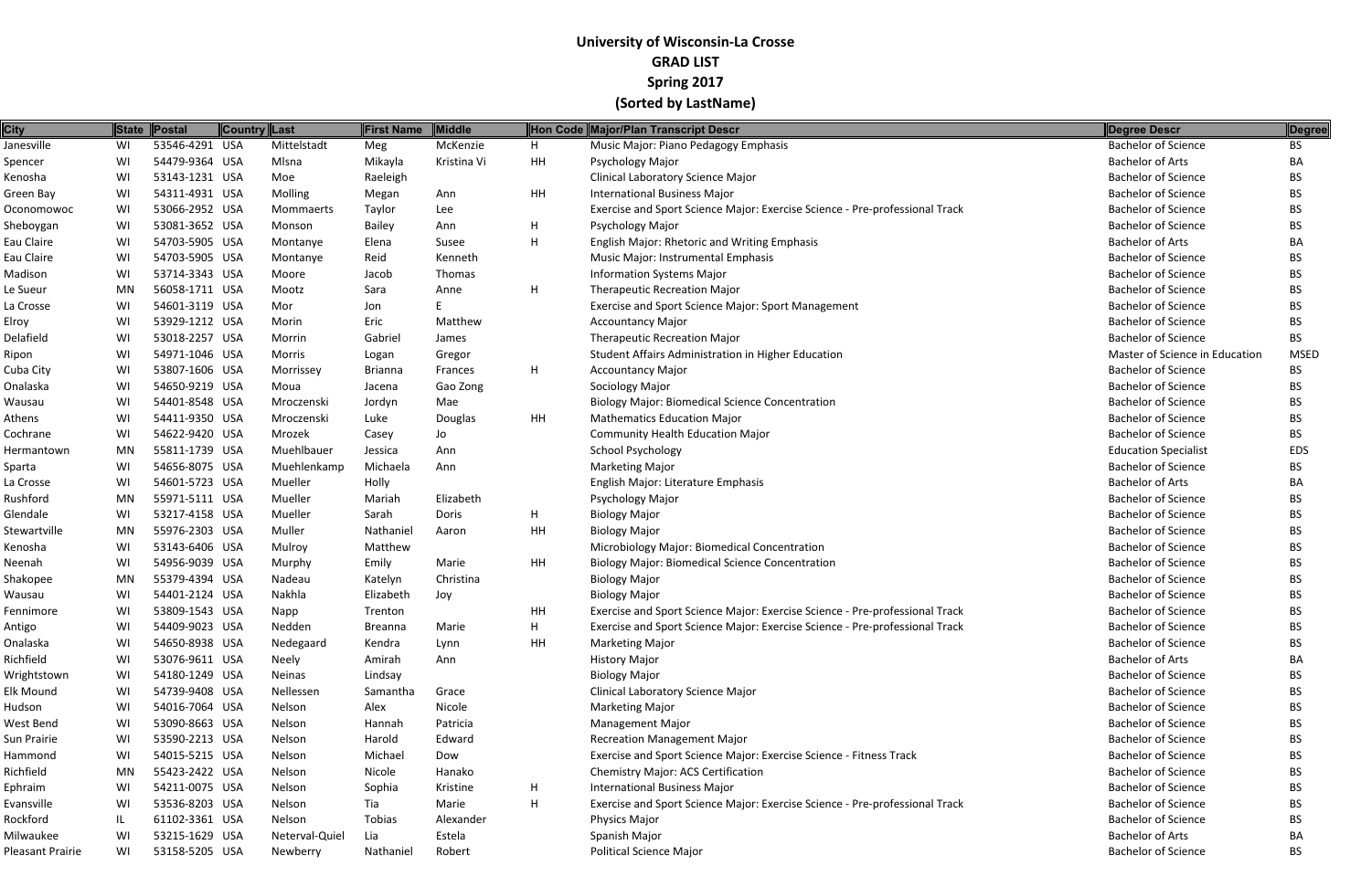# University of Wisconsin-La Crosse

## GRAD LIST

## Spring 2017

## (Sorted by LastName)

| City | State | Postal | Country | Last | First Name | Middle | Hon Code | Major/Plan Transcript Descr | Degree Descr | Degree |
|---|---|---|---|---|---|---|---|---|---|---|
| Janesville | WI | 53546-4291 | USA | Mittelstadt | Meg | McKenzie | H | Music Major: Piano Pedagogy Emphasis | Bachelor of Science | BS |
| Spencer | WI | 54479-9364 | USA | Mlsna | Mikayla | Kristina Vi | HH | Psychology Major | Bachelor of Arts | BA |
| Kenosha | WI | 53143-1231 | USA | Moe | Raeleigh | | | Clinical Laboratory Science Major | Bachelor of Science | BS |
| Green Bay | WI | 54311-4931 | USA | Molling | Megan | Ann | HH | International Business Major | Bachelor of Science | BS |
| Oconomowoc | WI | 53066-2952 | USA | Mommaerts | Taylor | Lee | | Exercise and Sport Science Major: Exercise Science - Pre-professional Track | Bachelor of Science | BS |
| Sheboygan | WI | 53081-3652 | USA | Monson | Bailey | Ann | H | Psychology Major | Bachelor of Science | BS |
| Eau Claire | WI | 54703-5905 | USA | Montanye | Elena | Susee | H | English Major: Rhetoric and Writing Emphasis | Bachelor of Arts | BA |
| Eau Claire | WI | 54703-5905 | USA | Montanye | Reid | Kenneth | | Music Major: Instrumental Emphasis | Bachelor of Science | BS |
| Madison | WI | 53714-3343 | USA | Moore | Jacob | Thomas | | Information Systems Major | Bachelor of Science | BS |
| Le Sueur | MN | 56058-1711 | USA | Mootz | Sara | Anne | H | Therapeutic Recreation Major | Bachelor of Science | BS |
| La Crosse | WI | 54601-3119 | USA | Mor | Jon | E | | Exercise and Sport Science Major: Sport Management | Bachelor of Science | BS |
| Elroy | WI | 53929-1212 | USA | Morin | Eric | Matthew | | Accountancy Major | Bachelor of Science | BS |
| Delafield | WI | 53018-2257 | USA | Morrin | Gabriel | James | | Therapeutic Recreation Major | Bachelor of Science | BS |
| Ripon | WI | 54971-1046 | USA | Morris | Logan | Gregor | | Student Affairs Administration in Higher Education | Master of Science in Education | MSED |
| Cuba City | WI | 53807-1606 | USA | Morrissey | Brianna | Frances | H | Accountancy Major | Bachelor of Science | BS |
| Onalaska | WI | 54650-9219 | USA | Moua | Jacena | Gao Zong | | Sociology Major | Bachelor of Science | BS |
| Wausau | WI | 54401-8548 | USA | Mroczenski | Jordyn | Mae | | Biology Major: Biomedical Science Concentration | Bachelor of Science | BS |
| Athens | WI | 54411-9350 | USA | Mroczenski | Luke | Douglas | HH | Mathematics Education Major | Bachelor of Science | BS |
| Cochrane | WI | 54622-9420 | USA | Mrozek | Casey | Jo | | Community Health Education Major | Bachelor of Science | BS |
| Hermantown | MN | 55811-1739 | USA | Muehlbauer | Jessica | Ann | | School Psychology | Education Specialist | EDS |
| Sparta | WI | 54656-8075 | USA | Muehlenkamp | Michaela | Ann | | Marketing Major | Bachelor of Science | BS |
| La Crosse | WI | 54601-5723 | USA | Mueller | Holly | | | English Major: Literature Emphasis | Bachelor of Arts | BA |
| Rushford | MN | 55971-5111 | USA | Mueller | Mariah | Elizabeth | | Psychology Major | Bachelor of Science | BS |
| Glendale | WI | 53217-4158 | USA | Mueller | Sarah | Doris | H | Biology Major | Bachelor of Science | BS |
| Stewartville | MN | 55976-2303 | USA | Muller | Nathaniel | Aaron | HH | Biology Major | Bachelor of Science | BS |
| Kenosha | WI | 53143-6406 | USA | Mulroy | Matthew | | | Microbiology Major: Biomedical Concentration | Bachelor of Science | BS |
| Neenah | WI | 54956-9039 | USA | Murphy | Emily | Marie | HH | Biology Major: Biomedical Science Concentration | Bachelor of Science | BS |
| Shakopee | MN | 55379-4394 | USA | Nadeau | Katelyn | Christina | | Biology Major | Bachelor of Science | BS |
| Wausau | WI | 54401-2124 | USA | Nakhla | Elizabeth | Joy | | Biology Major | Bachelor of Science | BS |
| Fennimore | WI | 53809-1543 | USA | Napp | Trenton | | HH | Exercise and Sport Science Major: Exercise Science - Pre-professional Track | Bachelor of Science | BS |
| Antigo | WI | 54409-9023 | USA | Nedden | Breanna | Marie | H | Exercise and Sport Science Major: Exercise Science - Pre-professional Track | Bachelor of Science | BS |
| Onalaska | WI | 54650-8938 | USA | Nedegaard | Kendra | Lynn | HH | Marketing Major | Bachelor of Science | BS |
| Richfield | WI | 53076-9611 | USA | Neely | Amirah | Ann | | History Major | Bachelor of Arts | BA |
| Wrightstown | WI | 54180-1249 | USA | Neinas | Lindsay | | | Biology Major | Bachelor of Science | BS |
| Elk Mound | WI | 54739-9408 | USA | Nellessen | Samantha | Grace | | Clinical Laboratory Science Major | Bachelor of Science | BS |
| Hudson | WI | 54016-7064 | USA | Nelson | Alex | Nicole | | Marketing Major | Bachelor of Science | BS |
| West Bend | WI | 53090-8663 | USA | Nelson | Hannah | Patricia | | Management Major | Bachelor of Science | BS |
| Sun Prairie | WI | 53590-2213 | USA | Nelson | Harold | Edward | | Recreation Management Major | Bachelor of Science | BS |
| Hammond | WI | 54015-5215 | USA | Nelson | Michael | Dow | | Exercise and Sport Science Major: Exercise Science - Fitness Track | Bachelor of Science | BS |
| Richfield | MN | 55423-2422 | USA | Nelson | Nicole | Hanako | | Chemistry Major: ACS Certification | Bachelor of Science | BS |
| Ephraim | WI | 54211-0075 | USA | Nelson | Sophia | Kristine | H | International Business Major | Bachelor of Science | BS |
| Evansville | WI | 53536-8203 | USA | Nelson | Tia | Marie | H | Exercise and Sport Science Major: Exercise Science - Pre-professional Track | Bachelor of Science | BS |
| Rockford | IL | 61102-3361 | USA | Nelson | Tobias | Alexander | | Physics Major | Bachelor of Science | BS |
| Milwaukee | WI | 53215-1629 | USA | Neterval-Quiel | Lia | Estela | | Spanish Major | Bachelor of Arts | BA |
| Pleasant Prairie | WI | 53158-5205 | USA | Newberry | Nathaniel | Robert | | Political Science Major | Bachelor of Science | BS |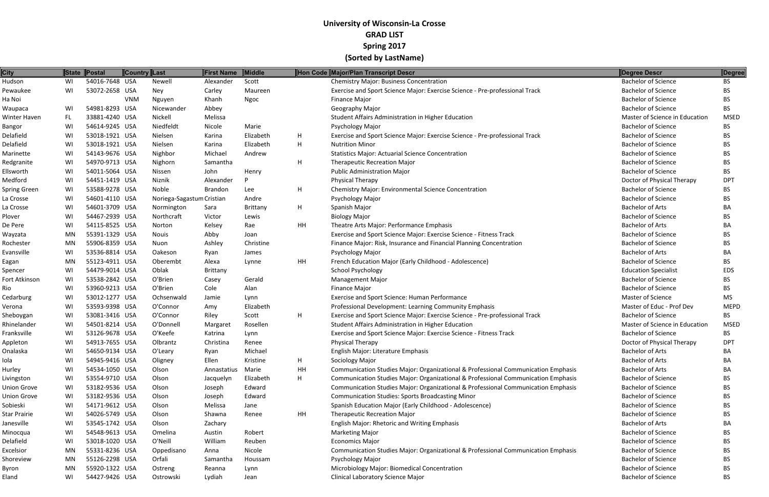**University of Wisconsin-La Crosse**

**GRAD LIST**

**Spring 2017**

**(Sorted by LastName)**

| City | State | Postal | Country | Last | First Name | Middle | Hon Code | Major/Plan Transcript Descr | Degree Descr | Degree |
|---|---|---|---|---|---|---|---|---|---|---|
| Hudson | WI | 54016-7648 | USA | Newell | Alexander | Scott | | Chemistry Major: Business Concentration | Bachelor of Science | BS |
| Pewaukee | WI | 53072-2658 | USA | Ney | Carley | Maureen | | Exercise and Sport Science Major: Exercise Science - Pre-professional Track | Bachelor of Science | BS |
| Ha Noi | | | VNM | Nguyen | Khanh | Ngoc | | Finance Major | Bachelor of Science | BS |
| Waupaca | WI | 54981-8293 | USA | Nicewander | Abbey | | | Geography Major | Bachelor of Science | BS |
| Winter Haven | FL | 33881-4240 | USA | Nickell | Melissa | | | Student Affairs Administration in Higher Education | Master of Science in Education | MSED |
| Bangor | WI | 54614-9245 | USA | Niedfeldt | Nicole | Marie | | Psychology Major | Bachelor of Science | BS |
| Delafield | WI | 53018-1921 | USA | Nielsen | Karina | Elizabeth | H | Exercise and Sport Science Major: Exercise Science - Pre-professional Track | Bachelor of Science | BS |
| Delafield | WI | 53018-1921 | USA | Nielsen | Karina | Elizabeth | H | Nutrition Minor | Bachelor of Science | BS |
| Marinette | WI | 54143-9676 | USA | Nighbor | Michael | Andrew | | Statistics Major: Actuarial Science Concentration | Bachelor of Science | BS |
| Redgranite | WI | 54970-9713 | USA | Nighorn | Samantha | | H | Therapeutic Recreation Major | Bachelor of Science | BS |
| Ellsworth | WI | 54011-5064 | USA | Nissen | John | Henry | | Public Administration Major | Bachelor of Science | BS |
| Medford | WI | 54451-1419 | USA | Niznik | Alexander | P | | Physical Therapy | Doctor of Physical Therapy | DPT |
| Spring Green | WI | 53588-9278 | USA | Noble | Brandon | Lee | H | Chemistry Major: Environmental Science Concentration | Bachelor of Science | BS |
| La Crosse | WI | 54601-4110 | USA | Noriega-Sagastum | Cristian | Andre | | Psychology Major | Bachelor of Science | BS |
| La Crosse | WI | 54601-3709 | USA | Normington | Sara | Brittany | H | Spanish Major | Bachelor of Arts | BA |
| Plover | WI | 54467-2939 | USA | Northcraft | Victor | Lewis | | Biology Major | Bachelor of Science | BS |
| De Pere | WI | 54115-8525 | USA | Norton | Kelsey | Rae | HH | Theatre Arts Major: Performance Emphasis | Bachelor of Arts | BA |
| Wayzata | MN | 55391-1329 | USA | Nouis | Abby | Joan | | Exercise and Sport Science Major: Exercise Science - Fitness Track | Bachelor of Science | BS |
| Rochester | MN | 55906-8359 | USA | Nuon | Ashley | Christine | | Finance Major: Risk, Insurance and Financial Planning Concentration | Bachelor of Science | BS |
| Evansville | WI | 53536-8814 | USA | Oakeson | Ryan | James | | Psychology Major | Bachelor of Arts | BA |
| Eagan | MN | 55123-4911 | USA | Oberembt | Alexa | Lynne | HH | French Education Major (Early Childhood - Adolescence) | Bachelor of Science | BS |
| Spencer | WI | 54479-9014 | USA | Oblak | Brittany | | | School Psychology | Education Specialist | EDS |
| Fort Atkinson | WI | 53538-2842 | USA | O'Brien | Casey | Gerald | | Management Major | Bachelor of Science | BS |
| Rio | WI | 53960-9213 | USA | O'Brien | Cole | Alan | | Finance Major | Bachelor of Science | BS |
| Cedarburg | WI | 53012-1277 | USA | Ochsenwald | Jamie | Lynn | | Exercise and Sport Science: Human Performance | Master of Science | MS |
| Verona | WI | 53593-9398 | USA | O'Connor | Amy | Elizabeth | | Professional Development: Learning Community Emphasis | Master of Educ - Prof Dev | MEPD |
| Sheboygan | WI | 53081-3416 | USA | O'Connor | Riley | Scott | H | Exercise and Sport Science Major: Exercise Science - Pre-professional Track | Bachelor of Science | BS |
| Rhinelander | WI | 54501-8214 | USA | O'Donnell | Margaret | Rosellen | | Student Affairs Administration in Higher Education | Master of Science in Education | MSED |
| Franksville | WI | 53126-9678 | USA | O'Keefe | Katrina | Lynn | | Exercise and Sport Science Major: Exercise Science - Fitness Track | Bachelor of Science | BS |
| Appleton | WI | 54913-7655 | USA | Olbrantz | Christina | Renee | | Physical Therapy | Doctor of Physical Therapy | DPT |
| Onalaska | WI | 54650-9134 | USA | O'Leary | Ryan | Michael | | English Major: Literature Emphasis | Bachelor of Arts | BA |
| Iola | WI | 54945-9416 | USA | Oligney | Ellen | Kristine | H | Sociology Major | Bachelor of Arts | BA |
| Hurley | WI | 54534-1050 | USA | Olson | Annastatius | Marie | HH | Communication Studies Major: Organizational & Professional Communication Emphasis | Bachelor of Arts | BA |
| Livingston | WI | 53554-9710 | USA | Olson | Jacquelyn | Elizabeth | H | Communication Studies Major: Organizational & Professional Communication Emphasis | Bachelor of Science | BS |
| Union Grove | WI | 53182-9536 | USA | Olson | Joseph | Edward | | Communication Studies Major: Organizational & Professional Communication Emphasis | Bachelor of Science | BS |
| Union Grove | WI | 53182-9536 | USA | Olson | Joseph | Edward | | Communication Studies: Sports Broadcasting Minor | Bachelor of Science | BS |
| Sobieski | WI | 54171-9612 | USA | Olson | Melissa | Jane | | Spanish Education Major (Early Childhood - Adolescence) | Bachelor of Science | BS |
| Star Prairie | WI | 54026-5749 | USA | Olson | Shawna | Renee | HH | Therapeutic Recreation Major | Bachelor of Science | BS |
| Janesville | WI | 53545-1742 | USA | Olson | Zachary | | | English Major: Rhetoric and Writing Emphasis | Bachelor of Arts | BA |
| Minocqua | WI | 54548-9613 | USA | Omelina | Austin | Robert | | Marketing Major | Bachelor of Science | BS |
| Delafield | WI | 53018-1020 | USA | O'Neill | William | Reuben | | Economics Major | Bachelor of Science | BS |
| Excelsior | MN | 55331-8236 | USA | Oppedisano | Anna | Nicole | | Communication Studies Major: Organizational & Professional Communication Emphasis | Bachelor of Science | BS |
| Shoreview | MN | 55126-2298 | USA | Orfali | Samantha | Houssam | | Psychology Major | Bachelor of Science | BS |
| Byron | MN | 55920-1322 | USA | Ostreng | Reanna | Lynn | | Microbiology Major: Biomedical Concentration | Bachelor of Science | BS |
| Eland | WI | 54427-9426 | USA | Ostrowski | Lydiah | Jean | | Clinical Laboratory Science Major | Bachelor of Science | BS |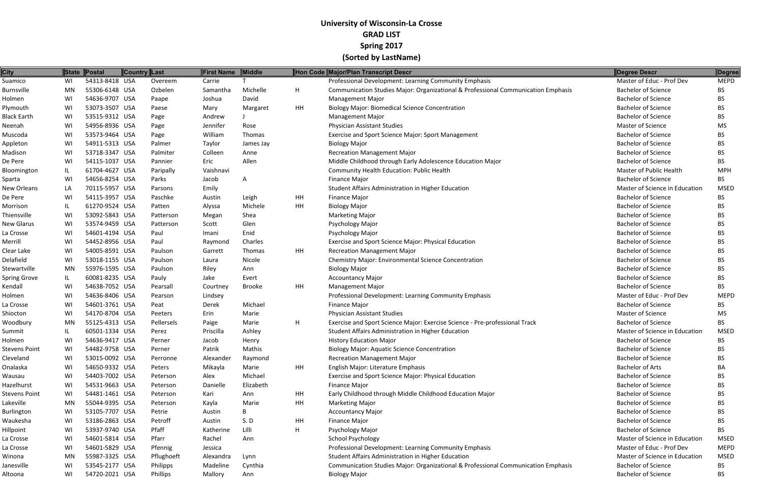# University of Wisconsin-La Crosse

## GRAD LIST

## Spring 2017

## (Sorted by LastName)

| City | State | Postal | Country | Last | First Name | Middle | Hon Code | Major/Plan Transcript Descr | Degree Descr | Degree |
|---|---|---|---|---|---|---|---|---|---|---|
| Suamico | WI | 54313-8418 | USA | Overeem | Carrie | T |  | Professional Development: Learning Community Emphasis | Master of Educ - Prof Dev | MEPD |
| Burnsville | MN | 55306-6148 | USA | Ozbelen | Samantha | Michelle | H | Communication Studies Major: Organizational & Professional Communication Emphasis | Bachelor of Science | BS |
| Holmen | WI | 54636-9707 | USA | Paape | Joshua | David |  | Management Major | Bachelor of Science | BS |
| Plymouth | WI | 53073-3507 | USA | Paese | Mary | Margaret | HH | Biology Major: Biomedical Science Concentration | Bachelor of Science | BS |
| Black Earth | WI | 53515-9312 | USA | Page | Andrew | J |  | Management Major | Bachelor of Science | BS |
| Neenah | WI | 54956-8936 | USA | Page | Jennifer | Rose |  | Physician Assistant Studies | Master of Science | MS |
| Muscoda | WI | 53573-9464 | USA | Page | William | Thomas |  | Exercise and Sport Science Major: Sport Management | Bachelor of Science | BS |
| Appleton | WI | 54911-5313 | USA | Palmer | Taylor | James Jay |  | Biology Major | Bachelor of Science | BS |
| Madison | WI | 53718-3347 | USA | Palmiter | Colleen | Anne |  | Recreation Management Major | Bachelor of Science | BS |
| De Pere | WI | 54115-1037 | USA | Pannier | Eric | Allen |  | Middle Childhood through Early Adolescence Education Major | Bachelor of Science | BS |
| Bloomington | IL | 61704-4627 | USA | Paripally | Vaishnavi |  |  | Community Health Education: Public Health | Master of Public Health | MPH |
| Sparta | WI | 54656-8254 | USA | Parks | Jacob | A |  | Finance Major | Bachelor of Science | BS |
| New Orleans | LA | 70115-5957 | USA | Parsons | Emily |  |  | Student Affairs Administration in Higher Education | Master of Science in Education | MSED |
| De Pere | WI | 54115-3957 | USA | Paschke | Austin | Leigh | HH | Finance Major | Bachelor of Science | BS |
| Morrison | IL | 61270-9524 | USA | Patten | Alyssa | Michele | HH | Biology Major | Bachelor of Science | BS |
| Thiensville | WI | 53092-5843 | USA | Patterson | Megan | Shea |  | Marketing Major | Bachelor of Science | BS |
| New Glarus | WI | 53574-9459 | USA | Patterson | Scott | Glen |  | Psychology Major | Bachelor of Science | BS |
| La Crosse | WI | 54601-4194 | USA | Paul | Imani | Enid |  | Psychology Major | Bachelor of Science | BS |
| Merrill | WI | 54452-8956 | USA | Paul | Raymond | Charles |  | Exercise and Sport Science Major: Physical Education | Bachelor of Science | BS |
| Clear Lake | WI | 54005-8591 | USA | Paulson | Garrett | Thomas | HH | Recreation Management Major | Bachelor of Science | BS |
| Delafield | WI | 53018-1155 | USA | Paulson | Laura | Nicole |  | Chemistry Major: Environmental Science Concentration | Bachelor of Science | BS |
| Stewartville | MN | 55976-1595 | USA | Paulson | Riley | Ann |  | Biology Major | Bachelor of Science | BS |
| Spring Grove | IL | 60081-8235 | USA | Pauly | Jake | Evert |  | Accountancy Major | Bachelor of Science | BS |
| Kendall | WI | 54638-7052 | USA | Pearsall | Courtney | Brooke | HH | Management Major | Bachelor of Science | BS |
| Holmen | WI | 54636-8406 | USA | Pearson | Lindsey |  |  | Professional Development: Learning Community Emphasis | Master of Educ - Prof Dev | MEPD |
| La Crosse | WI | 54601-3761 | USA | Peat | Derek | Michael |  | Finance Major | Bachelor of Science | BS |
| Shiocton | WI | 54170-8704 | USA | Peeters | Erin | Marie |  | Physician Assistant Studies | Master of Science | MS |
| Woodbury | MN | 55125-4313 | USA | Pellersels | Paige | Marie | H | Exercise and Sport Science Major: Exercise Science - Pre-professional Track | Bachelor of Science | BS |
| Summit | IL | 60501-1334 | USA | Perez | Priscilla | Ashley |  | Student Affairs Administration in Higher Education | Master of Science in Education | MSED |
| Holmen | WI | 54636-9417 | USA | Perner | Jacob | Henry |  | History Education Major | Bachelor of Science | BS |
| Stevens Point | WI | 54482-9758 | USA | Perner | Patrik | Mathis |  | Biology Major: Aquatic Science Concentration | Bachelor of Science | BS |
| Cleveland | WI | 53015-0092 | USA | Perronne | Alexander | Raymond |  | Recreation Management Major | Bachelor of Science | BS |
| Onalaska | WI | 54650-9332 | USA | Peters | Mikayla | Marie | HH | English Major: Literature Emphasis | Bachelor of Arts | BA |
| Wausau | WI | 54403-7002 | USA | Peterson | Alex | Michael |  | Exercise and Sport Science Major: Physical Education | Bachelor of Science | BS |
| Hazelhurst | WI | 54531-9663 | USA | Peterson | Danielle | Elizabeth |  | Finance Major | Bachelor of Science | BS |
| Stevens Point | WI | 54481-1461 | USA | Peterson | Kari | Ann | HH | Early Childhood through Middle Childhood Education Major | Bachelor of Science | BS |
| Lakeville | MN | 55044-9395 | USA | Peterson | Kayla | Marie | HH | Marketing Major | Bachelor of Science | BS |
| Burlington | WI | 53105-7707 | USA | Petrie | Austin | B |  | Accountancy Major | Bachelor of Science | BS |
| Waukesha | WI | 53186-2863 | USA | Petroff | Austin | S. D | HH | Finance Major | Bachelor of Science | BS |
| Hillpoint | WI | 53937-9740 | USA | Pfaff | Katherine | Lilli | H | Psychology Major | Bachelor of Science | BS |
| La Crosse | WI | 54601-5814 | USA | Pfarr | Rachel | Ann |  | School Psychology | Master of Science in Education | MSED |
| La Crosse | WI | 54601-5829 | USA | Pfennig | Jessica |  |  | Professional Development: Learning Community Emphasis | Master of Educ - Prof Dev | MEPD |
| Winona | MN | 55987-3325 | USA | Pflughoeft | Alexandra | Lynn |  | Student Affairs Administration in Higher Education | Master of Science in Education | MSED |
| Janesville | WI | 53545-2177 | USA | Philipps | Madeline | Cynthia |  | Communication Studies Major: Organizational & Professional Communication Emphasis | Bachelor of Science | BS |
| Altoona | WI | 54720-2021 | USA | Phillips | Mallory | Ann |  | Biology Major | Bachelor of Science | BS |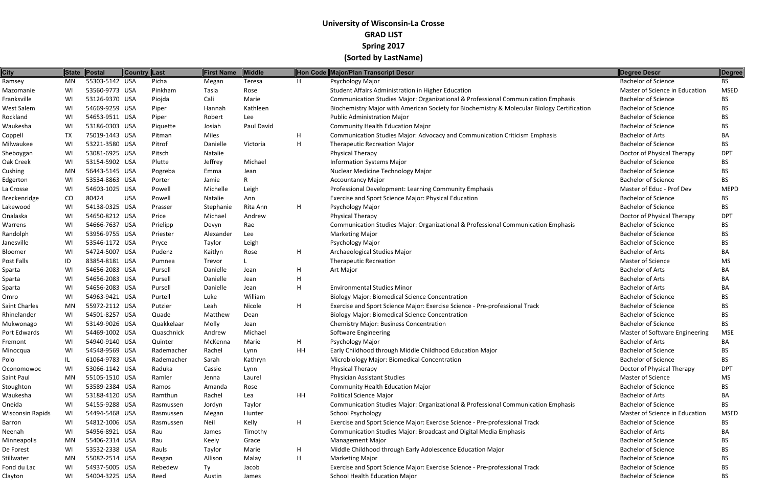**University of Wisconsin-La Crosse**
**GRAD LIST**
**Spring 2017**
**(Sorted by LastName)**

| City | State | Postal | Country | Last | First Name | Middle | Hon Code | Major/Plan Transcript Descr | Degree Descr | Degree |
|---|---|---|---|---|---|---|---|---|---|---|
| Ramsey | MN | 55303-5142 | USA | Picha | Megan | Teresa | H | Psychology Major | Bachelor of Science | BS |
| Mazomanie | WI | 53560-9773 | USA | Pinkham | Tasia | Rose | | Student Affairs Administration in Higher Education | Master of Science in Education | MSED |
| Franksville | WI | 53126-9370 | USA | Piojda | Cali | Marie | | Communication Studies Major: Organizational & Professional Communication Emphasis | Bachelor of Science | BS |
| West Salem | WI | 54669-9259 | USA | Piper | Hannah | Kathleen | | Biochemistry Major with American Society for Biochemistry & Molecular Biology Certification | Bachelor of Science | BS |
| Rockland | WI | 54653-9511 | USA | Piper | Robert | Lee | | Public Administration Major | Bachelor of Science | BS |
| Waukesha | WI | 53186-0303 | USA | Piquette | Josiah | Paul David | | Community Health Education Major | Bachelor of Science | BS |
| Coppell | TX | 75019-1443 | USA | Pitman | Miles | | H | Communication Studies Major: Advocacy and Communication Criticism Emphasis | Bachelor of Arts | BA |
| Milwaukee | WI | 53221-3580 | USA | Pitrof | Danielle | Victoria | H | Therapeutic Recreation Major | Bachelor of Science | BS |
| Sheboygan | WI | 53081-6925 | USA | Pitsch | Natalie | | | Physical Therapy | Doctor of Physical Therapy | DPT |
| Oak Creek | WI | 53154-5902 | USA | Plutte | Jeffrey | Michael | | Information Systems Major | Bachelor of Science | BS |
| Cushing | MN | 56443-5145 | USA | Pogreba | Emma | Jean | | Nuclear Medicine Technology Major | Bachelor of Science | BS |
| Edgerton | WI | 53534-8863 | USA | Porter | Jamie | R | | Accountancy Major | Bachelor of Science | BS |
| La Crosse | WI | 54603-1025 | USA | Powell | Michelle | Leigh | | Professional Development: Learning Community Emphasis | Master of Educ - Prof Dev | MEPD |
| Breckenridge | CO | 80424 | USA | Powell | Natalie | Ann | | Exercise and Sport Science Major: Physical Education | Bachelor of Science | BS |
| Lakewood | WI | 54138-0325 | USA | Prasser | Stephanie | Rita Ann | H | Psychology Major | Bachelor of Science | BS |
| Onalaska | WI | 54650-8212 | USA | Price | Michael | Andrew | | Physical Therapy | Doctor of Physical Therapy | DPT |
| Warrens | WI | 54666-7637 | USA | Prielipp | Devyn | Rae | | Communication Studies Major: Organizational & Professional Communication Emphasis | Bachelor of Science | BS |
| Randolph | WI | 53956-9755 | USA | Priester | Alexander | Lee | | Marketing Major | Bachelor of Science | BS |
| Janesville | WI | 53546-1172 | USA | Pryce | Taylor | Leigh | | Psychology Major | Bachelor of Science | BS |
| Bloomer | WI | 54724-5007 | USA | Pudenz | Kaitlyn | Rose | H | Archaeological Studies Major | Bachelor of Arts | BA |
| Post Falls | ID | 83854-8181 | USA | Pumnea | Trevor | L | | Therapeutic Recreation | Master of Science | MS |
| Sparta | WI | 54656-2083 | USA | Pursell | Danielle | Jean | H | Art Major | Bachelor of Arts | BA |
| Sparta | WI | 54656-2083 | USA | Pursell | Danielle | Jean | H | | Bachelor of Arts | BA |
| Sparta | WI | 54656-2083 | USA | Pursell | Danielle | Jean | H | Environmental Studies Minor | Bachelor of Arts | BA |
| Omro | WI | 54963-9421 | USA | Purtell | Luke | William | | Biology Major: Biomedical Science Concentration | Bachelor of Science | BS |
| Saint Charles | MN | 55972-2112 | USA | Putzier | Leah | Nicole | H | Exercise and Sport Science Major: Exercise Science - Pre-professional Track | Bachelor of Science | BS |
| Rhinelander | WI | 54501-8257 | USA | Quade | Matthew | Dean | | Biology Major: Biomedical Science Concentration | Bachelor of Science | BS |
| Mukwonago | WI | 53149-9026 | USA | Quakkelaar | Molly | Jean | | Chemistry Major: Business Concentration | Bachelor of Science | BS |
| Port Edwards | WI | 54469-1002 | USA | Quaschnick | Andrew | Michael | | Software Engineering | Master of Software Engineering | MSE |
| Fremont | WI | 54940-9140 | USA | Quinter | McKenna | Marie | H | Psychology Major | Bachelor of Arts | BA |
| Minocqua | WI | 54548-9569 | USA | Rademacher | Rachel | Lynn | HH | Early Childhood through Middle Childhood Education Major | Bachelor of Science | BS |
| Polo | IL | 61064-9783 | USA | Rademacher | Sarah | Kathryn | | Microbiology Major: Biomedical Concentration | Bachelor of Science | BS |
| Oconomowoc | WI | 53066-1142 | USA | Raduka | Cassie | Lynn | | Physical Therapy | Doctor of Physical Therapy | DPT |
| Saint Paul | MN | 55105-1510 | USA | Ramler | Jenna | Laurel | | Physician Assistant Studies | Master of Science | MS |
| Stoughton | WI | 53589-2384 | USA | Ramos | Amanda | Rose | | Community Health Education Major | Bachelor of Science | BS |
| Waukesha | WI | 53188-4120 | USA | Ramthun | Rachel | Lea | HH | Political Science Major | Bachelor of Arts | BA |
| Oneida | WI | 54155-9288 | USA | Rasmussen | Jordyn | Taylor | | Communication Studies Major: Organizational & Professional Communication Emphasis | Bachelor of Science | BS |
| Wisconsin Rapids | WI | 54494-5468 | USA | Rasmussen | Megan | Hunter | | School Psychology | Master of Science in Education | MSED |
| Barron | WI | 54812-1006 | USA | Rasmussen | Neil | Kelly | H | Exercise and Sport Science Major: Exercise Science - Pre-professional Track | Bachelor of Science | BS |
| Neenah | WI | 54956-8921 | USA | Rau | James | Timothy | | Communication Studies Major: Broadcast and Digital Media Emphasis | Bachelor of Arts | BA |
| Minneapolis | MN | 55406-2314 | USA | Rau | Keely | Grace | | Management Major | Bachelor of Science | BS |
| De Forest | WI | 53532-2338 | USA | Rauls | Taylor | Marie | H | Middle Childhood through Early Adolescence Education Major | Bachelor of Science | BS |
| Stillwater | MN | 55082-2514 | USA | Reagan | Allison | Malay | H | Marketing Major | Bachelor of Science | BS |
| Fond du Lac | WI | 54937-5005 | USA | Rebedew | Ty | Jacob | | Exercise and Sport Science Major: Exercise Science - Pre-professional Track | Bachelor of Science | BS |
| Clayton | WI | 54004-3225 | USA | Reed | Austin | James | | School Health Education Major | Bachelor of Science | BS |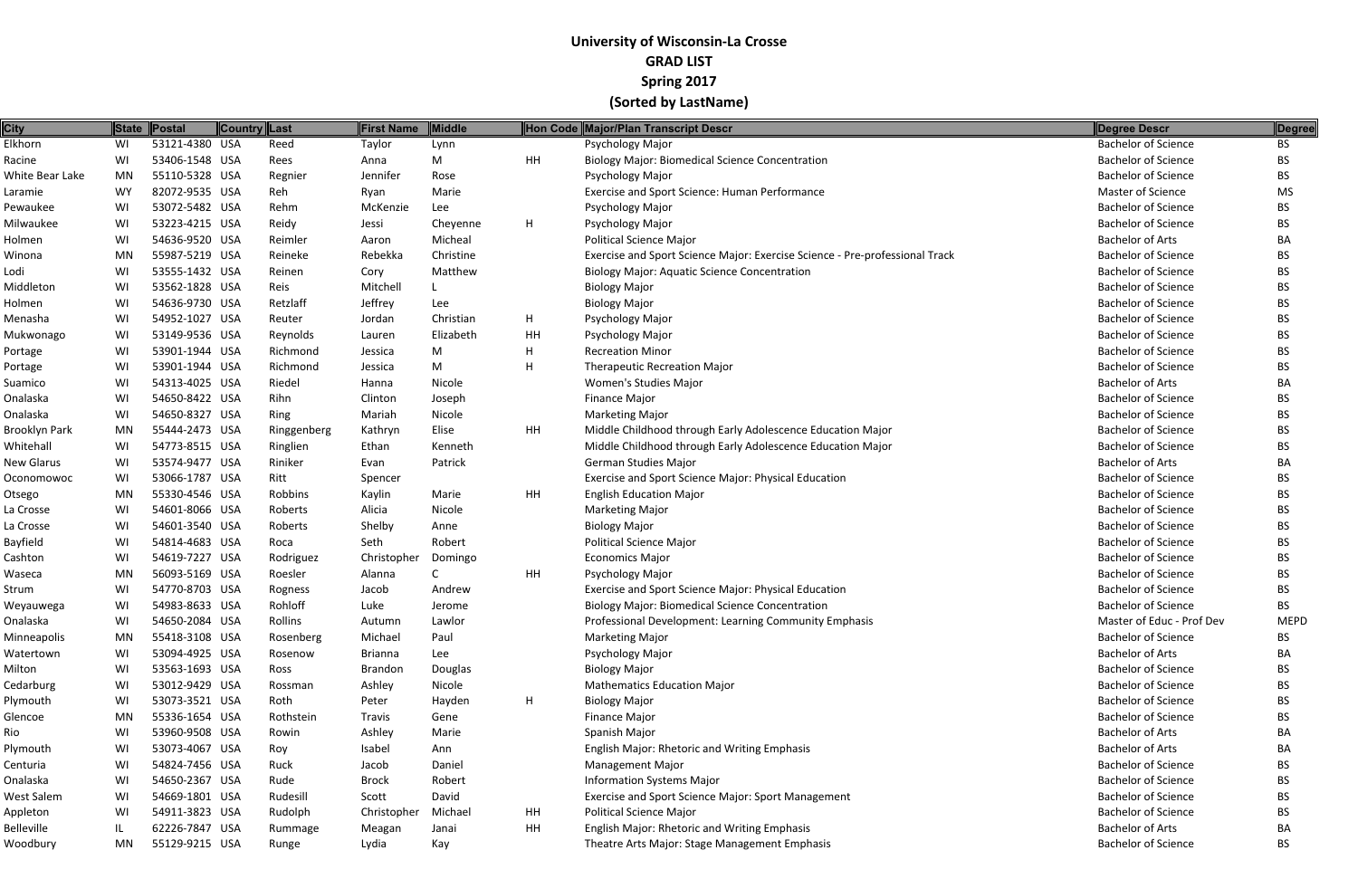# University of Wisconsin-La Crosse
## GRAD LIST
## Spring 2017
## (Sorted by LastName)

| City | State | Postal | Country | Last | First Name | Middle | Hon Code | Major/Plan Transcript Descr | Degree Descr | Degree |
|---|---|---|---|---|---|---|---|---|---|---|
| Elkhorn | WI | 53121-4380 | USA | Reed | Taylor | Lynn | | Psychology Major | Bachelor of Science | BS |
| Racine | WI | 53406-1548 | USA | Rees | Anna | M | HH | Biology Major: Biomedical Science Concentration | Bachelor of Science | BS |
| White Bear Lake | MN | 55110-5328 | USA | Regnier | Jennifer | Rose | | Psychology Major | Bachelor of Science | BS |
| Laramie | WY | 82072-9535 | USA | Reh | Ryan | Marie | | Exercise and Sport Science: Human Performance | Master of Science | MS |
| Pewaukee | WI | 53072-5482 | USA | Rehm | McKenzie | Lee | | Psychology Major | Bachelor of Science | BS |
| Milwaukee | WI | 53223-4215 | USA | Reidy | Jessi | Cheyenne | H | Psychology Major | Bachelor of Science | BS |
| Holmen | WI | 54636-9520 | USA | Reimler | Aaron | Micheal | | Political Science Major | Bachelor of Arts | BA |
| Winona | MN | 55987-5219 | USA | Reineke | Rebekka | Christine | | Exercise and Sport Science Major: Exercise Science - Pre-professional Track | Bachelor of Science | BS |
| Lodi | WI | 53555-1432 | USA | Reinen | Cory | Matthew | | Biology Major: Aquatic Science Concentration | Bachelor of Science | BS |
| Middleton | WI | 53562-1828 | USA | Reis | Mitchell | L | | Biology Major | Bachelor of Science | BS |
| Holmen | WI | 54636-9730 | USA | Retzlaff | Jeffrey | Lee | | Biology Major | Bachelor of Science | BS |
| Menasha | WI | 54952-1027 | USA | Reuter | Jordan | Christian | H | Psychology Major | Bachelor of Science | BS |
| Mukwonago | WI | 53149-9536 | USA | Reynolds | Lauren | Elizabeth | HH | Psychology Major | Bachelor of Science | BS |
| Portage | WI | 53901-1944 | USA | Richmond | Jessica | M | H | Recreation Minor | Bachelor of Science | BS |
| Portage | WI | 53901-1944 | USA | Richmond | Jessica | M | H | Therapeutic Recreation Major | Bachelor of Science | BS |
| Suamico | WI | 54313-4025 | USA | Riedel | Hanna | Nicole | | Women's Studies Major | Bachelor of Arts | BA |
| Onalaska | WI | 54650-8422 | USA | Rihn | Clinton | Joseph | | Finance Major | Bachelor of Science | BS |
| Onalaska | WI | 54650-8327 | USA | Ring | Mariah | Nicole | | Marketing Major | Bachelor of Science | BS |
| Brooklyn Park | MN | 55444-2473 | USA | Ringgenberg | Kathryn | Elise | HH | Middle Childhood through Early Adolescence Education Major | Bachelor of Science | BS |
| Whitehall | WI | 54773-8515 | USA | Ringlien | Ethan | Kenneth | | Middle Childhood through Early Adolescence Education Major | Bachelor of Science | BS |
| New Glarus | WI | 53574-9477 | USA | Riniker | Evan | Patrick | | German Studies Major | Bachelor of Arts | BA |
| Oconomowoc | WI | 53066-1787 | USA | Ritt | Spencer | | | Exercise and Sport Science Major: Physical Education | Bachelor of Science | BS |
| Otsego | MN | 55330-4546 | USA | Robbins | Kaylin | Marie | HH | English Education Major | Bachelor of Science | BS |
| La Crosse | WI | 54601-8066 | USA | Roberts | Alicia | Nicole | | Marketing Major | Bachelor of Science | BS |
| La Crosse | WI | 54601-3540 | USA | Roberts | Shelby | Anne | | Biology Major | Bachelor of Science | BS |
| Bayfield | WI | 54814-4683 | USA | Roca | Seth | Robert | | Political Science Major | Bachelor of Science | BS |
| Cashton | WI | 54619-7227 | USA | Rodriguez | Christopher | Domingo | | Economics Major | Bachelor of Science | BS |
| Waseca | MN | 56093-5169 | USA | Roesler | Alanna | C | HH | Psychology Major | Bachelor of Science | BS |
| Strum | WI | 54770-8703 | USA | Rogness | Jacob | Andrew | | Exercise and Sport Science Major: Physical Education | Bachelor of Science | BS |
| Weyauwega | WI | 54983-8633 | USA | Rohloff | Luke | Jerome | | Biology Major: Biomedical Science Concentration | Bachelor of Science | BS |
| Onalaska | WI | 54650-2084 | USA | Rollins | Autumn | Lawlor | | Professional Development: Learning Community Emphasis | Master of Educ - Prof Dev | MEPD |
| Minneapolis | MN | 55418-3108 | USA | Rosenberg | Michael | Paul | | Marketing Major | Bachelor of Science | BS |
| Watertown | WI | 53094-4925 | USA | Rosenow | Brianna | Lee | | Psychology Major | Bachelor of Arts | BA |
| Milton | WI | 53563-1693 | USA | Ross | Brandon | Douglas | | Biology Major | Bachelor of Science | BS |
| Cedarburg | WI | 53012-9429 | USA | Rossman | Ashley | Nicole | | Mathematics Education Major | Bachelor of Science | BS |
| Plymouth | WI | 53073-3521 | USA | Roth | Peter | Hayden | H | Biology Major | Bachelor of Science | BS |
| Glencoe | MN | 55336-1654 | USA | Rothstein | Travis | Gene | | Finance Major | Bachelor of Science | BS |
| Rio | WI | 53960-9508 | USA | Rowin | Ashley | Marie | | Spanish Major | Bachelor of Arts | BA |
| Plymouth | WI | 53073-4067 | USA | Roy | Isabel | Ann | | English Major: Rhetoric and Writing Emphasis | Bachelor of Arts | BA |
| Centuria | WI | 54824-7456 | USA | Ruck | Jacob | Daniel | | Management Major | Bachelor of Science | BS |
| Onalaska | WI | 54650-2367 | USA | Rude | Brock | Robert | | Information Systems Major | Bachelor of Science | BS |
| West Salem | WI | 54669-1801 | USA | Rudesill | Scott | David | | Exercise and Sport Science Major: Sport Management | Bachelor of Science | BS |
| Appleton | WI | 54911-3823 | USA | Rudolph | Christopher | Michael | HH | Political Science Major | Bachelor of Science | BS |
| Belleville | IL | 62226-7847 | USA | Rummage | Meagan | Janai | HH | English Major: Rhetoric and Writing Emphasis | Bachelor of Arts | BA |
| Woodbury | MN | 55129-9215 | USA | Runge | Lydia | Kay | | Theatre Arts Major: Stage Management Emphasis | Bachelor of Science | BS |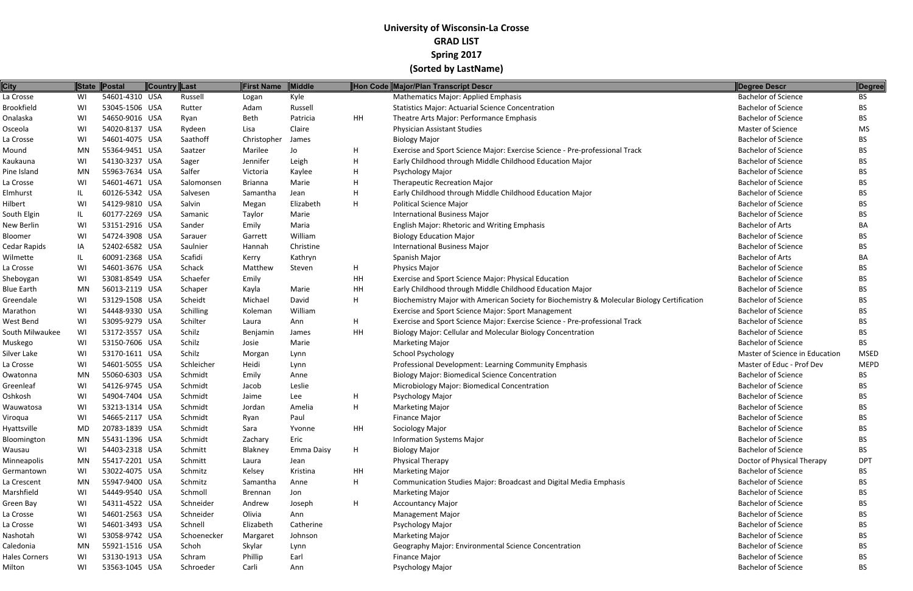# University of Wisconsin-La Crosse
## GRAD LIST
## Spring 2017
## (Sorted by LastName)

| City | State | Postal | Country | Last | First Name | Middle | Hon Code | Major/Plan Transcript Descr | Degree Descr | Degree |
|---|---|---|---|---|---|---|---|---|---|---|
| La Crosse | WI | 54601-4310 | USA | Russell | Logan | Kyle | | Mathematics Major: Applied Emphasis | Bachelor of Science | BS |
| Brookfield | WI | 53045-1506 | USA | Rutter | Adam | Russell | | Statistics Major: Actuarial Science Concentration | Bachelor of Science | BS |
| Onalaska | WI | 54650-9016 | USA | Ryan | Beth | Patricia | HH | Theatre Arts Major: Performance Emphasis | Bachelor of Science | BS |
| Osceola | WI | 54020-8137 | USA | Rydeen | Lisa | Claire | | Physician Assistant Studies | Master of Science | MS |
| La Crosse | WI | 54601-4075 | USA | Saathoff | Christopher | James | | Biology Major | Bachelor of Science | BS |
| Mound | MN | 55364-9451 | USA | Saatzer | Marilee | Jo | H | Exercise and Sport Science Major: Exercise Science - Pre-professional Track | Bachelor of Science | BS |
| Kaukauna | WI | 54130-3237 | USA | Sager | Jennifer | Leigh | H | Early Childhood through Middle Childhood Education Major | Bachelor of Science | BS |
| Pine Island | MN | 55963-7634 | USA | Salfer | Victoria | Kaylee | H | Psychology Major | Bachelor of Science | BS |
| La Crosse | WI | 54601-4671 | USA | Salomonsen | Brianna | Marie | H | Therapeutic Recreation Major | Bachelor of Science | BS |
| Elmhurst | IL | 60126-5342 | USA | Salvesen | Samantha | Jean | H | Early Childhood through Middle Childhood Education Major | Bachelor of Science | BS |
| Hilbert | WI | 54129-9810 | USA | Salvin | Megan | Elizabeth | H | Political Science Major | Bachelor of Science | BS |
| South Elgin | IL | 60177-2269 | USA | Samanic | Taylor | Marie | | International Business Major | Bachelor of Science | BS |
| New Berlin | WI | 53151-2916 | USA | Sander | Emily | Maria | | English Major: Rhetoric and Writing Emphasis | Bachelor of Arts | BA |
| Bloomer | WI | 54724-3908 | USA | Sarauer | Garrett | William | | Biology Education Major | Bachelor of Science | BS |
| Cedar Rapids | IA | 52402-6582 | USA | Saulnier | Hannah | Christine | | International Business Major | Bachelor of Science | BS |
| Wilmette | IL | 60091-2368 | USA | Scafidi | Kerry | Kathryn | | Spanish Major | Bachelor of Arts | BA |
| La Crosse | WI | 54601-3676 | USA | Schack | Matthew | Steven | H | Physics Major | Bachelor of Science | BS |
| Sheboygan | WI | 53081-8549 | USA | Schaefer | Emily | | HH | Exercise and Sport Science Major: Physical Education | Bachelor of Science | BS |
| Blue Earth | MN | 56013-2119 | USA | Schaper | Kayla | Marie | HH | Early Childhood through Middle Childhood Education Major | Bachelor of Science | BS |
| Greendale | WI | 53129-1508 | USA | Scheidt | Michael | David | H | Biochemistry Major with American Society for Biochemistry & Molecular Biology Certification | Bachelor of Science | BS |
| Marathon | WI | 54448-9330 | USA | Schilling | Koleman | William | | Exercise and Sport Science Major: Sport Management | Bachelor of Science | BS |
| West Bend | WI | 53095-9279 | USA | Schilter | Laura | Ann | H | Exercise and Sport Science Major: Exercise Science - Pre-professional Track | Bachelor of Science | BS |
| South Milwaukee | WI | 53172-3557 | USA | Schilz | Benjamin | James | HH | Biology Major: Cellular and Molecular Biology Concentration | Bachelor of Science | BS |
| Muskego | WI | 53150-7606 | USA | Schilz | Josie | Marie | | Marketing Major | Bachelor of Science | BS |
| Silver Lake | WI | 53170-1611 | USA | Schilz | Morgan | Lynn | | School Psychology | Master of Science in Education | MSED |
| La Crosse | WI | 54601-5055 | USA | Schleicher | Heidi | Lynn | | Professional Development: Learning Community Emphasis | Master of Educ - Prof Dev | MEPD |
| Owatonna | MN | 55060-6303 | USA | Schmidt | Emily | Anne | | Biology Major: Biomedical Science Concentration | Bachelor of Science | BS |
| Greenleaf | WI | 54126-9745 | USA | Schmidt | Jacob | Leslie | | Microbiology Major: Biomedical Concentration | Bachelor of Science | BS |
| Oshkosh | WI | 54904-7404 | USA | Schmidt | Jaime | Lee | H | Psychology Major | Bachelor of Science | BS |
| Wauwatosa | WI | 53213-1314 | USA | Schmidt | Jordan | Amelia | H | Marketing Major | Bachelor of Science | BS |
| Viroqua | WI | 54665-2117 | USA | Schmidt | Ryan | Paul | | Finance Major | Bachelor of Science | BS |
| Hyattsville | MD | 20783-1839 | USA | Schmidt | Sara | Yvonne | HH | Sociology Major | Bachelor of Science | BS |
| Bloomington | MN | 55431-1396 | USA | Schmidt | Zachary | Eric | | Information Systems Major | Bachelor of Science | BS |
| Wausau | WI | 54403-2318 | USA | Schmitt | Blakney | Emma Daisy | H | Biology Major | Bachelor of Science | BS |
| Minneapolis | MN | 55417-2201 | USA | Schmitt | Laura | Jean | | Physical Therapy | Doctor of Physical Therapy | DPT |
| Germantown | WI | 53022-4075 | USA | Schmitz | Kelsey | Kristina | HH | Marketing Major | Bachelor of Science | BS |
| La Crescent | MN | 55947-9400 | USA | Schmitz | Samantha | Anne | H | Communication Studies Major: Broadcast and Digital Media Emphasis | Bachelor of Science | BS |
| Marshfield | WI | 54449-9540 | USA | Schmoll | Brennan | Jon | | Marketing Major | Bachelor of Science | BS |
| Green Bay | WI | 54311-4522 | USA | Schneider | Andrew | Joseph | H | Accountancy Major | Bachelor of Science | BS |
| La Crosse | WI | 54601-2563 | USA | Schneider | Olivia | Ann | | Management Major | Bachelor of Science | BS |
| La Crosse | WI | 54601-3493 | USA | Schnell | Elizabeth | Catherine | | Psychology Major | Bachelor of Science | BS |
| Nashotah | WI | 53058-9742 | USA | Schoenecker | Margaret | Johnson | | Marketing Major | Bachelor of Science | BS |
| Caledonia | MN | 55921-1516 | USA | Schoh | Skylar | Lynn | | Geography Major: Environmental Science Concentration | Bachelor of Science | BS |
| Hales Corners | WI | 53130-1913 | USA | Schram | Phillip | Earl | | Finance Major | Bachelor of Science | BS |
| Milton | WI | 53563-1045 | USA | Schroeder | Carli | Ann | | Psychology Major | Bachelor of Science | BS |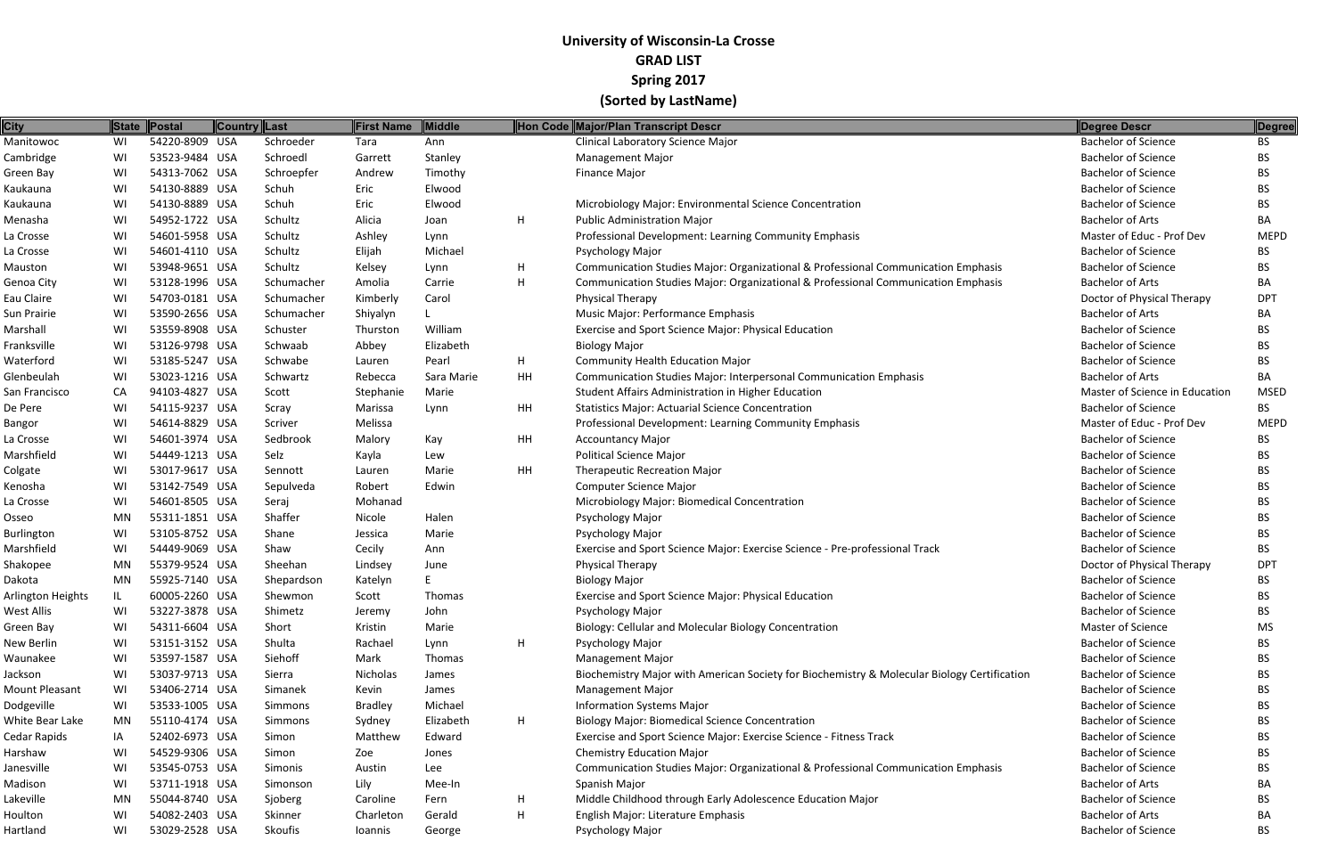# University of Wisconsin-La Crosse
## GRAD LIST
## Spring 2017
## (Sorted by LastName)

| City | State | Postal | Country | Last | First Name | Middle | Hon Code | Major/Plan Transcript Descr | Degree Descr | Degree |
|---|---|---|---|---|---|---|---|---|---|---|
| Manitowoc | WI | 54220-8909 | USA | Schroeder | Tara | Ann | | Clinical Laboratory Science Major | Bachelor of Science | BS |
| Cambridge | WI | 53523-9484 | USA | Schroedl | Garrett | Stanley | | Management Major | Bachelor of Science | BS |
| Green Bay | WI | 54313-7062 | USA | Schroepfer | Andrew | Timothy | | Finance Major | Bachelor of Science | BS |
| Kaukauna | WI | 54130-8889 | USA | Schuh | Eric | Elwood | | | Bachelor of Science | BS |
| Kaukauna | WI | 54130-8889 | USA | Schuh | Eric | Elwood | | Microbiology Major: Environmental Science Concentration | Bachelor of Science | BS |
| Menasha | WI | 54952-1722 | USA | Schultz | Alicia | Joan | H | Public Administration Major | Bachelor of Arts | BA |
| La Crosse | WI | 54601-5958 | USA | Schultz | Ashley | Lynn | | Professional Development: Learning Community Emphasis | Master of Educ - Prof Dev | MEPD |
| La Crosse | WI | 54601-4110 | USA | Schultz | Elijah | Michael | | Psychology Major | Bachelor of Science | BS |
| Mauston | WI | 53948-9651 | USA | Schultz | Kelsey | Lynn | H | Communication Studies Major: Organizational & Professional Communication Emphasis | Bachelor of Science | BS |
| Genoa City | WI | 53128-1996 | USA | Schumacher | Amolia | Carrie | H | Communication Studies Major: Organizational & Professional Communication Emphasis | Bachelor of Arts | BA |
| Eau Claire | WI | 54703-0181 | USA | Schumacher | Kimberly | Carol | | Physical Therapy | Doctor of Physical Therapy | DPT |
| Sun Prairie | WI | 53590-2656 | USA | Schumacher | Shiyalyn | L | | Music Major: Performance Emphasis | Bachelor of Arts | BA |
| Marshall | WI | 53559-8908 | USA | Schuster | Thurston | William | | Exercise and Sport Science Major: Physical Education | Bachelor of Science | BS |
| Franksville | WI | 53126-9798 | USA | Schwaab | Abbey | Elizabeth | | Biology Major | Bachelor of Science | BS |
| Waterford | WI | 53185-5247 | USA | Schwabe | Lauren | Pearl | H | Community Health Education Major | Bachelor of Science | BS |
| Glenbeulah | WI | 53023-1216 | USA | Schwartz | Rebecca | Sara Marie | HH | Communication Studies Major: Interpersonal Communication Emphasis | Bachelor of Arts | BA |
| San Francisco | CA | 94103-4827 | USA | Scott | Stephanie | Marie | | Student Affairs Administration in Higher Education | Master of Science in Education | MSED |
| De Pere | WI | 54115-9237 | USA | Scray | Marissa | Lynn | HH | Statistics Major: Actuarial Science Concentration | Bachelor of Science | BS |
| Bangor | WI | 54614-8829 | USA | Scriver | Melissa | | | Professional Development: Learning Community Emphasis | Master of Educ - Prof Dev | MEPD |
| La Crosse | WI | 54601-3974 | USA | Sedbrook | Malory | Kay | HH | Accountancy Major | Bachelor of Science | BS |
| Marshfield | WI | 54449-1213 | USA | Selz | Kayla | Lew | | Political Science Major | Bachelor of Science | BS |
| Colgate | WI | 53017-9617 | USA | Sennott | Lauren | Marie | HH | Therapeutic Recreation Major | Bachelor of Science | BS |
| Kenosha | WI | 53142-7549 | USA | Sepulveda | Robert | Edwin | | Computer Science Major | Bachelor of Science | BS |
| La Crosse | WI | 54601-8505 | USA | Seraj | Mohanad | | | Microbiology Major: Biomedical Concentration | Bachelor of Science | BS |
| Osseo | MN | 55311-1851 | USA | Shaffer | Nicole | Halen | | Psychology Major | Bachelor of Science | BS |
| Burlington | WI | 53105-8752 | USA | Shane | Jessica | Marie | | Psychology Major | Bachelor of Science | BS |
| Marshfield | WI | 54449-9069 | USA | Shaw | Cecily | Ann | | Exercise and Sport Science Major: Exercise Science - Pre-professional Track | Bachelor of Science | BS |
| Shakopee | MN | 55379-9524 | USA | Sheehan | Lindsey | June | | Physical Therapy | Doctor of Physical Therapy | DPT |
| Dakota | MN | 55925-7140 | USA | Shepardson | Katelyn | E | | Biology Major | Bachelor of Science | BS |
| Arlington Heights | IL | 60005-2260 | USA | Shewmon | Scott | Thomas | | Exercise and Sport Science Major: Physical Education | Bachelor of Science | BS |
| West Allis | WI | 53227-3878 | USA | Shimetz | Jeremy | John | | Psychology Major | Bachelor of Science | BS |
| Green Bay | WI | 54311-6604 | USA | Short | Kristin | Marie | | Biology: Cellular and Molecular Biology Concentration | Master of Science | MS |
| New Berlin | WI | 53151-3152 | USA | Shulta | Rachael | Lynn | H | Psychology Major | Bachelor of Science | BS |
| Waunakee | WI | 53597-1587 | USA | Siehoff | Mark | Thomas | | Management Major | Bachelor of Science | BS |
| Jackson | WI | 53037-9713 | USA | Sierra | Nicholas | James | | Biochemistry Major with American Society for Biochemistry & Molecular Biology Certification | Bachelor of Science | BS |
| Mount Pleasant | WI | 53406-2714 | USA | Simanek | Kevin | James | | Management Major | Bachelor of Science | BS |
| Dodgeville | WI | 53533-1005 | USA | Simmons | Bradley | Michael | | Information Systems Major | Bachelor of Science | BS |
| White Bear Lake | MN | 55110-4174 | USA | Simmons | Sydney | Elizabeth | H | Biology Major: Biomedical Science Concentration | Bachelor of Science | BS |
| Cedar Rapids | IA | 52402-6973 | USA | Simon | Matthew | Edward | | Exercise and Sport Science Major: Exercise Science - Fitness Track | Bachelor of Science | BS |
| Harshaw | WI | 54529-9306 | USA | Simon | Zoe | Jones | | Chemistry Education Major | Bachelor of Science | BS |
| Janesville | WI | 53545-0753 | USA | Simonis | Austin | Lee | | Communication Studies Major: Organizational & Professional Communication Emphasis | Bachelor of Science | BS |
| Madison | WI | 53711-1918 | USA | Simonson | Lily | Mee-In | | Spanish Major | Bachelor of Arts | BA |
| Lakeville | MN | 55044-8740 | USA | Sjoberg | Caroline | Fern | H | Middle Childhood through Early Adolescence Education Major | Bachelor of Science | BS |
| Houlton | WI | 54082-2403 | USA | Skinner | Charleton | Gerald | H | English Major: Literature Emphasis | Bachelor of Arts | BA |
| Hartland | WI | 53029-2528 | USA | Skoufis | Ioannis | George | | Psychology Major | Bachelor of Science | BS |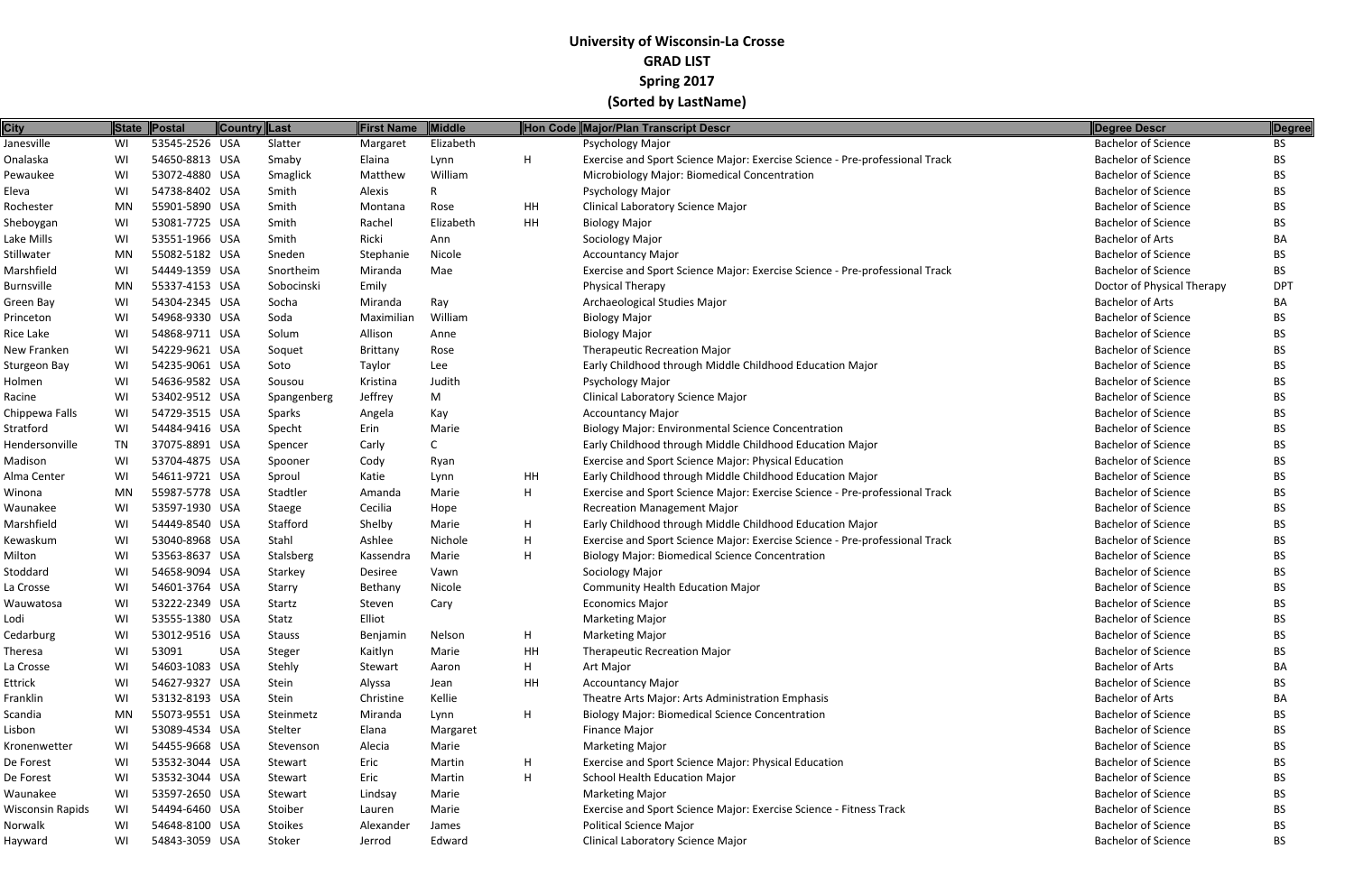# University of Wisconsin-La Crosse
## GRAD LIST
## Spring 2017
## (Sorted by LastName)

| City | State | Postal | Country | Last | First Name | Middle | Hon Code | Major/Plan Transcript Descr | Degree Descr | Degree |
|---|---|---|---|---|---|---|---|---|---|---|
| Janesville | WI | 53545-2526 | USA | Slatter | Margaret | Elizabeth | | Psychology Major | Bachelor of Science | BS |
| Onalaska | WI | 54650-8813 | USA | Smaby | Elaina | Lynn | H | Exercise and Sport Science Major: Exercise Science - Pre-professional Track | Bachelor of Science | BS |
| Pewaukee | WI | 53072-4880 | USA | Smaglick | Matthew | William | | Microbiology Major: Biomedical Concentration | Bachelor of Science | BS |
| Eleva | WI | 54738-8402 | USA | Smith | Alexis | R | | Psychology Major | Bachelor of Science | BS |
| Rochester | MN | 55901-5890 | USA | Smith | Montana | Rose | HH | Clinical Laboratory Science Major | Bachelor of Science | BS |
| Sheboygan | WI | 53081-7725 | USA | Smith | Rachel | Elizabeth | HH | Biology Major | Bachelor of Science | BS |
| Lake Mills | WI | 53551-1966 | USA | Smith | Ricki | Ann | | Sociology Major | Bachelor of Arts | BA |
| Stillwater | MN | 55082-5182 | USA | Sneden | Stephanie | Nicole | | Accountancy Major | Bachelor of Science | BS |
| Marshfield | WI | 54449-1359 | USA | Snortheim | Miranda | Mae | | Exercise and Sport Science Major: Exercise Science - Pre-professional Track | Bachelor of Science | BS |
| Burnsville | MN | 55337-4153 | USA | Sobocinski | Emily | | | Physical Therapy | Doctor of Physical Therapy | DPT |
| Green Bay | WI | 54304-2345 | USA | Socha | Miranda | Ray | | Archaeological Studies Major | Bachelor of Arts | BA |
| Princeton | WI | 54968-9330 | USA | Soda | Maximilian | William | | Biology Major | Bachelor of Science | BS |
| Rice Lake | WI | 54868-9711 | USA | Solum | Allison | Anne | | Biology Major | Bachelor of Science | BS |
| New Franken | WI | 54229-9621 | USA | Soquet | Brittany | Rose | | Therapeutic Recreation Major | Bachelor of Science | BS |
| Sturgeon Bay | WI | 54235-9061 | USA | Soto | Taylor | Lee | | Early Childhood through Middle Childhood Education Major | Bachelor of Science | BS |
| Holmen | WI | 54636-9582 | USA | Sousou | Kristina | Judith | | Psychology Major | Bachelor of Science | BS |
| Racine | WI | 53402-9512 | USA | Spangenberg | Jeffrey | M | | Clinical Laboratory Science Major | Bachelor of Science | BS |
| Chippewa Falls | WI | 54729-3515 | USA | Sparks | Angela | Kay | | Accountancy Major | Bachelor of Science | BS |
| Stratford | WI | 54484-9416 | USA | Specht | Erin | Marie | | Biology Major: Environmental Science Concentration | Bachelor of Science | BS |
| Hendersonville | TN | 37075-8891 | USA | Spencer | Carly | C | | Early Childhood through Middle Childhood Education Major | Bachelor of Science | BS |
| Madison | WI | 53704-4875 | USA | Spooner | Cody | Ryan | | Exercise and Sport Science Major: Physical Education | Bachelor of Science | BS |
| Alma Center | WI | 54611-9721 | USA | Sproul | Katie | Lynn | HH | Early Childhood through Middle Childhood Education Major | Bachelor of Science | BS |
| Winona | MN | 55987-5778 | USA | Stadtler | Amanda | Marie | H | Exercise and Sport Science Major: Exercise Science - Pre-professional Track | Bachelor of Science | BS |
| Waunakee | WI | 53597-1930 | USA | Staege | Cecilia | Hope | | Recreation Management Major | Bachelor of Science | BS |
| Marshfield | WI | 54449-8540 | USA | Stafford | Shelby | Marie | H | Early Childhood through Middle Childhood Education Major | Bachelor of Science | BS |
| Kewaskum | WI | 53040-8968 | USA | Stahl | Ashlee | Nichole | H | Exercise and Sport Science Major: Exercise Science - Pre-professional Track | Bachelor of Science | BS |
| Milton | WI | 53563-8637 | USA | Stalsberg | Kassendra | Marie | H | Biology Major: Biomedical Science Concentration | Bachelor of Science | BS |
| Stoddard | WI | 54658-9094 | USA | Starkey | Desiree | Vawn | | Sociology Major | Bachelor of Science | BS |
| La Crosse | WI | 54601-3764 | USA | Starry | Bethany | Nicole | | Community Health Education Major | Bachelor of Science | BS |
| Wauwatosa | WI | 53222-2349 | USA | Startz | Steven | Cary | | Economics Major | Bachelor of Science | BS |
| Lodi | WI | 53555-1380 | USA | Statz | Elliot | | | Marketing Major | Bachelor of Science | BS |
| Cedarburg | WI | 53012-9516 | USA | Stauss | Benjamin | Nelson | H | Marketing Major | Bachelor of Science | BS |
| Theresa | WI | 53091 | USA | Steger | Kaitlyn | Marie | HH | Therapeutic Recreation Major | Bachelor of Science | BS |
| La Crosse | WI | 54603-1083 | USA | Stehly | Stewart | Aaron | H | Art Major | Bachelor of Arts | BA |
| Ettrick | WI | 54627-9327 | USA | Stein | Alyssa | Jean | HH | Accountancy Major | Bachelor of Science | BS |
| Franklin | WI | 53132-8193 | USA | Stein | Christine | Kellie | | Theatre Arts Major: Arts Administration Emphasis | Bachelor of Arts | BA |
| Scandia | MN | 55073-9551 | USA | Steinmetz | Miranda | Lynn | H | Biology Major: Biomedical Science Concentration | Bachelor of Science | BS |
| Lisbon | WI | 53089-4534 | USA | Stelter | Elana | Margaret | | Finance Major | Bachelor of Science | BS |
| Kronenwetter | WI | 54455-9668 | USA | Stevenson | Alecia | Marie | | Marketing Major | Bachelor of Science | BS |
| De Forest | WI | 53532-3044 | USA | Stewart | Eric | Martin | H | Exercise and Sport Science Major: Physical Education | Bachelor of Science | BS |
| De Forest | WI | 53532-3044 | USA | Stewart | Eric | Martin | H | School Health Education Major | Bachelor of Science | BS |
| Waunakee | WI | 53597-2650 | USA | Stewart | Lindsay | Marie | | Marketing Major | Bachelor of Science | BS |
| Wisconsin Rapids | WI | 54494-6460 | USA | Stoiber | Lauren | Marie | | Exercise and Sport Science Major: Exercise Science - Fitness Track | Bachelor of Science | BS |
| Norwalk | WI | 54648-8100 | USA | Stoikes | Alexander | James | | Political Science Major | Bachelor of Science | BS |
| Hayward | WI | 54843-3059 | USA | Stoker | Jerrod | Edward | | Clinical Laboratory Science Major | Bachelor of Science | BS |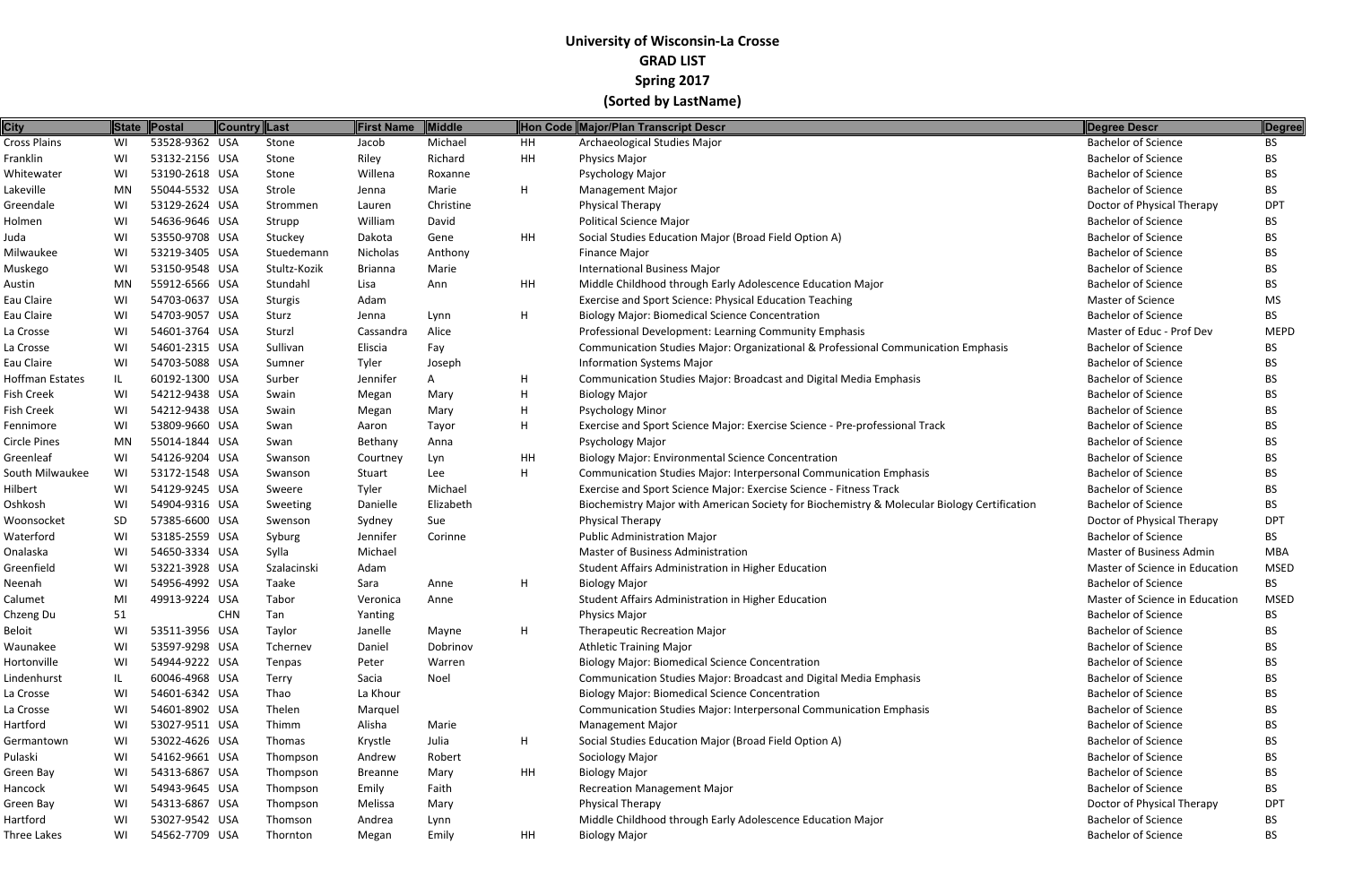# University of Wisconsin-La Crosse
## GRAD LIST
## Spring 2017
## (Sorted by LastName)

| City | State | Postal | Country | Last | First Name | Middle | Hon Code | Major/Plan Transcript Descr | Degree Descr | Degree |
|---|---|---|---|---|---|---|---|---|---|---|
| Cross Plains | WI | 53528-9362 | USA | Stone | Jacob | Michael | HH | Archaeological Studies Major | Bachelor of Science | BS |
| Franklin | WI | 53132-2156 | USA | Stone | Riley | Richard | HH | Physics Major | Bachelor of Science | BS |
| Whitewater | WI | 53190-2618 | USA | Stone | Willena | Roxanne | | Psychology Major | Bachelor of Science | BS |
| Lakeville | MN | 55044-5532 | USA | Strole | Jenna | Marie | H | Management Major | Bachelor of Science | BS |
| Greendale | WI | 53129-2624 | USA | Strommen | Lauren | Christine | | Physical Therapy | Doctor of Physical Therapy | DPT |
| Holmen | WI | 54636-9646 | USA | Strupp | William | David | | Political Science Major | Bachelor of Science | BS |
| Juda | WI | 53550-9708 | USA | Stuckey | Dakota | Gene | HH | Social Studies Education Major (Broad Field Option A) | Bachelor of Science | BS |
| Milwaukee | WI | 53219-3405 | USA | Stuedemann | Nicholas | Anthony | | Finance Major | Bachelor of Science | BS |
| Muskego | WI | 53150-9548 | USA | Stultz-Kozik | Brianna | Marie | | International Business Major | Bachelor of Science | BS |
| Austin | MN | 55912-6566 | USA | Stundahl | Lisa | Ann | HH | Middle Childhood through Early Adolescence Education Major | Bachelor of Science | BS |
| Eau Claire | WI | 54703-0637 | USA | Sturgis | Adam | | | Exercise and Sport Science: Physical Education Teaching | Master of Science | MS |
| Eau Claire | WI | 54703-9057 | USA | Sturz | Jenna | Lynn | H | Biology Major: Biomedical Science Concentration | Bachelor of Science | BS |
| La Crosse | WI | 54601-3764 | USA | Sturzl | Cassandra | Alice | | Professional Development: Learning Community Emphasis | Master of Educ - Prof Dev | MEPD |
| La Crosse | WI | 54601-2315 | USA | Sullivan | Eliscia | Fay | | Communication Studies Major: Organizational & Professional Communication Emphasis | Bachelor of Science | BS |
| Eau Claire | WI | 54703-5088 | USA | Sumner | Tyler | Joseph | | Information Systems Major | Bachelor of Science | BS |
| Hoffman Estates | IL | 60192-1300 | USA | Surber | Jennifer | A | H | Communication Studies Major: Broadcast and Digital Media Emphasis | Bachelor of Science | BS |
| Fish Creek | WI | 54212-9438 | USA | Swain | Megan | Mary | H | Biology Major | Bachelor of Science | BS |
| Fish Creek | WI | 54212-9438 | USA | Swain | Megan | Mary | H | Psychology Minor | Bachelor of Science | BS |
| Fennimore | WI | 53809-9660 | USA | Swan | Aaron | Tayor | H | Exercise and Sport Science Major: Exercise Science - Pre-professional Track | Bachelor of Science | BS |
| Circle Pines | MN | 55014-1844 | USA | Swan | Bethany | Anna | | Psychology Major | Bachelor of Science | BS |
| Greenleaf | WI | 54126-9204 | USA | Swanson | Courtney | Lyn | HH | Biology Major: Environmental Science Concentration | Bachelor of Science | BS |
| South Milwaukee | WI | 53172-1548 | USA | Swanson | Stuart | Lee | H | Communication Studies Major: Interpersonal Communication Emphasis | Bachelor of Science | BS |
| Hilbert | WI | 54129-9245 | USA | Sweere | Tyler | Michael | | Exercise and Sport Science Major: Exercise Science - Fitness Track | Bachelor of Science | BS |
| Oshkosh | WI | 54904-9316 | USA | Sweeting | Danielle | Elizabeth | | Biochemistry Major with American Society for Biochemistry & Molecular Biology Certification | Bachelor of Science | BS |
| Woonsocket | SD | 57385-6600 | USA | Swenson | Sydney | Sue | | Physical Therapy | Doctor of Physical Therapy | DPT |
| Waterford | WI | 53185-2559 | USA | Syburg | Jennifer | Corinne | | Public Administration Major | Bachelor of Science | BS |
| Onalaska | WI | 54650-3334 | USA | Sylla | Michael | | | Master of Business Administration | Master of Business Admin | MBA |
| Greenfield | WI | 53221-3928 | USA | Szalacinski | Adam | | | Student Affairs Administration in Higher Education | Master of Science in Education | MSED |
| Neenah | WI | 54956-4992 | USA | Taake | Sara | Anne | H | Biology Major | Bachelor of Science | BS |
| Calumet | MI | 49913-9224 | USA | Tabor | Veronica | Anne | | Student Affairs Administration in Higher Education | Master of Science in Education | MSED |
| Chzeng Du | 51 | | CHN | Tan | Yanting | | | Physics Major | Bachelor of Science | BS |
| Beloit | WI | 53511-3956 | USA | Taylor | Janelle | Mayne | H | Therapeutic Recreation Major | Bachelor of Science | BS |
| Waunakee | WI | 53597-9298 | USA | Tchernev | Daniel | Dobrinov | | Athletic Training Major | Bachelor of Science | BS |
| Hortonville | WI | 54944-9222 | USA | Tenpas | Peter | Warren | | Biology Major: Biomedical Science Concentration | Bachelor of Science | BS |
| Lindenhurst | IL | 60046-4968 | USA | Terry | Sacia | Noel | | Communication Studies Major: Broadcast and Digital Media Emphasis | Bachelor of Science | BS |
| La Crosse | WI | 54601-6342 | USA | Thao | La Khour | | | Biology Major: Biomedical Science Concentration | Bachelor of Science | BS |
| La Crosse | WI | 54601-8902 | USA | Thelen | Marquel | | | Communication Studies Major: Interpersonal Communication Emphasis | Bachelor of Science | BS |
| Hartford | WI | 53027-9511 | USA | Thimm | Alisha | Marie | | Management Major | Bachelor of Science | BS |
| Germantown | WI | 53022-4626 | USA | Thomas | Krystle | Julia | H | Social Studies Education Major (Broad Field Option A) | Bachelor of Science | BS |
| Pulaski | WI | 54162-9661 | USA | Thompson | Andrew | Robert | | Sociology Major | Bachelor of Science | BS |
| Green Bay | WI | 54313-6867 | USA | Thompson | Breanne | Mary | HH | Biology Major | Bachelor of Science | BS |
| Hancock | WI | 54943-9645 | USA | Thompson | Emily | Faith | | Recreation Management Major | Bachelor of Science | BS |
| Green Bay | WI | 54313-6867 | USA | Thompson | Melissa | Mary | | Physical Therapy | Doctor of Physical Therapy | DPT |
| Hartford | WI | 53027-9542 | USA | Thomson | Andrea | Lynn | | Middle Childhood through Early Adolescence Education Major | Bachelor of Science | BS |
| Three Lakes | WI | 54562-7709 | USA | Thornton | Megan | Emily | HH | Biology Major | Bachelor of Science | BS |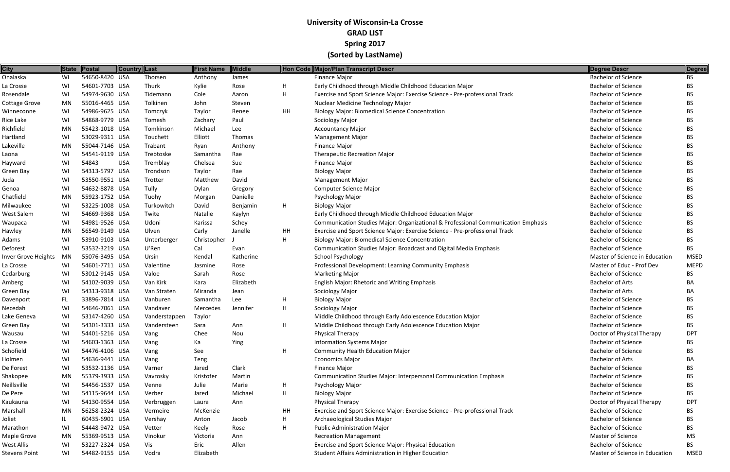**University of Wisconsin-La Crosse**

**GRAD LIST**

**Spring 2017**

**(Sorted by LastName)**

| City | State | Postal | Country | Last | First Name | Middle | Hon Code | Major/Plan Transcript Descr | Degree Descr | Degree |
|---|---|---|---|---|---|---|---|---|---|---|
| Onalaska | WI | 54650-8420 | USA | Thorsen | Anthony | James | | Finance Major | Bachelor of Science | BS |
| La Crosse | WI | 54601-7703 | USA | Thurk | Kylie | Rose | H | Early Childhood through Middle Childhood Education Major | Bachelor of Science | BS |
| Rosendale | WI | 54974-9630 | USA | Tidemann | Cole | Aaron | H | Exercise and Sport Science Major: Exercise Science - Pre-professional Track | Bachelor of Science | BS |
| Cottage Grove | MN | 55016-4465 | USA | Tolkinen | John | Steven | | Nuclear Medicine Technology Major | Bachelor of Science | BS |
| Winneconne | WI | 54986-9625 | USA | Tomczyk | Taylor | Renee | HH | Biology Major: Biomedical Science Concentration | Bachelor of Science | BS |
| Rice Lake | WI | 54868-9779 | USA | Tomesh | Zachary | Paul | | Sociology Major | Bachelor of Science | BS |
| Richfield | MN | 55423-1018 | USA | Tomkinson | Michael | Lee | | Accountancy Major | Bachelor of Science | BS |
| Hartland | WI | 53029-9311 | USA | Touchett | Elliott | Thomas | | Management Major | Bachelor of Science | BS |
| Lakeville | MN | 55044-7146 | USA | Trabant | Ryan | Anthony | | Finance Major | Bachelor of Science | BS |
| Laona | WI | 54541-9119 | USA | Trebtoske | Samantha | Rae | | Therapeutic Recreation Major | Bachelor of Science | BS |
| Hayward | WI | 54843 | USA | Tremblay | Chelsea | Sue | | Finance Major | Bachelor of Science | BS |
| Green Bay | WI | 54313-5797 | USA | Trondson | Taylor | Rae | | Biology Major | Bachelor of Science | BS |
| Juda | WI | 53550-9551 | USA | Trotter | Matthew | David | | Management Major | Bachelor of Science | BS |
| Genoa | WI | 54632-8878 | USA | Tully | Dylan | Gregory | | Computer Science Major | Bachelor of Science | BS |
| Chatfield | MN | 55923-1752 | USA | Tuohy | Morgan | Danielle | | Psychology Major | Bachelor of Science | BS |
| Milwaukee | WI | 53225-1008 | USA | Turkowitch | David | Benjamin | H | Biology Major | Bachelor of Science | BS |
| West Salem | WI | 54669-9368 | USA | Twite | Natalie | Kaylyn | | Early Childhood through Middle Childhood Education Major | Bachelor of Science | BS |
| Waupaca | WI | 54981-9526 | USA | Udoni | Karissa | Schey | | Communication Studies Major: Organizational & Professional Communication Emphasis | Bachelor of Science | BS |
| Hawley | MN | 56549-9149 | USA | Ulven | Carly | Janelle | HH | Exercise and Sport Science Major: Exercise Science - Pre-professional Track | Bachelor of Science | BS |
| Adams | WI | 53910-9103 | USA | Unterberger | Christopher | J | H | Biology Major: Biomedical Science Concentration | Bachelor of Science | BS |
| Deforest | WI | 53532-3219 | USA | U'Ren | Cal | Evan | | Communication Studies Major: Broadcast and Digital Media Emphasis | Bachelor of Science | BS |
| Inver Grove Heights | MN | 55076-3495 | USA | Ursin | Kendal | Katherine | | School Psychology | Master of Science in Education | MSED |
| La Crosse | WI | 54601-7711 | USA | Valentine | Jasmine | Rose | | Professional Development: Learning Community Emphasis | Master of Educ - Prof Dev | MEPD |
| Cedarburg | WI | 53012-9145 | USA | Valoe | Sarah | Rose | | Marketing Major | Bachelor of Science | BS |
| Amberg | WI | 54102-9039 | USA | Van Kirk | Kara | Elizabeth | | English Major: Rhetoric and Writing Emphasis | Bachelor of Arts | BA |
| Green Bay | WI | 54313-9318 | USA | Van Straten | Miranda | Jean | | Sociology Major | Bachelor of Arts | BA |
| Davenport | FL | 33896-7814 | USA | Vanburen | Samantha | Lee | H | Biology Major | Bachelor of Science | BS |
| Necedah | WI | 54646-7061 | USA | Vandaver | Mercedes | Jennifer | H | Sociology Major | Bachelor of Science | BS |
| Lake Geneva | WI | 53147-4260 | USA | Vanderstappen | Taylor | | | Middle Childhood through Early Adolescence Education Major | Bachelor of Science | BS |
| Green Bay | WI | 54301-3333 | USA | Vandersteen | Sara | Ann | H | Middle Childhood through Early Adolescence Education Major | Bachelor of Science | BS |
| Wausau | WI | 54401-5216 | USA | Vang | Chee | Nou | | Physical Therapy | Doctor of Physical Therapy | DPT |
| La Crosse | WI | 54603-1363 | USA | Vang | Ka | Ying | | Information Systems Major | Bachelor of Science | BS |
| Schofield | WI | 54476-4106 | USA | Vang | See | | H | Community Health Education Major | Bachelor of Science | BS |
| Holmen | WI | 54636-9441 | USA | Vang | Teng | | | Economics Major | Bachelor of Arts | BA |
| De Forest | WI | 53532-1136 | USA | Varner | Jared | Clark | | Finance Major | Bachelor of Science | BS |
| Shakopee | MN | 55379-3933 | USA | Vavrosky | Kristofer | Martin | | Communication Studies Major: Interpersonal Communication Emphasis | Bachelor of Science | BS |
| Neillsville | WI | 54456-1537 | USA | Venne | Julie | Marie | H | Psychology Major | Bachelor of Science | BS |
| De Pere | WI | 54115-9644 | USA | Verber | Jared | Michael | H | Biology Major | Bachelor of Science | BS |
| Kaukauna | WI | 54130-9554 | USA | Verbruggen | Laura | Ann | | Physical Therapy | Doctor of Physical Therapy | DPT |
| Marshall | MN | 56258-2324 | USA | Vermeire | McKenzie | | HH | Exercise and Sport Science Major: Exercise Science - Pre-professional Track | Bachelor of Science | BS |
| Joliet | IL | 60435-6901 | USA | Vershay | Anton | Jacob | H | Archaeological Studies Major | Bachelor of Science | BS |
| Marathon | WI | 54448-9472 | USA | Vetter | Keely | Rose | H | Public Administration Major | Bachelor of Science | BS |
| Maple Grove | MN | 55369-9513 | USA | Vinokur | Victoria | Ann | | Recreation Management | Master of Science | MS |
| West Allis | WI | 53227-2324 | USA | Vis | Eric | Allen | | Exercise and Sport Science Major: Physical Education | Bachelor of Science | BS |
| Stevens Point | WI | 54482-9155 | USA | Vodra | Elizabeth | | | Student Affairs Administration in Higher Education | Master of Science in Education | MSED |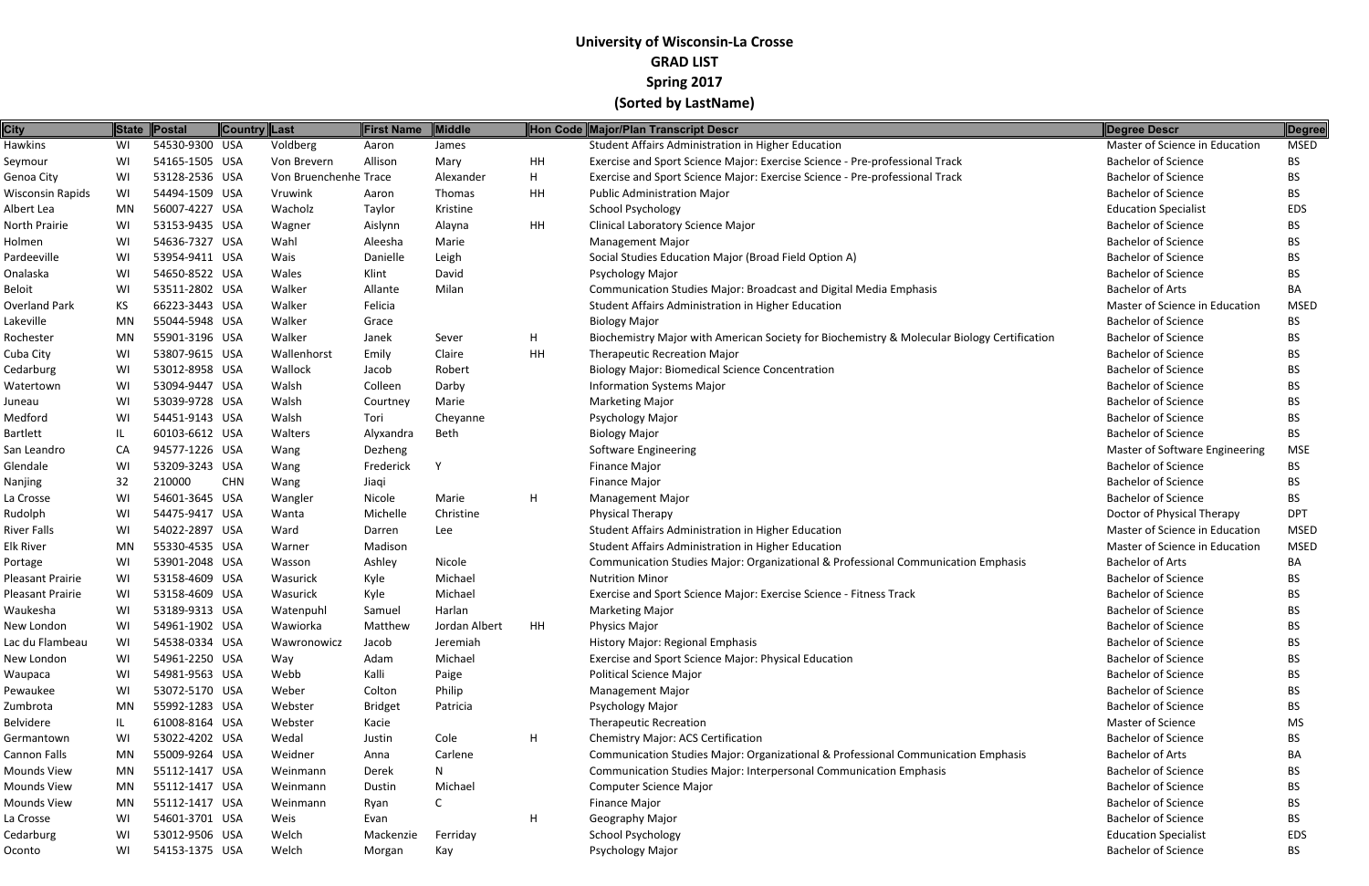# University of Wisconsin-La Crosse

## GRAD LIST

## Spring 2017

## (Sorted by LastName)

| City | State | Postal | Country | Last | First Name | Middle | Hon Code | Major/Plan Transcript Descr | Degree Descr | Degree |
|---|---|---|---|---|---|---|---|---|---|---|
| Hawkins | WI | 54530-9300 | USA | Voldberg | Aaron | James | | Student Affairs Administration in Higher Education | Master of Science in Education | MSED |
| Seymour | WI | 54165-1505 | USA | Von Brevern | Allison | Mary | HH | Exercise and Sport Science Major: Exercise Science - Pre-professional Track | Bachelor of Science | BS |
| Genoa City | WI | 53128-2536 | USA | Von Bruenchenhe | Trace | Alexander | H | Exercise and Sport Science Major: Exercise Science - Pre-professional Track | Bachelor of Science | BS |
| Wisconsin Rapids | WI | 54494-1509 | USA | Vruwink | Aaron | Thomas | HH | Public Administration Major | Bachelor of Science | BS |
| Albert Lea | MN | 56007-4227 | USA | Wacholz | Taylor | Kristine | | School Psychology | Education Specialist | EDS |
| North Prairie | WI | 53153-9435 | USA | Wagner | Aislynn | Alayna | HH | Clinical Laboratory Science Major | Bachelor of Science | BS |
| Holmen | WI | 54636-7327 | USA | Wahl | Aleesha | Marie | | Management Major | Bachelor of Science | BS |
| Pardeeville | WI | 53954-9411 | USA | Wais | Danielle | Leigh | | Social Studies Education Major (Broad Field Option A) | Bachelor of Science | BS |
| Onalaska | WI | 54650-8522 | USA | Wales | Klint | David | | Psychology Major | Bachelor of Science | BS |
| Beloit | WI | 53511-2802 | USA | Walker | Allante | Milan | | Communication Studies Major: Broadcast and Digital Media Emphasis | Bachelor of Arts | BA |
| Overland Park | KS | 66223-3443 | USA | Walker | Felicia | | | Student Affairs Administration in Higher Education | Master of Science in Education | MSED |
| Lakeville | MN | 55044-5948 | USA | Walker | Grace | | | Biology Major | Bachelor of Science | BS |
| Rochester | MN | 55901-3196 | USA | Walker | Janek | Sever | H | Biochemistry Major with American Society for Biochemistry & Molecular Biology Certification | Bachelor of Science | BS |
| Cuba City | WI | 53807-9615 | USA | Wallenhorst | Emily | Claire | HH | Therapeutic Recreation Major | Bachelor of Science | BS |
| Cedarburg | WI | 53012-8958 | USA | Wallock | Jacob | Robert | | Biology Major: Biomedical Science Concentration | Bachelor of Science | BS |
| Watertown | WI | 53094-9447 | USA | Walsh | Colleen | Darby | | Information Systems Major | Bachelor of Science | BS |
| Juneau | WI | 53039-9728 | USA | Walsh | Courtney | Marie | | Marketing Major | Bachelor of Science | BS |
| Medford | WI | 54451-9143 | USA | Walsh | Tori | Cheyanne | | Psychology Major | Bachelor of Science | BS |
| Bartlett | IL | 60103-6612 | USA | Walters | Alyxandra | Beth | | Biology Major | Bachelor of Science | BS |
| San Leandro | CA | 94577-1226 | USA | Wang | Dezheng | | | Software Engineering | Master of Software Engineering | MSE |
| Glendale | WI | 53209-3243 | USA | Wang | Frederick | Y | | Finance Major | Bachelor of Science | BS |
| Nanjing | 32 | 210000 | CHN | Wang | Jiaqi | | | Finance Major | Bachelor of Science | BS |
| La Crosse | WI | 54601-3645 | USA | Wangler | Nicole | Marie | H | Management Major | Bachelor of Science | BS |
| Rudolph | WI | 54475-9417 | USA | Wanta | Michelle | Christine | | Physical Therapy | Doctor of Physical Therapy | DPT |
| River Falls | WI | 54022-2897 | USA | Ward | Darren | Lee | | Student Affairs Administration in Higher Education | Master of Science in Education | MSED |
| Elk River | MN | 55330-4535 | USA | Warner | Madison | | | Student Affairs Administration in Higher Education | Master of Science in Education | MSED |
| Portage | WI | 53901-2048 | USA | Wasson | Ashley | Nicole | | Communication Studies Major: Organizational & Professional Communication Emphasis | Bachelor of Arts | BA |
| Pleasant Prairie | WI | 53158-4609 | USA | Wasurick | Kyle | Michael | | Nutrition Minor | Bachelor of Science | BS |
| Pleasant Prairie | WI | 53158-4609 | USA | Wasurick | Kyle | Michael | | Exercise and Sport Science Major: Exercise Science - Fitness Track | Bachelor of Science | BS |
| Waukesha | WI | 53189-9313 | USA | Watenpuhl | Samuel | Harlan | | Marketing Major | Bachelor of Science | BS |
| New London | WI | 54961-1902 | USA | Wawiorka | Matthew | Jordan Albert | HH | Physics Major | Bachelor of Science | BS |
| Lac du Flambeau | WI | 54538-0334 | USA | Wawronowicz | Jacob | Jeremiah | | History Major: Regional Emphasis | Bachelor of Science | BS |
| New London | WI | 54961-2250 | USA | Way | Adam | Michael | | Exercise and Sport Science Major: Physical Education | Bachelor of Science | BS |
| Waupaca | WI | 54981-9563 | USA | Webb | Kalli | Paige | | Political Science Major | Bachelor of Science | BS |
| Pewaukee | WI | 53072-5170 | USA | Weber | Colton | Philip | | Management Major | Bachelor of Science | BS |
| Zumbrota | MN | 55992-1283 | USA | Webster | Bridget | Patricia | | Psychology Major | Bachelor of Science | BS |
| Belvidere | IL | 61008-8164 | USA | Webster | Kacie | | | Therapeutic Recreation | Master of Science | MS |
| Germantown | WI | 53022-4202 | USA | Wedal | Justin | Cole | H | Chemistry Major: ACS Certification | Bachelor of Science | BS |
| Cannon Falls | MN | 55009-9264 | USA | Weidner | Anna | Carlene | | Communication Studies Major: Organizational & Professional Communication Emphasis | Bachelor of Arts | BA |
| Mounds View | MN | 55112-1417 | USA | Weinmann | Derek | N | | Communication Studies Major: Interpersonal Communication Emphasis | Bachelor of Science | BS |
| Mounds View | MN | 55112-1417 | USA | Weinmann | Dustin | Michael | | Computer Science Major | Bachelor of Science | BS |
| Mounds View | MN | 55112-1417 | USA | Weinmann | Ryan | C | | Finance Major | Bachelor of Science | BS |
| La Crosse | WI | 54601-3701 | USA | Weis | Evan | | H | Geography Major | Bachelor of Science | BS |
| Cedarburg | WI | 53012-9506 | USA | Welch | Mackenzie | Ferriday | | School Psychology | Education Specialist | EDS |
| Oconto | WI | 54153-1375 | USA | Welch | Morgan | Kay | | Psychology Major | Bachelor of Science | BS |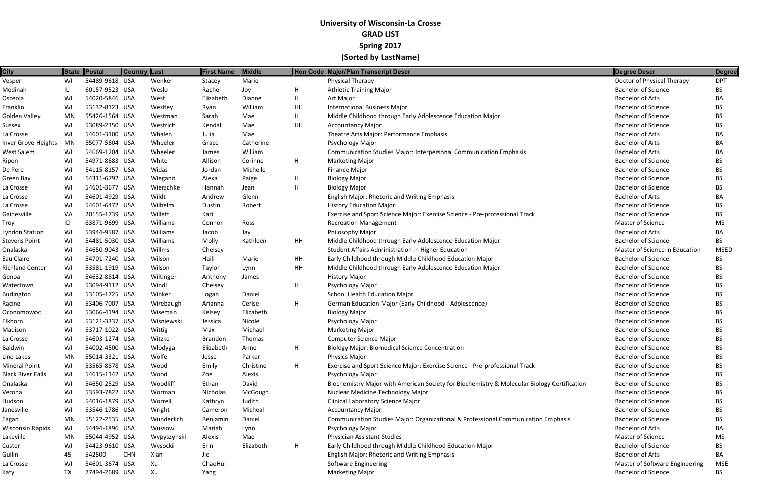**University of Wisconsin-La Crosse**

**GRAD LIST**

**Spring 2017**

**(Sorted by LastName)**

| City | State | Postal | Country | Last | First Name | Middle | Hon Code | Major/Plan Transcript Descr | Degree Descr | Degree |
|---|---|---|---|---|---|---|---|---|---|---|
| Vesper | WI | 54489-9618 | USA | Wenker | Stacey | Marie | | Physical Therapy | Doctor of Physical Therapy | DPT |
| Medinah | IL | 60157-9523 | USA | Weslo | Rachel | Joy | H | Athletic Training Major | Bachelor of Science | BS |
| Osceola | WI | 54020-5846 | USA | West | Elizabeth | Dianne | H | Art Major | Bachelor of Arts | BA |
| Franklin | WI | 53132-8123 | USA | Westley | Ryan | William | HH | International Business Major | Bachelor of Science | BS |
| Golden Valley | MN | 55426-1564 | USA | Westman | Sarah | Mae | H | Middle Childhood through Early Adolescence Education Major | Bachelor of Science | BS |
| Sussex | WI | 53089-2350 | USA | Westrich | Kendall | Mae | HH | Accountancy Major | Bachelor of Science | BS |
| La Crosse | WI | 54601-3100 | USA | Whalen | Julia | Mae | | Theatre Arts Major: Performance Emphasis | Bachelor of Arts | BA |
| Inver Grove Heights | MN | 55077-5604 | USA | Wheeler | Grace | Catherine | | Psychology Major | Bachelor of Arts | BA |
| West Salem | WI | 54669-1204 | USA | Wheeler | James | William | | Communication Studies Major: Interpersonal Communication Emphasis | Bachelor of Arts | BA |
| Ripon | WI | 54971-8683 | USA | White | Allison | Corinne | H | Marketing Major | Bachelor of Science | BS |
| De Pere | WI | 54115-8157 | USA | Widas | Jordan | Michelle | | Finance Major | Bachelor of Science | BS |
| Green Bay | WI | 54311-6792 | USA | Wiegand | Alexa | Paige | H | Biology Major | Bachelor of Science | BS |
| La Crosse | WI | 54601-3677 | USA | Wierschke | Hannah | Jean | H | Biology Major | Bachelor of Science | BS |
| La Crosse | WI | 54601-4929 | USA | Wildt | Andrew | Glenn | | English Major: Rhetoric and Writing Emphasis | Bachelor of Arts | BA |
| La Crosse | WI | 54601-6472 | USA | Wilhelm | Dustin | Robert | | History Education Major | Bachelor of Science | BS |
| Gainesville | VA | 20155-1739 | USA | Willett | Kari | | | Exercise and Sport Science Major: Exercise Science - Pre-professional Track | Bachelor of Science | BS |
| Troy | ID | 83871-9699 | USA | Williams | Connor | Ross | | Recreation Management | Master of Science | MS |
| Lyndon Station | WI | 53944-9587 | USA | Williams | Jacob | Jay | | Philosophy Major | Bachelor of Arts | BA |
| Stevens Point | WI | 54481-5030 | USA | Williams | Molly | Kathleen | HH | Middle Childhood through Early Adolescence Education Major | Bachelor of Science | BS |
| Onalaska | WI | 54650-9043 | USA | Willms | Chelsey | | | Student Affairs Administration in Higher Education | Master of Science in Education | MSED |
| Eau Claire | WI | 54701-7240 | USA | Wilson | Haili | Marie | HH | Early Childhood through Middle Childhood Education Major | Bachelor of Science | BS |
| Richland Center | WI | 53581-1919 | USA | Wilson | Taylor | Lynn | HH | Middle Childhood through Early Adolescence Education Major | Bachelor of Science | BS |
| Genoa | WI | 54632-8814 | USA | Wiltinger | Anthony | James | | History Major | Bachelor of Science | BS |
| Watertown | WI | 53094-9112 | USA | Windl | Chelsey | | H | Psychology Major | Bachelor of Science | BS |
| Burlington | WI | 53105-1725 | USA | Winker | Logan | Daniel | | School Health Education Major | Bachelor of Science | BS |
| Racine | WI | 53406-7007 | USA | Wirebaugh | Arianna | Cerise | H | German Education Major (Early Childhood - Adolescence) | Bachelor of Science | BS |
| Oconomowoc | WI | 53066-4194 | USA | Wiseman | Kelsey | Elizabeth | | Biology Major | Bachelor of Science | BS |
| Elkhorn | WI | 53121-3337 | USA | Wisniewski | Jessica | Nicole | | Psychology Major | Bachelor of Science | BS |
| Madison | WI | 53717-1022 | USA | Wittig | Max | Michael | | Marketing Major | Bachelor of Science | BS |
| La Crosse | WI | 54603-1274 | USA | Witzke | Brandon | Thomas | | Computer Science Major | Bachelor of Science | BS |
| Baldwin | WI | 54002-4500 | USA | Wlodyga | Elizabeth | Anne | H | Biology Major: Biomedical Science Concentration | Bachelor of Science | BS |
| Lino Lakes | MN | 55014-3321 | USA | Wolfe | Jesse | Parker | | Physics Major | Bachelor of Science | BS |
| Mineral Point | WI | 53565-8878 | USA | Wood | Emily | Christine | H | Exercise and Sport Science Major: Exercise Science - Pre-professional Track | Bachelor of Science | BS |
| Black River Falls | WI | 54615-1142 | USA | Wood | Zoe | Alexis | | Psychology Major | Bachelor of Science | BS |
| Onalaska | WI | 54650-2529 | USA | Woodliff | Ethan | David | | Biochemistry Major with American Society for Biochemistry & Molecular Biology Certification | Bachelor of Science | BS |
| Verona | WI | 53593-7822 | USA | Worman | Nicholas | McGough | | Nuclear Medicine Technology Major | Bachelor of Science | BS |
| Hudson | WI | 54016-1879 | USA | Worrell | Kathryn | Judith | | Clinical Laboratory Science Major | Bachelor of Science | BS |
| Janesville | WI | 53546-1786 | USA | Wright | Cameron | Micheal | | Accountancy Major | Bachelor of Science | BS |
| Eagan | MN | 55122-2535 | USA | Wunderlich | Benjamin | Daniel | | Communication Studies Major: Organizational & Professional Communication Emphasis | Bachelor of Science | BS |
| Wisconsin Rapids | WI | 54494-1896 | USA | Wussow | Mariah | Lynn | | Psychology Major | Bachelor of Arts | BA |
| Lakeville | MN | 55044-4952 | USA | Wypyszynski | Alexis | Mae | | Physician Assistant Studies | Master of Science | MS |
| Custer | WI | 54423-9610 | USA | Wysocki | Erin | Elizabeth | H | Early Childhood through Middle Childhood Education Major | Bachelor of Science | BS |
| Guilin | 45 | 542500 | CHN | Xian | Jie | | | English Major: Rhetoric and Writing Emphasis | Bachelor of Arts | BA |
| La Crosse | WI | 54601-3674 | USA | Xu | ChaoHui | | | Software Engineering | Master of Software Engineering | MSE |
| Katy | TX | 77494-2689 | USA | Xu | Yang | | | Marketing Major | Bachelor of Science | BS |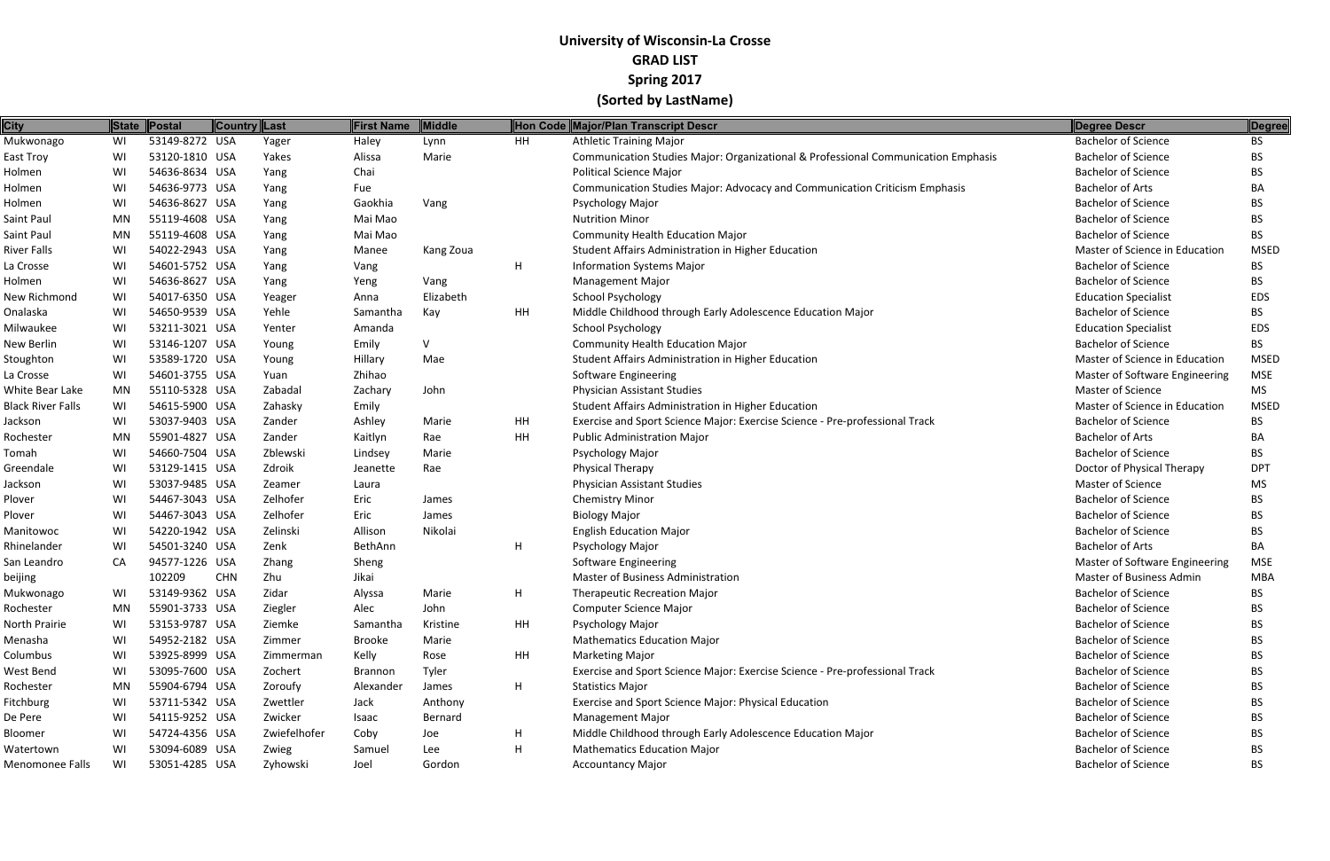# University of Wisconsin-La Crosse
## GRAD LIST
## Spring 2017
## (Sorted by LastName)

| City | State | Postal | Country | Last | First Name | Middle | Hon Code | Major/Plan Transcript Descr | Degree Descr | Degree |
|---|---|---|---|---|---|---|---|---|---|---|
| Mukwonago | WI | 53149-8272 | USA | Yager | Haley | Lynn | HH | Athletic Training Major | Bachelor of Science | BS |
| East Troy | WI | 53120-1810 | USA | Yakes | Alissa | Marie | | Communication Studies Major: Organizational & Professional Communication Emphasis | Bachelor of Science | BS |
| Holmen | WI | 54636-8634 | USA | Yang | Chai | | | Political Science Major | Bachelor of Science | BS |
| Holmen | WI | 54636-9773 | USA | Yang | Fue | | | Communication Studies Major: Advocacy and Communication Criticism Emphasis | Bachelor of Arts | BA |
| Holmen | WI | 54636-8627 | USA | Yang | Gaokhia | Vang | | Psychology Major | Bachelor of Science | BS |
| Saint Paul | MN | 55119-4608 | USA | Yang | Mai Mao | | | Nutrition Minor | Bachelor of Science | BS |
| Saint Paul | MN | 55119-4608 | USA | Yang | Mai Mao | | | Community Health Education Major | Bachelor of Science | BS |
| River Falls | WI | 54022-2943 | USA | Yang | Manee | Kang Zoua | | Student Affairs Administration in Higher Education | Master of Science in Education | MSED |
| La Crosse | WI | 54601-5752 | USA | Yang | Vang | | H | Information Systems Major | Bachelor of Science | BS |
| Holmen | WI | 54636-8627 | USA | Yang | Yeng | Vang | | Management Major | Bachelor of Science | BS |
| New Richmond | WI | 54017-6350 | USA | Yeager | Anna | Elizabeth | | School Psychology | Education Specialist | EDS |
| Onalaska | WI | 54650-9539 | USA | Yehle | Samantha | Kay | HH | Middle Childhood through Early Adolescence Education Major | Bachelor of Science | BS |
| Milwaukee | WI | 53211-3021 | USA | Yenter | Amanda | | | School Psychology | Education Specialist | EDS |
| New Berlin | WI | 53146-1207 | USA | Young | Emily | V | | Community Health Education Major | Bachelor of Science | BS |
| Stoughton | WI | 53589-1720 | USA | Young | Hillary | Mae | | Student Affairs Administration in Higher Education | Master of Science in Education | MSED |
| La Crosse | WI | 54601-3755 | USA | Yuan | Zhihao | | | Software Engineering | Master of Software Engineering | MSE |
| White Bear Lake | MN | 55110-5328 | USA | Zabadal | Zachary | John | | Physician Assistant Studies | Master of Science | MS |
| Black River Falls | WI | 54615-5900 | USA | Zahasky | Emily | | | Student Affairs Administration in Higher Education | Master of Science in Education | MSED |
| Jackson | WI | 53037-9403 | USA | Zander | Ashley | Marie | HH | Exercise and Sport Science Major: Exercise Science - Pre-professional Track | Bachelor of Science | BS |
| Rochester | MN | 55901-4827 | USA | Zander | Kaitlyn | Rae | HH | Public Administration Major | Bachelor of Arts | BA |
| Tomah | WI | 54660-7504 | USA | Zblewski | Lindsey | Marie | | Psychology Major | Bachelor of Science | BS |
| Greendale | WI | 53129-1415 | USA | Zdroik | Jeanette | Rae | | Physical Therapy | Doctor of Physical Therapy | DPT |
| Jackson | WI | 53037-9485 | USA | Zeamer | Laura | | | Physician Assistant Studies | Master of Science | MS |
| Plover | WI | 54467-3043 | USA | Zelhofer | Eric | James | | Chemistry Minor | Bachelor of Science | BS |
| Plover | WI | 54467-3043 | USA | Zelhofer | Eric | James | | Biology Major | Bachelor of Science | BS |
| Manitowoc | WI | 54220-1942 | USA | Zelinski | Allison | Nikolai | | English Education Major | Bachelor of Science | BS |
| Rhinelander | WI | 54501-3240 | USA | Zenk | BethAnn | | H | Psychology Major | Bachelor of Arts | BA |
| San Leandro | CA | 94577-1226 | USA | Zhang | Sheng | | | Software Engineering | Master of Software Engineering | MSE |
| beijing | | 102209 | CHN | Zhu | Jikai | | | Master of Business Administration | Master of Business Admin | MBA |
| Mukwonago | WI | 53149-9362 | USA | Zidar | Alyssa | Marie | H | Therapeutic Recreation Major | Bachelor of Science | BS |
| Rochester | MN | 55901-3733 | USA | Ziegler | Alec | John | | Computer Science Major | Bachelor of Science | BS |
| North Prairie | WI | 53153-9787 | USA | Ziemke | Samantha | Kristine | HH | Psychology Major | Bachelor of Science | BS |
| Menasha | WI | 54952-2182 | USA | Zimmer | Brooke | Marie | | Mathematics Education Major | Bachelor of Science | BS |
| Columbus | WI | 53925-8999 | USA | Zimmerman | Kelly | Rose | HH | Marketing Major | Bachelor of Science | BS |
| West Bend | WI | 53095-7600 | USA | Zochert | Brannon | Tyler | | Exercise and Sport Science Major: Exercise Science - Pre-professional Track | Bachelor of Science | BS |
| Rochester | MN | 55904-6794 | USA | Zoroufy | Alexander | James | H | Statistics Major | Bachelor of Science | BS |
| Fitchburg | WI | 53711-5342 | USA | Zwettler | Jack | Anthony | | Exercise and Sport Science Major: Physical Education | Bachelor of Science | BS |
| De Pere | WI | 54115-9252 | USA | Zwicker | Isaac | Bernard | | Management Major | Bachelor of Science | BS |
| Bloomer | WI | 54724-4356 | USA | Zwiefelhofer | Coby | Joe | H | Middle Childhood through Early Adolescence Education Major | Bachelor of Science | BS |
| Watertown | WI | 53094-6089 | USA | Zwieg | Samuel | Lee | H | Mathematics Education Major | Bachelor of Science | BS |
| Menomonee Falls | WI | 53051-4285 | USA | Zyhowski | Joel | Gordon | | Accountancy Major | Bachelor of Science | BS |